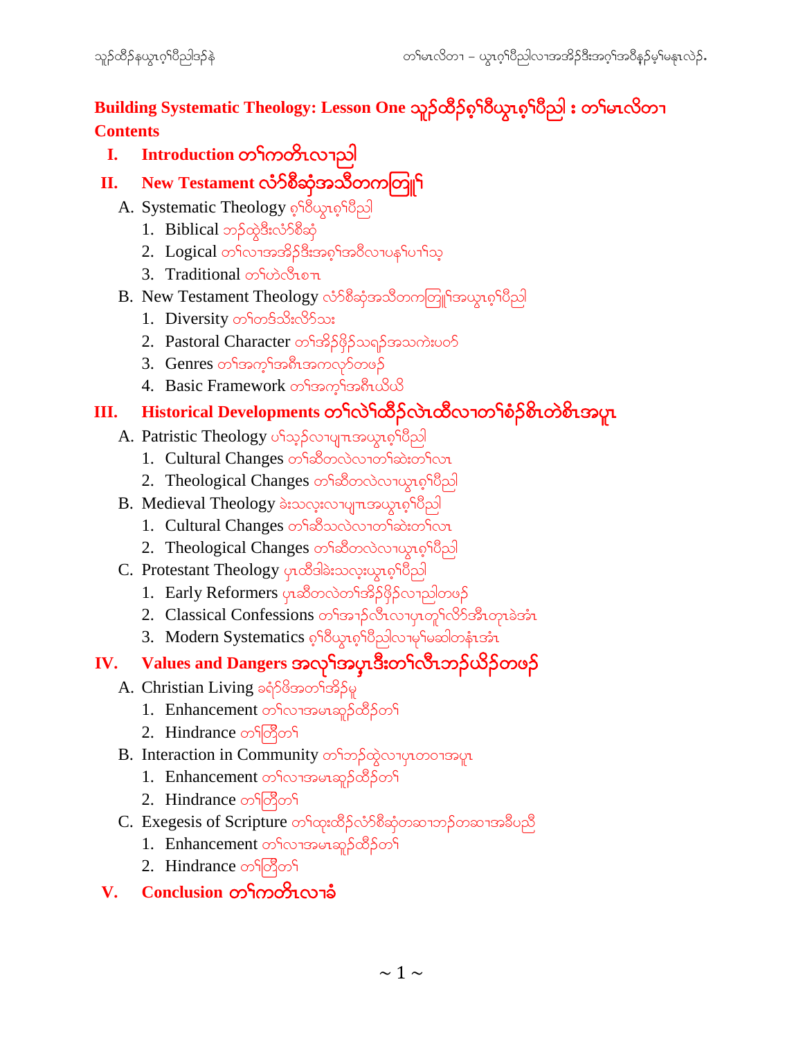# Building Systematic Theology: Lesson One သူၣ်ထီၣ်စ့ၢ်ဝီယွၤဂ့ၢ်ပီညါ : တၢ်မၤလိတၢ

## Contents

**I. Introduction တၢ်ကတိၤလၢညါ**

**II. New Testament လံာ်စီဆှံအသိတကတြူၢ်**

A. Systematic Theology စ့ၢ်ဝီယွၤဂ့ၢ်ပီညါ
1. Biblical ဘၣ်ထွဲဒီးလံာ်စီဆှံ
2. Logical တၢ်လၢအအိၣ်ဒီးအဂ့ၢ်အဝီလၢပနၢ်ပၢၢ်သ့
3. Traditional တၢ်ဟဲလီၤစၢၤ

B. New Testament Theology လံာ်စီဆှံအသိတကတြူၢ်အယွၤဂ့ၢ်ပီညါ
1. Diversity တၢ်တဒ်သိးလိာ်သး
2. Pastoral Character တၢ်အိၣ်ဖှိၣ်သရၣ်အသကဲးပဝၢ်
3. Genres တၢ်အကူၣ်အဂီၤအကလုာ်တဖၣ်
4. Basic Framework တၢ်အကူၣ်အဂီၤယိယိ

**III. Historical Developments တၢ်လဲၢ်ထီၣ်လဲၤထီလၢတၢ်စံၣ်စိၤတဲစိၤအပူၤ**

A. Patristic Theology ပၢ်သ့ၣ်လၢပျπအယွၤဂ့ၢ်ပီညါ
1. Cultural Changes တၢ်ဆီတလဲလၢတၢ်ဆဲးတၢ်လၤ
2. Theological Changes တၢ်ဆီတလဲလၢယွၤဂ့ၢ်ပီညါ

B. Medieval Theology ခဲးသလ့းလၢပျπအယွၤဂ့ၢ်ပီညါ
1. Cultural Changes တၢ်ဆီသလဲလၢတၢ်ဆဲးတၢ်လၤ
2. Theological Changes တၢ်ဆီတလဲလၢယွၤဂ့ၢ်ပီညါ

C. Protestant Theology ပှၤထီဒါခဲးသလ့းယွၤဂ့ၢ်ပီညါ
1. Early Reformers ပှၤဆီတလဲတၢ်အိၣ်ဖှိၣ်လၢညါတဖၣ်
2. Classical Confessions တၢ်အၢၣ်လီၤလၢပှၤတူၢ်လိာ်အီၤတုၤခဲအံၤ
3. Modern Systematics စ့ၢ်ဝီယွၤဂ့ၢ်ပီညါလၢမ့ၢ်မဆါတနံၤအံၤ

**IV. Values and Dangers အလုၢ်အပှ့ၤဒီးတၢ်လီၤဘၣ်ယိၣ်တဖၣ်**

A. Christian Living ခရံာ်ဖိအတၢ်အိၣ်မူ
1. Enhancement တၢ်လၢအမၤဆူၣ်ထီၣ်တၢ်
2. Hindrance တၢ်တြီတၢ်

B. Interaction in Community တၢ်ဘၣ်ထွဲလၢပှၤတဝၢအပူၤ
1. Enhancement တၢ်လၢအမၤဆူၣ်ထီၣ်တၢ်
2. Hindrance တၢ်တြီတၢ်

C. Exegesis of Scripture တၢ်ထုးထီၣ်လံာ်စီဆှံတဆၢဘၣ်တဆၢအခီပညီ
1. Enhancement တၢ်လၢအမၤဆူၣ်ထီၣ်တၢ်
2. Hindrance တၢ်တြီတၢ်

**V. Conclusion တၢ်ကတိၤလၢခံ**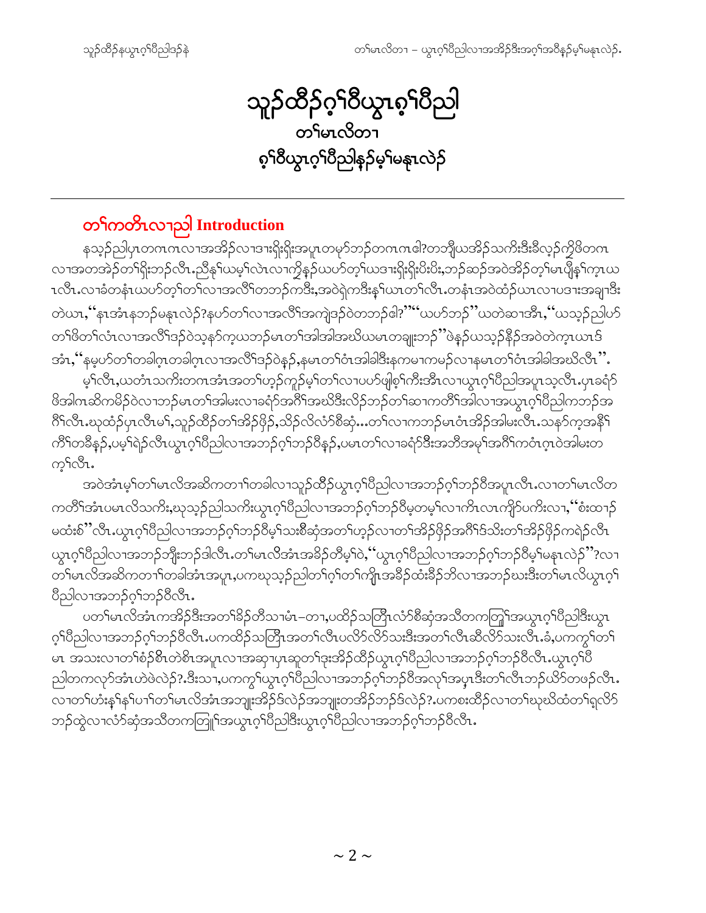# သူဉ်ထီဉ်ဂ့ၢ်ဝီယွၤစ့ၢ်ပီညါ
## တၢ်မၤလိတၢ
## စ့ၢ်ဝီယွၤဂ့ၢ်ပီညါနဉ်မ့ၢ်မနုၤလဲဉ်

## တၢ်ကတိၤလၢညါ Introduction

နသ့ဉ်ညါပှၤတကၤဂၤလၢအအိဉ်လၢဒၢးရှိးရှိးအပူၤတမ့ာ်ဘဉ်တကၤဂၤဓါ?တဘျီယအိဉ်သကိးဒီးခီလ့ဉ်ကွဲဖိတဂၤလၢအတအဲဉ်တၢ်ရှိးဘဉ်လီၤ.ညီနု့ၢ်ယမ့ၢ်လဲၤလၢကွဲနဉ်ယပဲာ်တ့ၢ်ယဒၢးရှိးရှိးပိးပိး,ဘဉ်ဆဉ်အဝဲအိဉ်တ့ၢ်မၤဖှိနု့ၢ်ကဲ့ၤယၤလီၤ.လၢခံတနံၤယပဲာ်တ့ၢ်တၢ်လၢအလိၢ်တဘဉ်ကဒီး,အဝဲရဲကဒီးနု့ၢ်ယၤတၢ်လီၤ.တနံၤအဝဲထံဉ်ယၤလၢပဒၢးအချၢဒီးတဲယၤ,"နၢအံၤနဘဉ်မနုၤလဲဉ်?နပဲာ်တၢ်လၢအလိၢ်အကျဲဒဉ်ဝဲတဘဉ်ဓါ?""ယပဲာ်ဘဉ်"ယတဲဆၢအီၤ,"ယသ့ဉ်ညါပဲာ်တၢ်ဖိတၢ်လံၤလၢအလိၢ်ဒဉ်ဝဲသ့နာ်က့ယဘဉ်မၤတၢ်အါအါအဃိယမၤတချုးဘဉ်"ဖဲနဉ်ယသ့ဉ်နိဉ်အဝဲတဲက့ၤယၤဒ်အံၤ,"နမ့ပဲာ်တၢ်တခါဂ့ၤတခါဂ့ၤလၢအလိၢ်ဒဉ်ဝဲနဉ်,နမၤတၢ်ဝံၤအါခါဒီးနကမၢကမဉ်လၢနမၤတၢ်ဝံၤအါခါအဃိလီၤ".

မ့ၢ်လီၤ,ယတံၤသကိးတဂၤအံၤအတၢ်ဟ့ဉ်ကူဉ်မ့ၢ်တၢ်လၢပပဲာ်ဖျါစ့ၢ်ကီးအီၤလၢယွၤဂ့ၢ်ပီညါအပူၤသ့လီၤ.ပှၤခရံာ်ဖိအါဂၤဆိကမိဉ်ဝဲလၢဘဉ်မၤတၢ်အါမးလၢခရံာ်အဂိၢ်အဃိဒီးလိဉ်ဘဉ်တၢ်ဆၢကတိၢ်အါလၢအယွၤဂ့ၢ်ပီညါကဘဉ်အဂိၢ်လီၤ.ဃုထံဉ်ပှၤလီၤမ့ၢ်,သူဉ်ထီဉ်တၢ်အိဉ်ဖှိဉ်,သိဉ်လိလံာ်စီဆှံ...တၢ်လၢကဘဉ်မၤဝံၤအိဉ်အါမးလီၤ.သနာ်က့အနိၢ်ကိၢ်တခီနဉ်,ပမ့ၢ်ရဲဉ်လီၤယွၤဂ့ၢ်ပီညါလၢအဘဉ်ဂ့ၢ်ဘဉ်ဝီနဉ်,ပမၤတၢ်လၢခရံာ်ဒီးအဘီအမုၢ်အဂိၢ်ကဝံၤဂ့ၤဝဲအါမးတက့ၢ်လီၤ.

အဝဲအံၤမ့ၢ်တၢ်မၤလိအဆိကတၢၢ်တခါလၢသူဉ်ထီဉ်ယွၤဂ့ၢ်ပီညါလၢအဘဉ်ဂ့ၢ်ဘဉ်ဝီအပူၤလီၤ.လၢတၢ်မၤလိတကတိၢ်အံၤပမၤလိသကိး,ဃုသ့ဉ်ညါသကိးယွၤဂ့ၢ်ပီညါလၢအဘဉ်ဂ့ၢ်ဘဉ်ဝီမ့တမ့ၢ်လၢကိၤလၤကျိာ်ပကိးလၢ,"စီးထၢဉ်မထံးစ်"လီၤ.ယွၤဂ့ၢ်ပီညါလၢအဘဉ်ဂ့ၢ်ဘဉ်ဝီမ့ၢ်သးစီဆှံအတၢ်ဟ့ဉ်လၢတၢ်အိဉ်ဖှိဉ်အဂိၢ်ဒ်သိးတၢ်အိဉ်ဖှိဉ်ကရဲဉ်လီၤယွၤဂ့ၢ်ပီညါလၢအဘဉ်ဘျီးဘဉ်ဒါလီၤ.တၢ်မၤလိအံၤအခိဉ်တီမ့ၢ်ဝဲ,"ယွၤဂ့ၢ်ပီညါလၢအဘဉ်ဂ့ၢ်ဘဉ်ဝီမ့ၢ်မနုၤလဲဉ်"?လၢတၢ်မၤလိအဆိကတၢၢ်တခါအံၤအပူၤ,ပကဃုသ့ဉ်ညါတၢ်ဂ့ၢ်တၢ်ကျိၤအခိဉ်ထံးခီဉ်ဘိလၢအဘဉ်ဃးဒီးတၢ်မၤလိယွၤဂ့ၢ်ပီညါလၢအဘဉ်ဂ့ၢ်ဘဉ်ဝီလီၤ.

ပတၢ်မၤလိအံၤကအိဉ်ဒီးအတၢ်ခိဉ်တီသၢမံၤ–တၢ,ပထိဉ်သတြီၤလံာ်စီဆှံအသိတကတြူၢ်အယွၤဂ့ၢ်ပီညါဒီးယွၤဂ့ၢ်ပီညါလၢအဘဉ်ဂ့ၢ်ဘဉ်ဝီလီၤ.ပကထိဉ်သတြီၤအတၢ်လီၤပလိာ်လိာ်သးဒီးအတၢ်လီၤဆီလိာ်သးလီၤ.ခံ,ပကကွၢ်တၢ်မၤ အသးလၢတၢ်စံဉ်စိၤတဲစိၤအပူၤလၢအဆှၢပှၤဆူတၢ်ဒုးအိဉ်ထိဉ်ယွၤဂ့ၢ်ပီညါလၢအဘဉ်ဂ့ၢ်ဘဉ်ဝီလီၤ.ယွၤဂ့ၢ်ပီညါတကလုာ်အံၤဟဲဖဲလဲဉ်?.ဒီးသၢ,ပကကွၢ်ယွၤဂ့ၢ်ပီညါလၢအဘဉ်ဂ့ၢ်ဘဉ်ဝီအလှၢ်အပှၤဒီးတၢ်လီၤဘဉ်ဃိာ်တဖဉ်လီၤ.လၢတၢ်တံးနှၢ်နှၢ်ပၢၢ်တၢ်မၤလိအံၤအဘျုးအိဉ်ဒ်လဲဉ်အဘျုးတအိဉ်ဘဉ်ဒ်လဲဉ်?.ပကစးထိဉ်လၢတၢ်ဃုဃိထံတၢ်ရှလိာ်ဘဉ်ထွဲလၢလံာ်ဆှံအသိတကတြူၢ်အယွၤဂ့ၢ်ပီညါဒီးယွၤဂ့ၢ်ပီညါလၢအဘဉ်ဂ့ၢ်ဘဉ်ဝီလီၤ.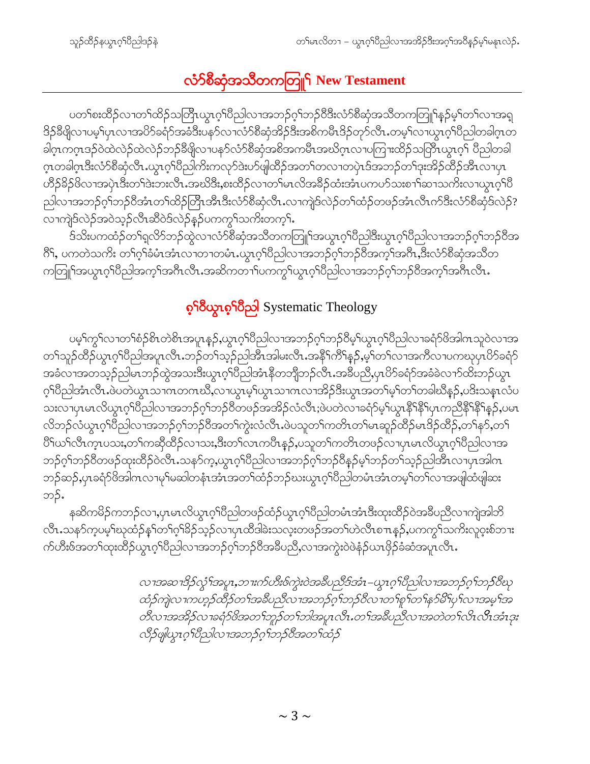# လံာ်စီဆှံအသီတကတြူၢ် New Testament

ပတၢ်စးထိၣ်လၢတၢ်ထိၣ်သတြီၤယွၤဂ့ၢ်ပီညါလၢအဘၣ်ဂ့ၢ်ဘၣ်ဝီဒီးလံာ်စီဆှံအသီတကတြူၢ်နၣ်မ့ၢ်တၢ်လၢအရှဒိၣ်ခိဖျိလၢပမ့ၢ်ပှၤလၢအပိာ်ခရံာ်အခံဒီးပနာ်လၢလံာ်စီဆှံအိၣ်ဒီးအစိကမီၤဒိၣ်တုာ်လီၤ.တမ့ၢ်လၢယွၤဂ့ၢ်ပီညါတခါဂ့ၤတခါဂ့ၤကဂ့ၤဒၣ်ဝဲထဲလဲၣ်ထဲလဲၣ်ဘၣ်ခီဖျိလၢပနာ်လံာ်စီဆှံအစိအကမီၤအဃိဂ့ၤလၢပကြၢးထိၣ်သတြီၤယွၤဂ့ၢ် ပီညါတခါဂ့ၤတခါဂ့ၤဒီးလံာ်စီဆှံလီၤ.ယွၤဂ့ၢ်ပီညါကိးကလုာ်ဒဲးပာ်ဖျါထိၣ်အတၢ်တလၢတပဲၤဒ်အဘၣ်တၢ်ဒုးအိၣ်ထိၣ်အီၤလၢပှၤဟီၣ်ခိၣ်ဖိလၢအပှဲၤဒီးတၢ်ဒဲးဘးလီၤ.အဃိဒီး,စးထိၣ်လၢတၢ်မၤလိအခီၣ်ထံးအံၤပကဟ်သးစၢၢ်ဆၢသကိးလၢယွၤဂ့ၢ်ပီညါလၢအဘၣ်ဂ့ၢ်ဘၣ်ဝီအံၤတၢ်ထိၣ်တြီၤအီၤဒီးလံာ်စီဆှံလီၤ.လၢကျဲဒ်လဲၣ်တၢ်ထံၣ်တဖၣ်အံၤလီၤက်ဒီးလံာ်စီဆှံဒ်လဲၣ်? လၢကျဲဒ်လဲၣ်အဝဲသ့ၣ်လီၤဆီဝဲဒ်လဲၣ်နၣ်ပကကွၢ်သကိးတက့ၢ်.

ဒ်သိးပကထံၣ်တၢ်ရှလိာ်ဘၣ်ထွဲလၢလံာ်စီဆှံအသီတကတြူၢ်အယွၤဂ့ၢ်ပီညါဒီးယွၤဂ့ၢ်ပီညါလၢအဘၣ်ဂ့ၢ်ဘၣ်ဝီအဂီၢ်, ပကတဲသကိး တၢ်ဂ့ၢ်ခံမံၤအံၤလၢတၢတမံၤ.ယွၤဂ့ၢ်ပီညါလၢအဘၣ်ဂ့ၢ်ဘၣ်ဝီအက့ၢ်အဂီၤ,ဒီးလံာ်စီဆှံအသီတကတြူၢ်အယွၤဂ့ၢ်ပီညါအက့ၢ်အဂီၤလီၤ.အဆိကတၢၢ်ပကကွၢ်ယွၤဂ့ၢ်ပီညါလၢအဘၣ်ဂ့ၢ်ဘၣ်ဝီအက့ၢ်အဂီၤလီၤ.

# ဂ့ၢ်ဝီယွၤဂ့ၢ်ပီညါ Systematic Theology

ပမ့ၢ်ကွၢ်လၢတၢ်စံၣ်စိၤတဲစိၤအပူၤန့ၣ်,ယွၤဂ့ၢ်ပီညါလၢအဘၣ်ဂ့ၢ်ဘၣ်ဝီမ့ၢ်ယွၤဂ့ၢ်ပီညါလၢခရံာ်ဖိအါဂၤသူဝဲလၢအတၢ်သူၣ်ထိၣ်ယွၤဂ့ၢ်ပီညါအပူၤလီၤ.ဘၣ်တၢ်သ့ၣ်ညါအီၤအါမးလီၤ.အနီၢ်ကီၢ်နၣ်,မ့ၢ်တၢ်လၢအကီလၢပကဃုပှၤပိာ်ခရံာ်အခံလၢအတသ့ၣ်ညါမၤဘၣ်ထွဲအသးဒီးယွၤဂ့ၢ်ပီညါအံၤနီတဘျီဘၣ်လီၤ.အခီပညီ,ပှၤပိာ်ခရံာ်အခံခဲလၢာ်ထိးဘၣ်ယွၤဂ့ၢ်ပီညါအံၤလီၤ.ဖဲပတဲယွၤသၢဂၤတဂၤဃီ,လၢယွၤမ့ၢ်ယွၤသၢဂၤလၢအိၣ်ဒီးယွၤအတၢ်မ့ၢ်တၢ်တခါဃီနၣ်,ပဒီးသနၤလံပသးလၢပှၤမၤလိယွၤဂ့ၢ်ပီညါလၢအဘၣ်ဂ့ၢ်ဘၣ်ဝီတဖၣ်အအိၣ်လံလီၤ;ဖဲပတဲလၢခရံာ်မ့ၢ်ယွၤနီၢ်နီၢ်ပှၤကညီနီၢ်နီၢ်နၣ်,ပမၤလိဘၣ်လံယွၤဂ့ၢ်ပီညါလၢအဘၣ်ဂ့ၢ်ဘၣ်ဝီအတၢ်ကွဲးလံလီၤ.ဖဲပသူတၢ်ကတိၤတၢ်မၤဆူၣ်ထိၣ်မၤဒိၣ်ထိၣ်,တၢ်နာ်,တၢ်ပိၢ်ယၢ်လီၤက့ၤပသး,တၢ်ကဆိုထိၣ်လၢသး,ဒီးတၢ်လၢကပီၤနၣ်,ပသူတၢ်ကတိၤတဖၣ်လၢပှၤမၤလိယွၤဂ့ၢ်ပီညါလၢအဘၣ်ဂ့ၢ်ဘၣ်ဝီတဖၣ်ထုးထိၣ်ဝဲလီၤ.သနာ်က့,ယွၤဂ့ၢ်ပီညါလၢအဘၣ်ဂ့ၢ်ဘၣ်ဝီနၣ်မ့ၢ်ဘၣ်တၢ်သ့ၣ်ညါအီၤလၢပှၤအါဂၤဘၣ်ဆၣ်,ပှၤခရံာ်ဖိအါဂၤလၢမ့ၢ်မဆါတနံၤအံၤအတၢ်ထံၣ်ဘၣ်ဃးယွၤဂ့ၢ်ပီညါတမံၤအံၤတမ့ၢ်တၢ်လၢအဖျါထံဖျါဆးဘၣ်.

နဆိကမိၣ်ကဘၣ်လၢ,ပှၤမၤလိယွၤဂ့ၢ်ပီညါတဖၣ်ထံၣ်ယွၤဂ့ၢ်ပီညါတမံၤအံၤဒီးထုးထိၣ်ဝဲအခီပညီလၢကျဲအါဘိလီၤ.သနာ်က့ပမ့ၢ်ဃုထံၣ်နၢ်တၢ်ဂ့ၢ်ခိၣ်သ့ၣ်လၢပှၤထီဒါခဲးသလ့းတဖၣ်အတၢ်ဟဲလီၤစၢၤနၣ်,ပကကွၢ်သကိးလူၤဝ့းစ်ဘၢးက်ဟီးဗ်အတၢ်ထုးထိၣ်ယွၤဂ့ၢ်ပီညါလၢအဘၣ်ဂ့ၢ်ဘၣ်ဝီအခီပညီ,လၢအကွဲးဝဲဖဲနံၣ်ယၤဖိုၣ်ခံဆံအပူၤလီၤ.

> *လၢအဆၢဒိၣ်လွံၢ်အပူၤ,ဘၢးက်ဟီးဗ်ကွဲးဝဲအခီပညီဒ်အံၤ–ယွၤဂ့ၢ်ပီညါလၢအဘၣ်ဂ့ၢ်ဘၣ်ဝီဃုထံၣ်ကျဲလၢကဟ့ၣ်ထိၣ်တၢ်အခီပညီလၢအဘၣ်ဂ့ၢ်ဘၣ်ဝီလၢတၢ်စူၢ်တၢ်နာ်မီၢ်ပှၢ်လၢအမ့ၢ်အတီလၢအအိၣ်လၢခရံာ်ဖိအတၢ်ဘူၣ်တၢ်ဘါအပူၤလီၤ.တၢ်အခီပညီလၢအတဲတၢ်လီၤလီၤအံၤဒုးလိၣ်ဖျါယွၤဂ့ၢ်ပီညါလၢအဘၣ်ဂ့ၢ်ဘၣ်ဝီအတၢ်ထံၣ်*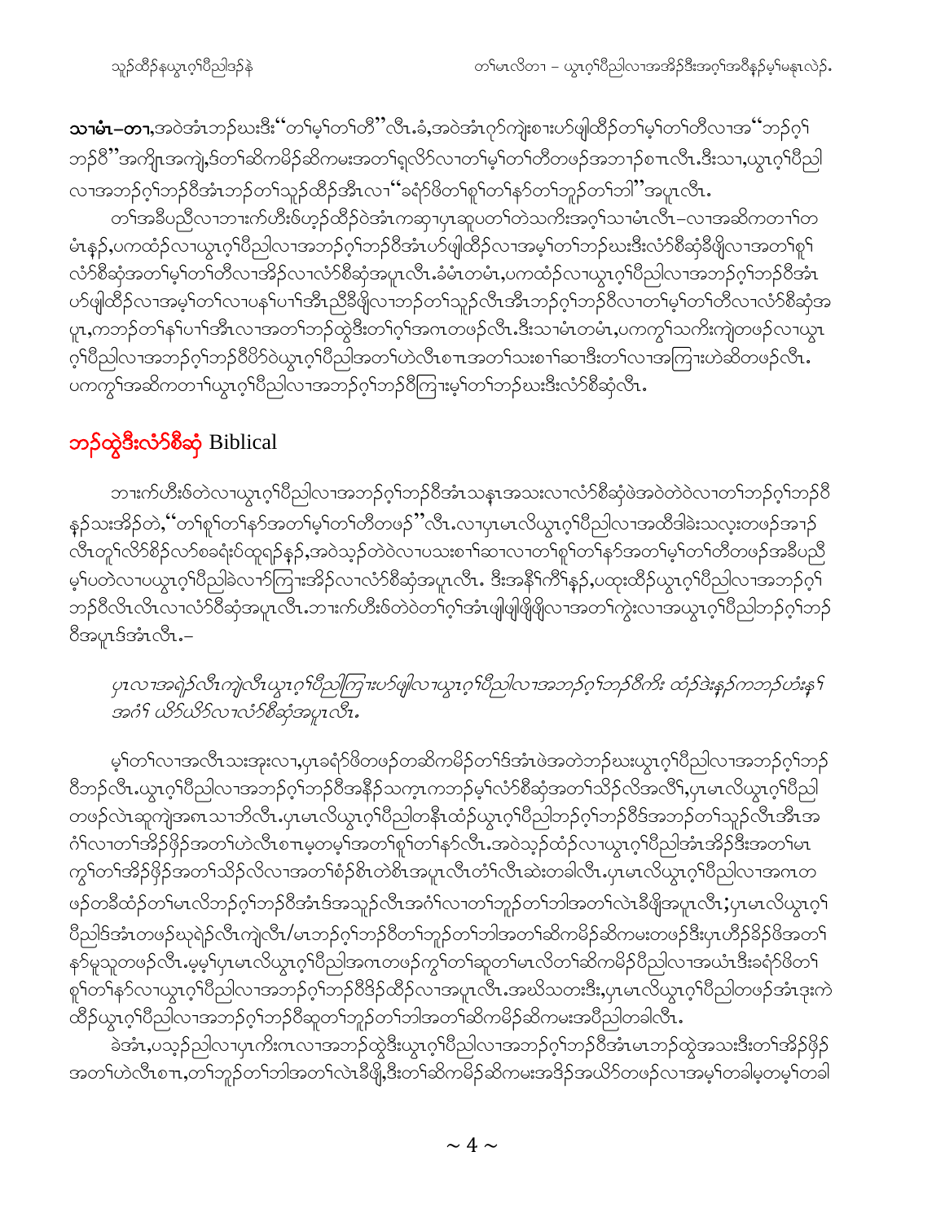**သၢမံၤ–တၢ,**အဝဲအံၤဘဉ်ဃးဒီး“တၢ်မ့ၢ်တၢ်တီ”လီၤ.ခံ,အဝဲအံၤဂ့ာ်ကျဲးစၢးဟ်ဖျါထီဉ်တၢ်မ့ၢ်တၢ်တီလၢအ“ဘဉ်ဂ့ၢ်ဘဉ်ဝီ”အကျိၤအကျဲ,ဒ်တၢ်ဆိကမိဉ်ဆိကမးအတၢ်ရှလိာ်လၢတၢ်မ့ၢ်တၢ်တီတဖဉ်အဘၢဉ်စπၤလီၤ.ဒီးသၢ,ယွၤဂ့ၢ်ပီညါလၢအဘဉ်ဂ့ၢ်ဘဉ်ဝီအံၤဘဉ်တၢ်သူဉ်ထီဉ်အီၤလၢ“ခရံာ်ဖိတၢ်စူၢ်တၢ်နာ်တၢ်ဘူဉ်တၢ်ဘါ”အပူၤလီၤ.

တၢ်အခီပညီလၢဘၢးက်ဟီးဖ်ဟ့ဉ်ထီဉ်ဝဲအံၤကဆှၢပှၤဆူပတၢ်တဲလၢကီးအဂ့ၢ်သၢမံၤလီၤ–လၢအဆိကတၢၢ်တမံၤန့ဉ်,ပကထံဉ်လၢယွၤဂ့ၢ်ပီညါလၢအဘဉ်ဂ့ၢ်ဘဉ်ဝီအံၤဟ်ဖျါထီဉ်လၢအမ့ၢ်တၢ်ဘဉ်ဃးဒီးလံာ်စီဆုံခီဖျိလၢအတၢ်စူၢ်လံာ်စီဆုံအတၢ်မ့ၢ်တၢ်တီလၢအိဉ်လၢလံာ်စီဆုံအပူၤလီၤ.ခံမံၤတမံၤ,ပကထံဉ်လၢယွၤဂ့ၢ်ပီညါလၢအဘဉ်ဂ့ၢ်ဘဉ်ဝီအံၤဟ်ဖျါထီဉ်လၢအမ့ၢ်တၢ်လၢပနၢ်ပၢၢ်အီၤညီခီဖျိလၢဘဉ်တၢ်သူဉ်လီၤအီၤဘဉ်ဂ့ၢ်ဘဉ်ဝီလၢတၢ်မ့ၢ်တၢ်တီလၢလံာ်စီဆုံအပူၤ,ကဘဉ်တၢ်နၢ်ပၢၢ်အီၤလၢအတၢ်ဘဉ်ထွဲဒီးတၢ်ဂ့ၢ်အဂၤတဖဉ်လီၤ.ဒီးသၢမံၤတမံၤ,ပကကွၢ်သကိးကျဲတဖဉ်လၢယွၤဂ့ၢ်ပီညါလၢအဘဉ်ဂ့ၢ်ဘဉ်ဝီပိာ်ဝဲယွၤဂ့ၢ်ပီညါအတၢ်ဟဲလီၤစπၤအတၢ်သးစၢၢ်ဆၢဒီးတၢ်လၢအကြၢးဟဲဆိတဖဉ်လီၤ.ပကကွၢ်အဆိကတၢၢ်ယွၤဂ့ၢ်ပီညါလၢအဘဉ်ဂ့ၢ်ဘဉ်ဝီကြၢးမ့ၢ်တၢ်ဘဉ်ဃးဒီးလံာ်စီဆုံလီၤ.

## ဘဉ်ထွဲဒီးလံာ်စီဆုံ Biblical

ဘၢးက်ဟီးဖ်တဲလၢယွၤဂ့ၢ်ပီညါလၢအဘဉ်ဂ့ၢ်ဘဉ်ဝီအံၤသနၢအသးလၢလံာ်စီဆုံဖဲအဝဲတဲဝဲလၢတၢ်ဘဉ်ဂ့ၢ်ဘဉ်ဝီနဉ်သးအိဉ်တဲ,“တၢ်စူၢ်တၢ်နာ်အတၢ်မ့ၢ်တၢ်တီတဖဉ်”လီၤ.လၢပှၤမၤလိယွၤဂ့ၢ်ပီညါလၢအထီဒါခဲးသလ့းတဖဉ်အၢဉ်လီၤတူၢ်လိာ်စိဉ်လာ်စခရံးပ်ထုရဉ်နှဉ်,အဝဲသ့ဉ်တဲဝဲလၢပသးစၢၢ်ဆၢလၢတၢ်စူၢ်တၢ်နာ်အတၢ်မ့ၢ်တၢ်တီတဖဉ်အခီပညီမ့ၢ်ပတဲလၢပယွၤဂ့ၢ်ပီညါခဲလၢာ်ကြၢးအိဉ်လၢလံာ်စီဆုံအပူၤလီၤ. ဒီးအနိၢ်ကိၢ်နှဉ်,ပထုးထီဉ်ယွၤဂ့ၢ်ပီညါလၢအဘဉ်ဂ့ၢ်ဘဉ်ဝီလီၤလီၤလၢလံာ်စီဆုံအပူၤလီၤ.ဘၢးက်ဟီးဖ်တဲဝဲတၢ်ဂ့ၢ်အံၤဖျါဖျိဖျိလၢအတၢ်ကွဲးလၢအယွၤဂ့ၢ်ပီညါဘဉ်ဂ့ၢ်ဘဉ်ဝီအပူၤဒ်အံၤလီၤ.–

*ပှၤလၢအရဲဉ်လီၤကျဲလီၤယွၤဂ့ၢ်ပီညါကြၢးဟ်ဖျါလၢယွၤဂ့ၢ်ပီညါလၢအဘဉ်ဂ့ၢ်ဘဉ်ဝီကိး ထံဉ်ဒဲးန့ဉ်ကဘဉ်ဟံးန့ၢ်အဂံၢ် ယိာ်ယိာ်လၢလံာ်စီဆုံအပူၤလီၤ.*

မ့ၢ်တၢ်လၢအလီၤသးအုးလၢ,ပှၤခရံာ်ဖိတဖဉ်တဆိကမိဉ်တၢ်ဒ်အံၤဖဲအတဲဘဉ်ဃးယွၤဂ့ၢ်ပီညါလၢအဘဉ်ဂ့ၢ်ဘဉ်ဝီဘဉ်လီၤ.ယွၤဂ့ၢ်ပီညါလၢအဘဉ်ဂ့ၢ်ဘဉ်ဝီအနီဉ်သက့ၤကဘဉ်မ့ၢ်လံာ်စီဆုံအတၢ်သိဉ်လိအလီၢ်,ပှၤမၤလိယွၤဂ့ၢ်ပီညါတဖဉ်လဲၤဆူကျဲအဂၤသၢဘိလီၤ.ပှၤမၤလိယွၤဂ့ၢ်ပီညါတနီၤထံဉ်ယွၤဂ့ၢ်ပီညါဘဉ်ဂ့ၢ်ဘဉ်ဝီဒ်အဘဉ်တၢ်သူဉ်လီၤအီၤအဂံၢ်လၢတၢ်အိဉ်ဖှိဉ်အတၢ်ဟဲလီၤစπၤမ့တမ့ၢ်အတၢ်စူၢ်တၢ်နာ်လီၤ.အဝဲသ့ဉ်ထံဉ်လၢယွၤဂ့ၢ်ပီညါအံၤအိဉ်ဒီးအတၢ်မၤကွၢ်တၢ်အိဉ်ဖှိဉ်အတၢ်သိဉ်လိလၢအတၢ်စံဉ်စိၤတဲစိၤအပူၤလီၤတံၢ်လီၤဆဲးတခါလီၤ.ပှၤမၤလိယွၤဂ့ၢ်ပီညါလၢအဂၤတဖဉ်တခီထံဉ်တၢ်မၤလိဘဉ်ဂ့ၢ်ဘဉ်ဝီအံၤဒ်အသူဉ်လီၤအဂံၢ်လၢတၢ်ဘူဉ်တၢ်ဘါအတၢ်လဲၤခီဖျိအပူၤလီၤ;ပှၤမၤလိယွၤဂ့ၢ်ပီညါဒ်အံၤတဖဉ်ဃုရဲဉ်လီၤကျဲလီၤ/မၤဘဉ်ဂ့ၢ်ဘဉ်ဝီတၢ်ဘူဉ်တၢ်ဘါအတၢ်ဆိကမိဉ်ဆိကမးတဖဉ်ဒီးပှၤဟီဉ်ခိဉ်ဖိအတၢ်နာ်မူသူတဖဉ်လီၤ.မ့မ့ၢ်ပှၤမၤလိယွၤဂ့ၢ်ပီညါအဂၤတဖဉ်ကွၢ်တၢ်ဆူတၢ်မၤလိတၢ်ဆိကမိဉ်ပီညါလၢအယံၤဒီးခရံာ်ဖိတၢ်စူၢ်တၢ်နာ်လၢယွၤဂ့ၢ်ပီညါလၢအဘဉ်ဂ့ၢ်ဘဉ်ဝီဒိဉ်ထိဉ်လၢအပူၤလီၤ.အဃိသတးဒီး,ပှၤမၤလိယွၤဂ့ၢ်ပီညါတဖဉ်အံၤဒုးကဲထိဉ်ယွၤဂ့ၢ်ပီညါလၢအဘဉ်ဂ့ၢ်ဘဉ်ဝီဆူတၢ်ဘူဉ်တၢ်ဘါအတၢ်ဆိကမိဉ်ဆိကမးအပီညါတခါလီၤ.

ခဲအံၤ,ပသ့ဉ်ညါလၢပှၤကိးဂၤလၢအဘဉ်ထွဲဒီးယွၤဂ့ၢ်ပီညါလၢအဘဉ်ဂ့ၢ်ဘဉ်ဝီအံၤမၤဘဉ်ထွဲအသးဒီးတၢ်အိဉ်ဖှိဉ်အတၢ်ဟဲလီၤစπၤ,တၢ်ဘူဉ်တၢ်ဘါအတၢ်လဲၤခီဖျိ,ဒီးတၢ်ဆိကမိဉ်ဆိကမးအဒိဉ်အယိာ်တဖဉ်လၢအမ့ၢ်တခါမ့တမ့ၢ်တခါ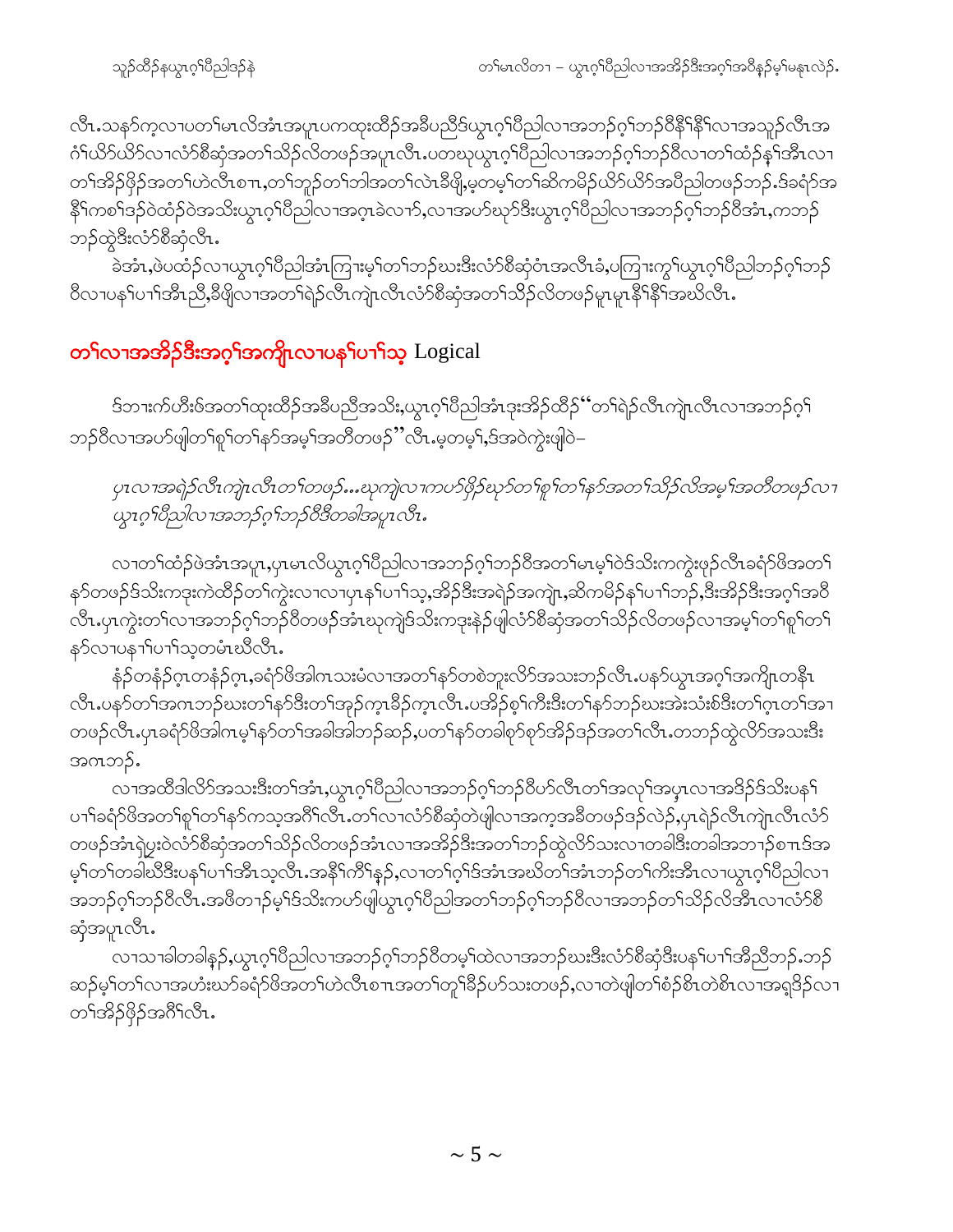လီၤ.သနာ်က့လၢပတၢ်မၤလိအံၤအပူၤပကထုးထိဉ်အခီပညီဒ်ယွၤဂ့ၢ်ပီညါလၢအဘဉ်ဂ့ၢ်ဘဉ်ဝီနိၢ်နိၢ်လၢအသူဉ်လီၤအဂံၢ်ယိာ်ယိာ်လၢလံာ်စီဆှံအတၢ်သိဉ်လိတဖဉ်အပူၤလီၤ.ပတဃုယွၤဂ့ၢ်ပီညါလၢအဘဉ်ဂ့ၢ်ဘဉ်ဝီလၢတၢ်ထံဉ်နှၢ်အီၤလၢတၢ်အိဉ်ဖှိဉ်အတၢ်ဟဲလီၤစπ,တၢ်ဘူဉ်တၢ်ဘါအတၢ်လဲၤခီဖျိ,မ့တမ့ၢ်တၢ်ဆိကမိဉ်ယိာ်ယိာ်အပီညါတဖဉ်တဉ်.ဒ်ခရံာ်အနိၢ်ကစၢ်ဒဉ်ဝဲထံဉ်ဝဲအသိးယွၤဂ့ၢ်ပီညါလၢအဂ့ၤခဲလၢာ်,လၢအပာ်ဃုာ်ဒီးယွၤဂ့ၢ်ပီညါလၢအဘဉ်ဂ့ၢ်ဘဉ်ဝီအံၤ,ကဘဉ်ဘဉ်ထွဲဒီးလံာ်စီဆှံလီၤ.

ခဲအံၤ,ဖဲပထံဉ်လၢယွၤဂ့ၢ်ပီညါအံၤကြၢးမ့ၢ်တၢ်ဘဉ်ဃးဒီးလံာ်စီဆှံဝံၤအလီၤခံ,ပကြၢးကွၢ်ယွၤဂ့ၢ်ပီညါဘဉ်ဂ့ၢ်ဘဉ်ဝီလၢပနၢ်ပၢၢ်အီၤညီ,ခီဖျိလၢအတၢ်ရဲဉ်လီၤကျဲၤလီၤလံာ်စီဆှံအတၢ်သိဉ်လိတဖဉ်မူၤမူၤနိၢ်နိၢ်အဃိလီၤ.

## တၢ်လၢအအိဉ်ဒီးအဂ့ၢ်အကျိၤလၢပနၢ်ပၢၢ်သ့ Logical

ဒ်ဘၢးက်ဟီးဖ်အတၢ်ထုးထိဉ်အခီပညီအသိး,ယွၤဂ့ၢ်ပီညါအံၤဒုးအိဉ်ထိဉ်"တၢ်ရဲဉ်လီၤကျဲၤလီၤလၢအဘဉ်ဂ့ၢ်ဘဉ်ဝီလၢအပာ်ဖျါတၢ်စူၢ်တၢ်နာ်အမ့ၢ်အတီတဖဉ်"လီၤ.မ့တမ့ၢ်,ဒ်အဝဲကွဲးဖျါဝဲ–

*ပှၤလၢအရဲဉ်လီၤကျဲၤလီၤတၢ်တဖဉ်...ဃုကျဲလၢကပာ်ဖှိဉ်ဃုာ်တၢ်စူၢ်တၢ်နာ်အတၢ်သိဉ်လိအမ့ၢ်အတီတဖဉ်လၢယွၤဂ့ၢ်ပီညါလၢအဘဉ်ဂ့ၢ်ဘဉ်ဝီဒီတခါအပူၤလီၤ.*

လၢတၢ်ထံဉ်ဖဲအံၤအပူၤ,ပှၤမၤလိယွၤဂ့ၢ်ပီညါလၢအဘဉ်ဂ့ၢ်ဘဉ်ဝီအတၢ်မၤမ့ၢ်ဝဲဒ်သိးကကွဲးဖှဉ်လီၤခရံာ်ဖိအတၢ်နာ်တဖဉ်ဒ်သိးကဒုးကဲထိဉ်တၢ်ကွဲးလၢလၢပှၤနၢ်ပၢၢ်သ့,အိဉ်ဒီးအရဲဉ်အကျဲၤ,ဆိကမိဉ်နၢ်ပၢၢ်ဘဉ်,ဒီးအိဉ်ဒီးအဂ့ၢ်အဝီလီၤ.ပှၤကွဲးတၢ်လၢအဘဉ်ဂ့ၢ်ဘဉ်ဝီတဖဉ်အံၤဃုကျဲဒ်သိးကဒုးနဲဉ်ဖျါလံာ်စီဆှံအတၢ်သိဉ်လိတဖဉ်လၢအမ့ၢ်တၢ်စူၢ်တၢ်နာ်လၢပနၢ်ပၢၢ်သ့တမံၤဃီလီၤ.

နံဉ်တနံဉ်ဂ့ၤတနံဉ်ဂ့ၤ,ခရံာ်ဖိအါဂၤသးမံလၢအတၢ်နာ်တစဲဘူးလိာ်အသးဘဉ်လီၤ.ပနာ်ယွၤအဂ့ၢ်အကျိၤတနီၤလီၤ.ပနာ်တၢ်အဂၤဘဉ်ဃးတၢ်နာ်ဒီးတၢ်အှဉ်ကူၤခီဉ်ကူၤလီၤ.ပအိဉ်စ့ၢ်ကီးဒီးတၢ်နာ်ဘဉ်ဃးအဲးသံးစ်ဒီးတၢ်ဂ့ၤတၢ်အၢတဖဉ်လီၤ.ပှၤခရံာ်ဖိအါဂၤမ့ၢ်နာ်တၢ်အခါအါဘဉ်ဆဉ်,ပတၢ်နာ်တခါစုာ်စုာ်အိဉ်ဒဉ်အတၢ်လီၤ.တဘဉ်ထွဲလိာ်အသးဒီးအဂၤဘဉ်.

လၢအထိဒါလိာ်အသးဒီးတၢ်အံၤ,ယွၤဂ့ၢ်ပီညါလၢအဘဉ်ဂ့ၢ်ဘဉ်ဝီဟ်လီၤတၢ်အလုၢ်အပှၤလၢအဒိဉ်ဒ်သိးပနၢ်ပၢၢ်ခရံာ်ဖိအတၢ်စူၢ်တၢ်နာ်ကသ့အဂိၢ်လီၤ.တၢ်လၢလံာ်စီဆှံတဲဖျါလၢအကဲ့အခီတဖဉ်ဒဉ်လဲဉ်,ပှၤရဲဉ်လီၤကျဲၤလီၤလံာ်တဖဉ်အံၤရဲပူးဝဲလံာ်စီဆှံအတၢ်သိဉ်လိတဖဉ်အံၤလၢအအိဉ်ဒီးအတၢ်ဘဉ်ထွဲလိာ်သးလၢတခါဒီးတခါအဘၢဉ်စπဒ်အမ့ၢ်တၢ်တခါဃီဒီးပနၢ်ပၢၢ်အီၤသ့လီၤ.အနိၢ်ကီၢ်နှဉ်,လၢတၢ်ဂ့ၢ်ဒ်အံၤအဃိတၢ်အံၤဘဉ်တၢ်ကိးအီၤလၢယွၤဂ့ၢ်ပီညါလၢအဘဉ်ဂ့ၢ်ဘဉ်ဝီလီၤ.အဖီတၢဉ်မ့ၢ်ဒ်သိးကပာ်ဖျါယွၤဂ့ၢ်ပီညါအတၢ်ဘဉ်ဂ့ၢ်ဘဉ်ဝီလၢအဘဉ်တၢ်သိဉ်လိအီၤလၢလံာ်စီဆှံအပူၤလီၤ.

လၢသၢခါတခါနှဉ်,ယွၤဂ့ၢ်ပီညါလၢအဘဉ်ဂ့ၢ်ဘဉ်ဝီတမ့ၢ်ထဲလၢအဘဉ်ဃးဒီးလံာ်စီဆှံဒီးပနၢ်ပၢၢ်အီညီဘဉ်.ဘဉ်ဆဉ်မ့ၢ်တၢ်လၢအဟံးဃာ်ခရံာ်ဖိအတၢ်ဟဲလီၤစπအတၢ်တူၢ်ခီဉ်ပာ်သးတဖဉ်,လၢတဲဖျါတၢ်စံဉ်စိၤတဲစိၤလၢအရှဒိဉ်လၢတၢ်အိဉ်ဖှိဉ်အဂိၢ်လီၤ.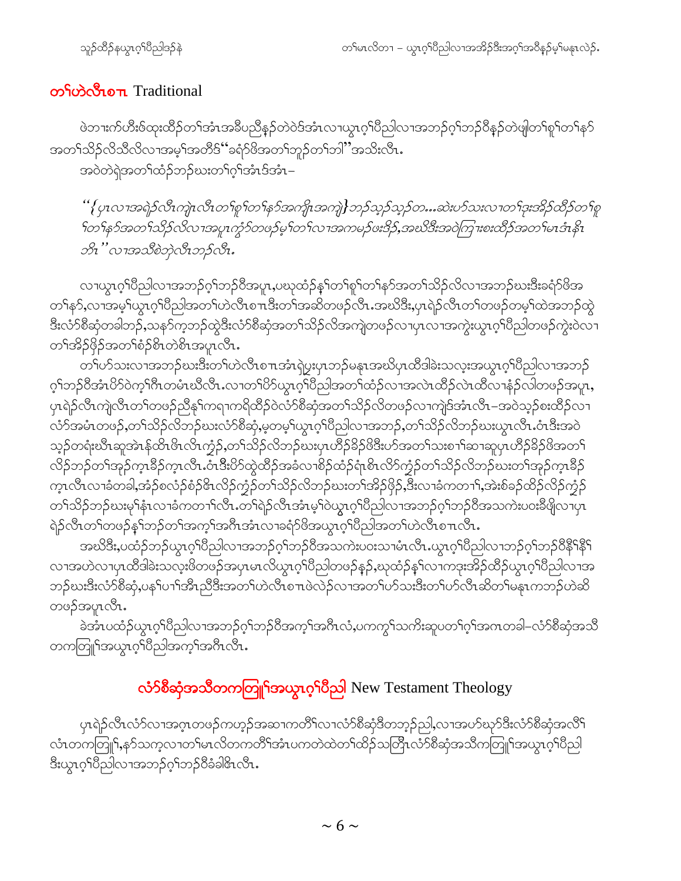## တၢ်ဟဲလီၤစπ Traditional

ဖဲဘၢးက်ဟီးဖ်ထုးထိဉ်တၢ်အံၤအခီပညီနှဉ်တဲဝဲဒ်အံၤလၢယွၤဂ့ၢ်ပီညါလၢအဘဉ်ဂ့ၢ်ဘဉ်ဝီနှဉ်တဲဖျါတၢ်စူၢ်တၢ်နဉ် အတၢ်သိဉ်လိသိလိလၢအမ့ၢ်အတီဒ်"ခရံာ်ဖိအတၢ်ဘူဉ်တၢ်ဘါ"အသိးလီၤ.

အဝဲတဲရဲအတၢ်ထံဉ်ဘဉ်ဃးတၢ်ဂ့ၢ်အံၤဒ်အံၤ–

*"{ပှၤလၢအရဲဉ်လီၤကျဲၤလီၤတၢ်စူၢ်တၢ်နာ်အကျိၤအကျဲ}ဘဉ်သ့ဉ်သ့ဉ်တ...ဆဲးပာ်သးလၢတၢ်ဒုးအိဉ်ထိဉ်တၢ်စူ ၢ်တၢ်နာ်အတၢ်သိဉ်လိလၢအပူၤကွံာ်တဖဉ်မ့ၢ်တၢ်လၢအကမဉ်ဖးဒိဉ်,အဃိဒီးအဝဲကြၢးစးထိဉ်အတၢ်မၤဒံၤနီၤ ဘိၤ"လၢအသိစဲဘဲလီၤဘဉ်လီၤ.*

လၢယွၤဂ့ၢ်ပီညါလၢအဘဉ်ဂ့ၢ်ဘဉ်ဝီအပူၤ,ပဃုထံဉ်နၢ်တၢ်စူၢ်တၢ်နာ်အတၢ်သိဉ်လိလၢအဘဉ်ဃးဒီးခရံာ်ဖိအ တၢ်နာ်,လၢအမ့ၢ်ယွၤဂ့ၢ်ပီညါအတၢ်ဟဲလီၤစπဒီးတၢ်အဆိတဖဉ်လီၤ.အဃိဒီး,ပှၤရဲဉ်လီၤတၢ်တဖဉ်တမ့ၢ်ထဲအဘဉ်ထွဲ ဒီးလံာ်စီဆုံတခါဘဉ်,သနာ်က့ဘဉ်ထွဲဒီးလံာ်စီဆုံအတၢ်သိဉ်လိအကျဲတဖဉ်လၢပှၤလၢအကွဲးယွၤဂ့ၢ်ပီညါတဖဉ်ကွဲးဝဲလၢ တၢ်အိဉ်ဖှိဉ်အတၢ်စံဉ်စိၤတဲစိၤအပူၤလီၤ.

တၢ်ဟ်သးလၢအဘဉ်ဃးဒီးတၢ်ဟဲလီၤစπအံၤရဲပွးပှၤဘဉ်မနုၤအဃိပှၤထိဒါခဲးသလ့းအယွၤဂ့ၢ်ပီညါလၢအဘဉ် ဂ့ၢ်ဘဉ်ဝီအံၤပိာ်ဝဲက့ၢ်ဂီၤတမံၤဃီလီၤ.လၢတၢ်ပိာ်ယွၤဂ့ၢ်ပီညါအတၢ်ထံဉ်လၢအလဲၤထိဉ်လဲၤထိလၢနံဉ်လါတဖဉ်အပူၤ, ပှၤရဲဉ်လီၤကျဲလီၤတၢ်တဖဉ်ညီနုၢ်ကရၢကရိထိဉ်ဝဲလံာ်စီဆုံအတၢ်သိဉ်လိတဖဉ်လၢကျဲဒ်အံၤလီၤ–အဝဲသ့ဉ်စးထိဉ်လၢ လံာ်အမံၤတဖဉ်,တၢ်သိဉ်လိဘဉ်ဃးလံာ်စီဆုံ,မ့တမ့ၢ်ယွၤဂ့ၢ်ပီညါလၢအဘဉ်,တၢ်သိဉ်လိဘဉ်ဃးယွၤလီၤ.ဝံၤဒီးအဝဲ သ့ဉ်တရံးဃီၤဆူအဲၤန်ထိၤဖိၤလိၤကွံၣ်,တၢ်သိဉ်လိဘဉ်ဃးပှၤဟိဉ်ခိဉ်ဖိဒီးပာ်အတၢ်သးစၢ်ဆၢဆူပှၤဟိဉ်ခိဉ်ဖိအတၢ် လိဉ်ဘဉ်တၢ်အှဉ်က့ၤခီဉ်က့ၤလီၤ.ဝံၤဒီးပိာ်ထွဲထိဉ်အခံလၢစိဉ်ထံဉ်ရံၤစိၤလိာ်ကွံၣ်တၢ်သိဉ်လိဘဉ်ဃးတၢ်အှဉ်က့ၤခီဉ် က့ၤလီၤလၢခံတခါ,အံဉ်စလံဉ်စံဉ်ဖိၤလိဉ်ကွံၣ်တၢ်သိဉ်လိဘဉ်ဃးတၢ်အိဉ်ဖှိဉ်,ဒီးလၢခံကတၢၢ်,အဲးစ်ခဉ်ထိဉ်လိဉ်ကွံၣ် တၢ်သိဉ်ဘဉ်ဃးမုၢ်နံၤလၢခံကတၢၢ်လီၤ.တၢ်ရဲဉ်လီၤအံၤမ့ၢ်ဝဲယွၤဂ့ၢ်ပီညါလၢအဘဉ်ဂ့ၢ်ဘဉ်ဝီအသကဲးပဝးခီဖျိလၢပှၤ ရဲဉ်လီၤတၢ်တဖဉ်နၢ်ဘဉ်တၢ်အက့ၢ်အဂီၤအံၤလၢခရံာ်ဖိအယွၤဂ့ၢ်ပီညါအတၢ်ဟဲလီၤစπလီၤ.

အဃိဒီး,ပထံဉ်ဘဉ်ယွၤဂ့ၢ်ပီညါလၢအဘဉ်ဂ့ၢ်ဘဉ်ဝီအသကဲးပဝးသၢမံၤလီၤ.ယွၤဂ့ၢ်ပီညါလၢဘဉ်ဂ့ၢ်ဘဉ်ဝီနီၢ်နီၢ် လၢအဟဲလၢပှၤထိဒါခဲးသလ့းဖိတဖဉ်အပူၤမၤလိယွၤဂ့ၢ်ပီညါတဖဉ်နှဉ်,ဃုထံဉ်နၢ်လၢကဒုးအိဉ်ထိဉ်ယွၤဂ့ၢ်ပီညါလၢအ ဘဉ်ဃးဒီးလံာ်စီဆုံ,ပနၢ်ပၢၢ်အီၤညီဒီးအတၢ်ဟဲလီၤစπဖဲလဲဉ်လၢအတၢ်ဟ်သးဒီးတၢ်ဟ်လီၤဆီတၢ်မနုၤကဘဉ်ဟဲဆိ တဖဉ်အပူၤလီၤ.

ခဲအံၤပထံဉ်ယွၤဂ့ၢ်ပီညါလၢအဘဉ်ဂ့ၢ်ဘဉ်ဝီအက့ၢ်အဂီၤလံ,ပကကွၢ်သကိးဆူပတၢ်ဂ့ၢ်အကၤတခါ–လံာ်စီဆုံအသိ တကတြူၢ်အယွၤဂ့ၢ်ပီညါအက့ၢ်အဂီၤလီၤ.

## လံာ်စီဆုံအသီတကတြူၢ်အယွၤဂ့ၢ်ပီညါ New Testament Theology

ပှၤရဲဉ်လီၤလံာ်လၢအဂ့ၤတဖဉ်ကဟ့ဉ်အဆၢကတိၢ်လၢလံာ်စီဆုံဒီတဘ့ဉ်ညါ,လၢအပာ်ဃုာ်ဒီးလံာ်စီဆုံအလိၢ် လံၤတကတြူၢ်,နာ်သက့လၢတၢ်မၤလိတကတိၢ်အံၤပကတဲထဲတၢ်ထိဉ်သတြီၤလံာ်စီဆုံအသီကတြူၢ်အယွၤဂ့ၢ်ပီညါ ဒီးယွၤဂ့ၢ်ပီညါလၢအဘဉ်ဂ့ၢ်ဘဉ်ဝီခါဖိၤလီၤ.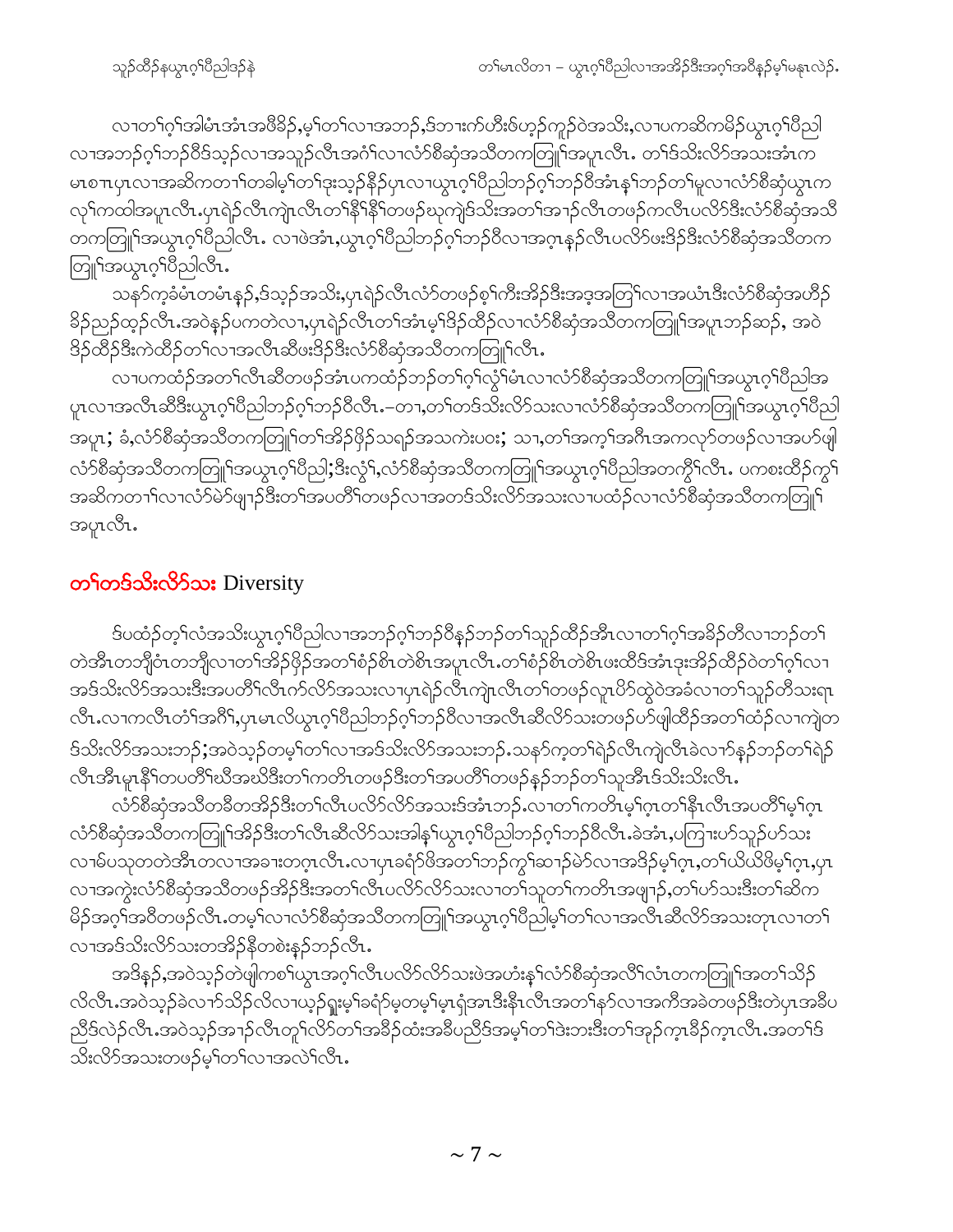လၢတၢ်ဂ့ၢ်အါမံၤအံၤအဖီခိၣ်,မ့ၢ်တၢ်လၢအဘၣ်,ဒ်ဘၢးက်ဟီးဖဲဟ့ၣ်ကူၣ်ဝဲအသိး,လၢပကဆိကမိၣ်ယွၤဂ့ၢ်ပီညါလၢအဘၣ်ဂ့ၢ်ဘၣ်ဝီဒ်သ့ၣ်လၢအသူၣ်လီၤအဂံၢ်လၢလံာ်စီဆှံအသီတကတြူၢ်အပူၤလီၤ. တၢ်ဒ်သိးလိာ်အသးအံၤကမၤစၢၤပှၤလၢအဆိကတၢၢ်တခါမ့ၢ်တၢ်ဒုးသ့ၣ်နီၣ်ပှၤလၢယွၤဂ့ၢ်ပီညါဘၣ်ဂ့ၢ်ဘၣ်ဝီအံၤန့ၢ်ဘၣ်တၢ်မူလၢလံာ်စီဆှံယွၤကလု၊်ကထါအပူၤလီၤ.ပှၤရဲၣ်လီၤကျဲၤလီၤတၢ်နီၢ်နီၢ်တဖၣ်ဃုကျဲဒ်သိးအတၢ်အၢၣ်လီၤတဖၣ်ကလီၤပလိာ်ဒီးလံာ်စီဆှံအသီတကတြူၢ်အယွၤဂ့ၢ်ပီညါလီၤ. လၢဖဲအံၤ,ယွၤဂ့ၢ်ပီညါဘၣ်ဂ့ၢ်ဘၣ်ဝီလၢအဂ့ၤန့ၣ်လီၤပလိာ်ဖးဒိၣ်ဒီးလံာ်စီဆှံအသီတကတြူၢ်အယွၤဂ့ၢ်ပီညါလီၤ.

သနာ်က့ခံမံၤတမံၤန့ၣ်,ဒ်သ့ၣ်အသိး,ပှၤရဲၣ်လီၤလံာ်တဖၣ်စ့ၢ်ကီးအိၣ်ဒီးအဒုအတြၢ်လၢအဃံၤဒီးလံာ်စီဆှံအဟိၣ်ခိၣ်ညၣ်ထ့ၣ်လီၤ.အဝဲန့ၣ်ပကတဲလၢ,ပှၤရဲၣ်လီၤတၢ်အံၤမ့ၢ်ဒိၣ်ထိၣ်လၢလံာ်စီဆှံအသီတကတြူၢ်အပူၤဘၣ်ဆၣ်, အဝဲဒိၣ်ထိၣ်ဒီးကဲထိၣ်တၢ်လၢအလီၤဆီဖးဒိၣ်ဒီးလံာ်စီဆှံအသီတကတြူၢ်လီၤ.

လၢပကထံၣ်အတၢ်လီၤဆီတဖၣ်အံၤပကထံၣ်ဘၣ်တၢ်ဂ့ၢ်လွံၢ်မံၤလၢလံာ်စီဆှံအသီတကတြူၢ်အယွၤဂ့ၢ်ပီညါအပူၤလၢအလီၤဆီဒီးယွၤဂ့ၢ်ပီညါဘၣ်ဂ့ၢ်ဘၣ်ဝီလီၤ.–တၢ,တၢ်တဒ်သိးလိာ်သးလၢလံာ်စီဆှံအသီတကတြူၢ်အယွၤဂ့ၢ်ပီညါအပူၤ; ခံ,လံာ်စီဆှံအသီတကတြူၢ်တၢ်အိၣ်ဖှိၣ်သရၣ်အသကဲးပ၀း; သၢ,တၢ်အကဲ့ၢ်အဂီၤအကလုာ်တဖၣ်လၢအဟ်ဖျါလံာ်စီဆှံအသီတကတြူၢ်အယွၤဂ့ၢ်ပီညါ;ဒီးလွံၢ်,လံာ်စီဆှံအသီတကတြူၢ်အယွၤဂ့ၢ်ပီညါအတကွီၢ်လီၤ. ပကစးထိၣ်ကွၢ်အဆိကတၢၢ်လၢလံာ်မဲာ်ဖျၢၣ်ဒီးတၢ်အပတီၢ်တဖၣ်လၢအတဒ်သိးလိာ်အသးလၢပထံၣ်လၢလံာ်စီဆှံအသီတကတြူၢ်အပူၤလီၤ.

## တၢ်တဒ်သိးလိာ်သး Diversity

ဒ်ပထံၣ်တ့ၢ်လံအသိးယွၤဂ့ၢ်ပီညါလၢအဘၣ်ဂ့ၢ်ဘၣ်ဝီနှၣ်ဘၣ်တၢ်သူၣ်ထိၣ်အီၤလၢတၢ်ဂ့ၢ်အခိၣ်တီလၢဘၣ်တၢ်တဲအီၤတဘျီဝံၤတဘျီလၢတၢ်အိၣ်ဖှိၣ်အတၢ်စံၣ်စိၤတဲစိၤအပူၤလီၤ.တၢ်စံၣ်စိၤတဲစိၤဖးထိဒ်အံၤဒုးအိၣ်ထိၣ်ဝဲတၢ်ဂ့ၢ်လၢအဒ်သိးလိာ်အသးဒီးအပတီၢ်လီၤက်လိာ်အသးလၢပှၤရဲၣ်လီၤကျဲၤလီၤတၢ်တဖၣ်လူၤပိာ်ထွဲဝဲအခဲလၢတၢ်သူၣ်တီသးရၤလီၤ.လၢကလီၤတံၢ်အဂီၢ်,ပှၤမၤလိယွၤဂ့ၢ်ပီညါဘၣ်ဂ့ၢ်ဘၣ်ဝီလၢအလီၤဆီလိာ်သးတဖၣ်ဟ်ဖျါထိၣ်အတၢ်ထံၣ်လၢကျဲတဒ်သိးလိာ်အသးဘၣ်;အဝဲသ့ၣ်တမ့ၢ်တၢ်လၢအဒ်သိးလိာ်အသးဘၣ်.သနာ်က့တၢ်ရဲၣ်လီၤကျဲလီၤခဲလၢာ်နှၣ်ဘၣ်တၢ်ရဲၣ်လီၤအီၤမူၤနီၢ်တပတီၢ်ဃီအဃိဒီးတၢ်ကတိၤတဖၣ်ဒီးတၢ်အပတီၢ်တဖၣ်နှၣ်ဘၣ်တၢ်သူအီၤဒ်သိးသိးလီၤ.

လံာ်စီဆှံအသီတခီတအိၣ်ဒီးတၢ်လီၤပလိာ်လိာ်အသးဒ်အံၤဘၣ်.လၢတၢ်ကတိၤမ့ၢ်ဂ့ၤတၢ်နီၤလီၤအပတီၢ်မ့ၢ်ဂ့ၤလံာ်စီဆှံအသီတကတြူၢ်အိၣ်ဒီးတၢ်လီၤဆီလိာ်သးအါန့ၢ်ယွၤဂ့ၢ်ပီညါဘၣ်ဂ့ၢ်ဘၣ်ဝီလီၤ.ခဲအံၤ,ပကြၢးဟ်သူၣ်ဟ်သးလၢမ်ပသူတတဲအီၤတလၢအခၢးတဂ့ၤလီၤ.လၢပှၤခရံာ်ဖိအတၢ်ဘၣ်ကွၢ်ဆၢၣ်မဲာ်လၢအဒိၣ်မ့ၢ်ဂ့ၤ,တၢ်ယိယိဖိမ့ၢ်ဂ့ၤ,ပှၤလၢအကွဲးလံာ်စီဆှံအသီတဖၣ်အိၣ်ဒီးအတၢ်လီၤပလိာ်လိာ်သးလၢတၢ်သူတၢ်ကတိၤအဖျၢၣ်,တၢ်ဟ်သးဒီးတၢ်ဆိကမိၣ်အဂ့ၢ်အဝီတဖၣ်လီၤ.တမ့ၢ်လၢလံာ်စီဆှံအသီတကတြူၢ်အယွၤဂ့ၢ်ပီညါမ့ၢ်တၢ်လၢအလီၤဆီလိာ်အသးတုၤလၢတၢ်လၢအဒ်သိးလိာ်သးတအိၣ်နီတစဲးနှၣ်ဘၣ်လီၤ.

အဒိန့ၣ်,အဝဲသ့ၣ်တဲဖျါကစၢ်ယွၤအဂ့ၢ်လီၤပလိာ်လိာ်သးဖဲအဟံးန့ၢ်လံာ်စီဆှံအလိၢ်လံၤတကတြူၢ်အတၢ်သိၣ်လိလီၤ.အဝဲသ့ၣ်ခဲလၢာ်သိၣ်လိလၢယ့ၣ်ရူးမ့ၢ်ခရံာ်မ့တမ့ၢ်မ့ၤရှံအၢဒီးနီၤလီၤအတၢ်နာ်လၢအကီအခဲတဖၣ်ဒီးတဲပှၤအခီပညီဒ်လဲၣ်လီၤ.အဝဲသ့ၣ်အၢၣ်လီၤတူ၊်လိာ်တၢ်အခိၣ်ထံးအခီပညီဒ်အမ့ၢ်တၢ်ဒဲးဘးဒီးတၢ်အှၣ်က့ၤခိၣ်က့ၤလီၤ.အတၢ်ဒ်သိးလိာ်အသးတဖၣ်မ့ၢ်တၢ်လၢအလဲၢ်လီၤ.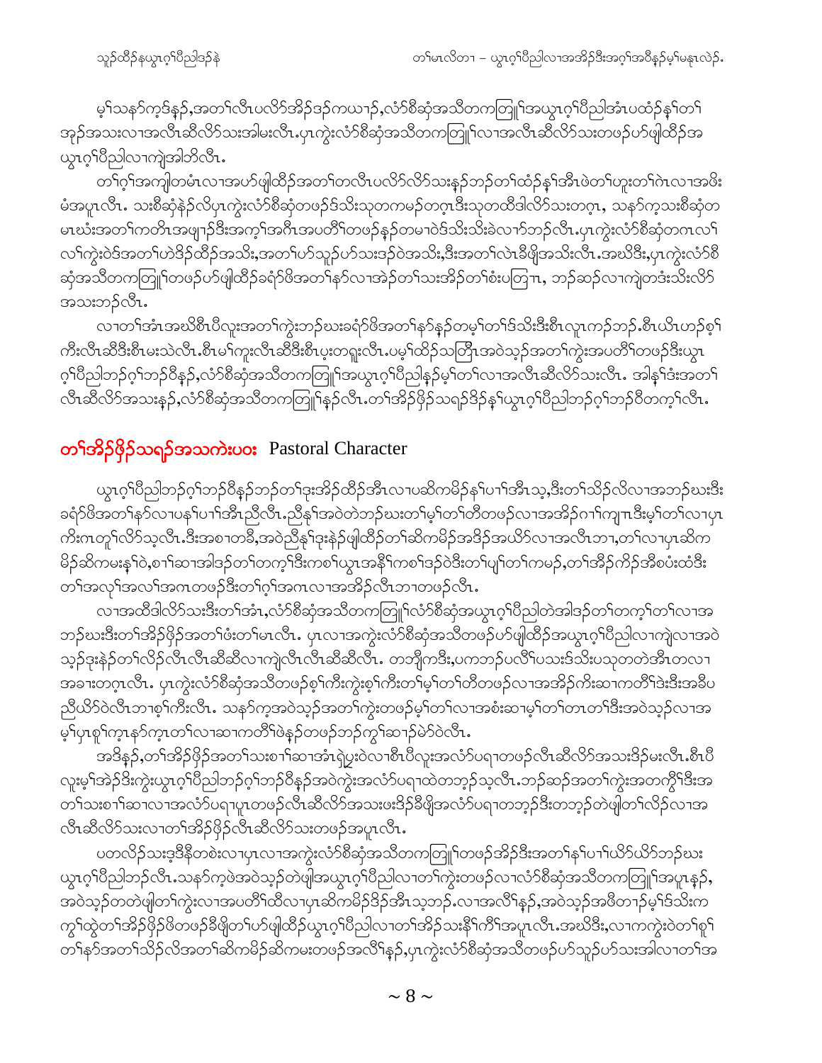မ့ၢ်သနာ်က့ဒ်နှဉ်,အတၢ်လီၤပလိာ်အိဉ်ဒဉ်ကယၢဉ်,လံာ်စီဆုံအသိတကတြူၢ်အယွၤဂ့ၢ်ပီညါအံၤပထံဉ်နှၢ်တၢ်အုဉ်အသးလၢအလီၤဆီလိာ်သးအါမးလီၤ.ပှၤကွဲးလံာ်စီဆုံအသိတကတြူၢ်လၢအလီၤဆီလိာ်သးတဖဉ်ဟ်ဖျါထီဉ်အယွၤဂ့ၢ်ပီညါလၢကျဲအါဘိလီၤ.

တၢ်ဂ့ၢ်အကျါတမံၤလၢအဟ်ဖျါထီဉ်အတၢ်တလီၤပလိာ်လိာ်သးနှဉ်ဘဉ်တၢ်ထံဉ်နှၢ်အီၤဖဲတၢ်ဟူးတၢ်ဂဲၤလၢအဖိးမံအပူၤလီၤ. သးစီဆုံနဲဉ်လိပှၤကွဲးလံာ်စီဆုံတဖဉ်ဒ်သိးသုတကမဉ်တဂ့ၤဒီးသုတထီဒါလိာ်သးတဂ့ၤ, သနာ်က့သးစီဆုံတမၤဃံးအတၢ်ကတိၤအဖျၢဉ်ဒီးအက့ၢ်အဂီၤအပတီၢ်တဖဉ်နှဉ်တမၢဝဲဒ်သိးသိးခဲလၢာ်ဘဉ်လီၤ.ပှၤကွဲးလံာ်စီဆုံတဂၤလၢ်လၢ်ကွဲးဝဲဒ်အတၢ်ဟဲဒိဉ်ထိဉ်အသိး,အတၢ်ပာ်သူဉ်ပာ်သးဒဉ်ဝဲအသိး,ဒီးအတၢ်လဲၤခီဖျိအသိးလီၤ.အဃိဒီး,ပှၤကွဲးလံာ်စီဆုံအသိတကတြူၢ်တဖဉ်ဟ်ဖျါထီဉ်ခရံာ်ဖိအတၢ်နာ်လၢအဲဉ်တၢ်သးအိဉ်တၢ်စံးပတြၢၤ, ဘဉ်ဆဉ်လၢကျဲတဒ်းသိးလိာ်အသးဘဉ်လီၤ.

လၢတၢ်အံၤအဃိစီၤပီလူးအတၢ်ကွဲးဘဉ်ဃးခရံာ်ဖိအတၢ်နာ်နှဉ်တမ့ၢ်တၢ်ဒ်သိးဒီးစီၤလူၤကဉ်ဘဉ်.စီၤယိၤဟဉ်စ့ၢ်ကီးလီၤဆီဒီးစီၤမးသဲလီၤ.စီၤမၢ်ကူးလီၤဆီဒီးစီၤပ့းတရူးလီၤ.ပမ့ၢ်ထိဉ်သတြီၤအဝဲသ့ဉ်အတၢ်ကွဲးအပတီၢ်တဖဉ်ဒီးယွၤဂ့ၢ်ပီညါဘဉ်ဂ့ၢ်ဘဉ်ဝီနှဉ်,လံာ်စီဆုံအသိတကတြူၢ်အယွၤဂ့ၢ်ပီညါနှဉ်မ့ၢ်တၢ်လၢအလီၤဆီလိာ်သးလီၤ. အါနှၢ်ဒံးအတၢ်လီၤဆီလိာ်အသးနှဉ်,လံာ်စီဆုံအသိတကတြူၢ်နှဉ်လီၤ.တၢ်အိဉ်ဖှိဉ်သရ့ဉ်ဒိဉ်နှၢ်ယွၤဂ့ၢ်ပီညါဘဉ်ဂ့ၢ်ဘဉ်ဝီတက့ၢ်လီၤ.

## **တၢ်အိဉ်ဖှိဉ်သရ့ဉ်အသကဲးပဝး** Pastoral Character

ယွၤဂ့ၢ်ပီညါဘဉ်ဂ့ၢ်ဘဉ်ဝီနှဉ်ဘဉ်တၢ်ဒုးအိဉ်ထိဉ်အီၤလၢပဆိကမိဉ်နှၢ်ပၢၢ်အီၤသ့,ဒီးတၢ်သိဉ်လိလၢအဘဉ်ဃးဒီးခရံာ်ဖိအတၢ်နာ်လၢပနှၢ်ပၢၢ်အီၤညီလီၤ.ညီနှၢ်အဝဲတဲဘဉ်ဃးတၢ်မ့ၢ်တၢ်တီတဖဉ်လၢအအိဉ်ဂၢ်ကျπဒီးမ့ၢ်တၢ်လၢပှၤကိးဂၤတူၢ်လိာ်သ့လီၤ.ဒီးအစၢတဒိ,အဝဲညီနှၢ်ဒုးနဲဉ်ဖျါထိဉ်တၢ်ဆိကမိဉ်အဒိဉ်အယိာ်လၢအလီၤဘၢ,တၢ်လၢပှၤဆိကမိဉ်ဆိကမးနှၢ်ဝဲ,စၢၢ်ဆၢအါဒဉ်တၢ်တက့ၢ်ဒီးကစၢ်ယွၤအနီၢ်ကစၢ်ဒဉ်ဝဲဒီးတၢ်ပျ့ၢ်တၢ်ကမဉ်,တၢ်အီဉ်ကိဉ်အီစပံးထံဒီးတၢ်အလုၢ်အလၢ်အဂၤတဖဉ်ဒီးတၢ်ဂ့ၢ်အဂၤလၢအအိဉ်လီၤဘၢတဖဉ်လီၤ.

လၢအထိဒါလိာ်သးဒီးတၢ်အံၤ,လံာ်စီဆုံအသိတကတြူၢ်လံာ်စီဆုံအယွၤဂ့ၢ်ပီညါတဲအါဒဉ်တၢ်တက့ၢ်တၢ်လၢအဘဉ်ဃးဒီးတၢ်အိဉ်ဖှိဉ်အတၢ်ဖံးတၢ်မၤလီၤ. ပှၤလၢအကွဲးလံာ်စီဆုံအသိတဖဉ်ဟ်ဖျါထိဉ်အယွၤဂ့ၢ်ပီညါလၢကျဲလၢအဝဲသ့ဉ်ဒုးနဲဉ်တၢ်လိဉ်လီၤလီၤဆီဆီလၢကျဲလီၤလီၤဆီဆီလီၤ. တဘျီကဒီး,ပကဘဉ်ပလိၢ်ပသးဒ်သိးပသုတတဲအီၤတလၢအခၢးတဂ့ၤလီၤ. ပှၤကွဲးလံာ်စီဆုံအသိတဖဉ်စ့ၢ်ကီးကွဲးစ့ၢ်ကီးတၢ်မ့ၢ်တၢ်တီတဖဉ်လၢအအိဉ်ကိးဆၢကတီၢ်ဒဲးဒီးအခီပညီယိာ်ဝဲလီၤဘၢစ့ၢ်ကီးလီၤ. သနာ်က့အဝဲသ့ဉ်အတၢ်ကွဲးတဖဉ်မ့ၢ်တၢ်လၢအစံးဆၢမ့ၢ်တၢ်တၤတၢ်ဒီးအဝဲသ့ဉ်လၢအမ့ၢ်ပှၤစူၢ်က့ၤနာ်က့ၤတၢ်လၢဆၢကတီၢ်ဖဲနှဉ်တဖဉ်ဘဉ်ဂ့ၢ်ဆၢဉ်မဲာ်ဝဲလီၤ.

အဒိနှဉ်,တၢ်အိဉ်ဖှိဉ်အတၢ်သးစၢၢ်ဆၢအံၤရဲပွးဝဲလၢစီၤပီလူးအလံာ်ပရၢတဖဉ်လီၤဆီလိာ်အသးဒိဉ်မးလီၤ.စီၤပီလူးမ့ၢ်အဲဉ်ဒိးကွဲးယွၤဂ့ၢ်ပီညါဘဉ်ဂ့ၢ်ဘဉ်ဝီနှဉ်အဝဲကွဲးအလံာ်ပရၢထဲတဘ့ဉ်သ့လီၤ.ဘဉ်ဆဉ်အတၢ်ကွဲးအတကွီၢ်ဒီးအတၢ်သးစၢၢ်ဆၢလၢအလံာ်ပရၢပူၤတဖဉ်လီၤဆီလိာ်အသးဖးဒိဉ်ခီဖျိအလံာ်ပရၢတဘ့ဉ်ဒီးတဘ့ဉ်တဲဖျါတၢ်လိဉ်လၢအလီၤဆီလိာ်သးလၢတၢ်အိဉ်ဖှိဉ်လီၤဆီလိာ်သးတဖဉ်အပူၤလီၤ.

ပတလိဉ်သးဒ့ဒိနီတစဲးလၢပှၤလၢအကွဲးလံာ်စီဆုံအသိတကတြူၢ်တဖဉ်အိဉ်ဒီးအတၢ်နၢ်ပၢၢ်ယိာ်ယိာ်ဘဉ်ဃးယွၤဂ့ၢ်ပီညါဘဉ်လီၤ.သနာ်က့ဖဲအဝဲသ့ဉ်တဲဖျါအယွၤဂ့ၢ်ပီညါလၢတၢ်ကွဲးတဖဉ်လၢလံာ်စီဆုံအသိတကတြူၢ်အပူၤနှဉ်,အဝဲသ့ဉ်တတဲဖျါတၢ်ကွဲးလၢအပတီၢ်ထီလၢပှၤဆိကမိဉ်ဒိဉ်အီၤသ့ဘဉ်.လၢအလိၢ်နှဉ်,အဝဲသ့ဉ်အဖီတၢဉ်မ့ၢ်ဒ်သိးကကွၢ်ထွဲတၢ်အိဉ်ဖှိဉ်ဖိတဖဉ်ခီဖျိတၢ်ဟ်ဖျါထိဉ်ယွၤဂ့ၢ်ပီညါလၢတၢ်အိဉ်သးနီၢ်ကီၢ်အပူၤလီၤ.အဃိဒီး,လၢကကွဲးဝဲတၢ်စူၢ်တၢ်နာ်အတၢ်သိဉ်လိအတၢ်ဆိကမိဉ်ဆိကမးတဖဉ်အလိၢ်နှဉ်,ပှၤကွဲးလံာ်စီဆုံအသိတဖဉ်ပာ်သူဉ်ပာ်သးအါလၢတၢ်အ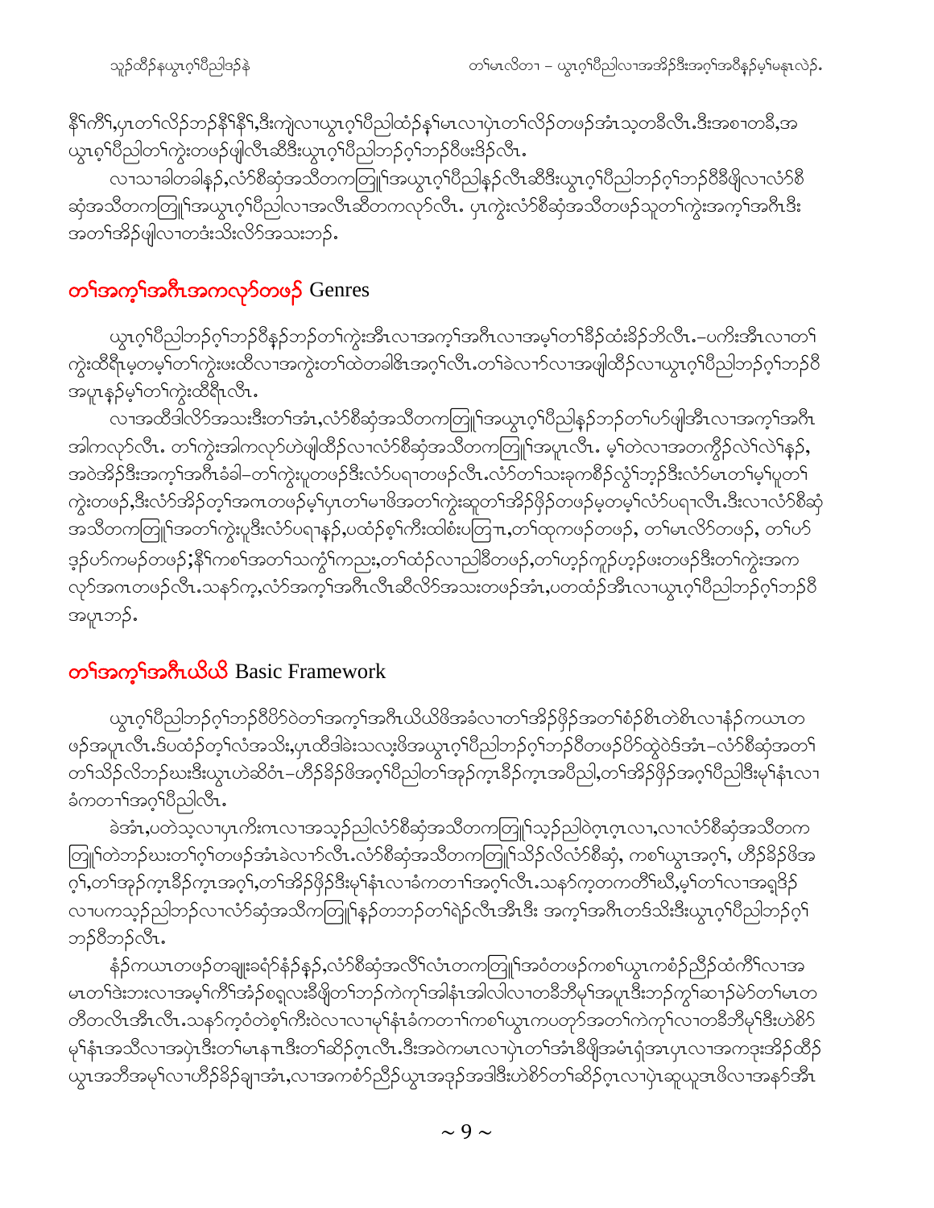နီၢ်ကီၢ်,ပှၤတၢ်လိၣ်ဘၣ်နီၢ်နီၢ်,ဒီးကျဲလၢယွၤဂ့ၢ်ပီညါထံၣ်နၢ်မၤလၢပှဲၤတၢ်လိၣ်တဖၣ်အံၤသ့တခီလီၤ.ဒီးအစၢတခီ,အယွၤစ့ၢ်ပီညါတၢ်ကွဲးတဖၣ်ဖျါလီၤဆီဒီးယွၤဂ့ၢ်ပီညါဘၣ်ဂ့ၢ်ဘၣ်ဝီဖးဒိၣ်လီၤ.

လၢသၢခါတခါန့ၣ်,လံာ်စီဆှံအသိတကတြူၢ်အယွၤဂ့ၢ်ပီညါနၣ်လီၤဆီဒီးယွၤဂ့ၢ်ပီညါဘၣ်ဂ့ၢ်ဘၣ်ဝီခီဖိုလၢလံာ်စီဆှံအသိတကတြူၢ်အယွၤဂ့ၢ်ပီညါလၢအလီၤဆီတကလုာ်လီၤ. ပှၤကွဲးလံာ်စီဆှံအသိတဖၣ်သူတၢ်ကွဲးအကၠၢ်အဂီၤဒီးအတၢ်အိၣ်ဖျါလၢတဒံးသိးလိာ်အသးဘၣ်.

## တၢ်အကၠၢ်အဂီၤအကလုာ်တဖၣ် Genres

ယွၤဂ့ၢ်ပီညါဘၣ်ဂ့ၢ်ဘၣ်ဝီနၣ်ဘၣ်တၢ်ကွဲးအီၤလၢအကၠၢ်အဂီၤလၢအမ့ၢ်တၢ်ခီၣ်ထံးခီၣ်ဘိလီၤ.–ပကိးအီၤလၢတၢ်ကွဲးထီရီမ့တမ့ၢ်တၢ်ကွဲးဖးထီလၢအကွဲးတၢ်ထဲတခါဧိၤအဂ့ၢ်လီၤ.တၢ်ခဲလၢာ်လၢအဖျါထိၣ်လၢယွၤဂ့ၢ်ပီညါဘၣ်ဂ့ၢ်ဘၣ်ဝီအပူၤန့ၣ်မ့ၢ်တၢ်ကွဲးထီရီလီၤ.

လၢအထီဒါလိာ်အသးဒီးတၢ်အံၤ,လံာ်စီဆှံအသိတကတြူၢ်အယွၤဂ့ၢ်ပီညါနၣ်ဘၣ်တၢ်ဟ်ဖျါအီၤလၢအကၠၢ်အဂီၤအါကလုာ်လီၤ. တၢ်ကွဲးအါကလုာ်ဟဲဖျါထိၣ်လၢလံာ်စီဆှံအသိတကတြူၢ်အပူၤလီၤ. မ့ၢ်တဲလၢအတကွိၣ်လဲၢ်လဲၢ်နၣ်, အဝဲအိၣ်ဒီးအကၠၢ်အဂီၤခံခါ–တၢ်ကွဲးပူတဖၣ်ဒီးလံာ်ပရၢတဖၣ်လီၤ.လံာ်တၢ်သးခုကစီၣ်လွံၢ်ဘ့ၣ်ဒီးလံာ်မၤတၢ်မ့ၢ်ပူတၢ်ကွဲးတဖၣ်,ဒီးလံာ်အိၣ်တ့ၢ်အကၤတဖၣ်မ့ၢ်ပှၤတၢ်မၢဖိအတၢ်ကွဲးဆူတၢ်အိၣ်ဖှိၣ်တဖၣ်မ့တမ့ၢ်လံာ်ပရၢလီၤ.ဒီးလၢလံာ်စီဆှံအသိတကတြူၢ်အတၢ်ကွဲးပူဒီးလံာ်ပရၢန့ၣ်,ပထံၣ်စ့ၢ်ကီးထါစံးပတြၢ,တၢ်ထုကဖၣ်တဖၣ်, တၢ်မၤလိာ်တဖၣ်, တၢ်ဟ်ဒ့ၣ်ဟ်ကမၣ်တဖၣ်;နီၢ်ကစၢ်အတၢ်သကွၢ်ကညး,တၢ်ထံၣ်လၢညါခီတဖၣ်,တၢ်ဟ့ၣ်ကူၣ်ဟ့ၣ်ဖးတဖၣ်ဒီးတၢ်ကွဲးအကလုာ်အကၤတဖၣ်လီၤ.သနာ်က့,လံာ်အကၠၢ်အဂီၤလီၤဆီလိာ်အသးတဖၣ်အံၤ,ပတထံၣ်အီၤလၢယွၤဂ့ၢ်ပီညါဘၣ်ဂ့ၢ်ဘၣ်ဝီအပူၤဘၣ်.

## တၢ်အကၠၢ်အဂီၤယိယိ Basic Framework

ယွၤဂ့ၢ်ပီညါဘၣ်ဂ့ၢ်ဘၣ်ဝီပိာ်ဝဲတၢ်အကၠၢ်အဂီၤယိယိဖိအခံလၢတၢ်အိၣ်ဖှိၣ်အတၢ်စံၣ်စိၤတဲစိၤလၢနံၣ်ကယၤတဖၣ်အပူၤလီၤ.ဒ်ပထံၣ်တ့ၢ်လံအသိး,ပှၤထီဒါခဲးသလဲ့ဖိအယွၤဂ့ၢ်ပီညါဘၣ်ဂ့ၢ်ဘၣ်ဝီတဖၣ်ပိာ်ထွဲဝဲဒ်အံၤ–လံာ်စီဆှံအတၢ်တၢ်သိၣ်လိဘၣ်ဃးဒီးယွၤဟဲဆီဝံၤ–ဟိၣ်ခိၣ်ဖိအဂ့ၢ်ပီညါတၢ်အုၣ်ကူၤခီၣ်ကူၤအပီညါ,တၢ်အိၣ်ဖှိၣ်အဂ့ၢ်ပီညါဒီးမုၢ်နံၤလၢခံကတၢၢ်အဂ့ၢ်ပီညါလီၤ.

ခဲအံၤ,ပတဲသ့လၢပှၤကိးကၤလၢအသ့ၣ်ညါလံာ်စီဆှံအသိတကတြူၢ်သ့ၣ်ညါဝဲဂ့ၤဂ့ၤလၢ,လၢလံာ်စီဆှံအသိတကတြူၢ်တဲဘၣ်ဃးတၢ်ဂ့ၢ်တဖၣ်အံၤခဲလၢာ်လီၤ.လံာ်စီဆှံအသိတကတြူၢ်သိၣ်လိလံာ်စီဆှံ, ကစၢ်ယွၤအဂ့ၢ်, ဟိၣ်ခိၣ်ဖိအဂ့ၢ်,တၢ်အုၣ်ကူၤခီၣ်ကူၤအဂ့ၢ်,တၢ်အိၣ်ဖှိၣ်ဒီးမုၢ်နံၤလၢခံကတၢၢ်အဂ့ၢ်လီၤ.သနာ်က့တကတိၢ်ဃီ,မ့ၢ်တၢ်လၢအရှဒိၣ်လၢပကသ့ၣ်ညါဘၣ်လၢလံာ်ဆှံအသိကတြူၢ်န့ၣ်တဘၣ်တၢ်ရဲၣ်လီၤအီၤဒီး အကၠၢ်အဂီၤတဒ်သိးဒီးယွၤဂ့ၢ်ပီညါဘၣ်ဂ့ၢ်ဘၣ်ဝီဘၣ်လီၤ.

နံၣ်ကယၤတဖၣ်တချုးခရံာ်နံၣ်နၣ်,လံာ်စီဆှံအလံၢ်လံၤတကတြူၢ်အဝဲတဖၣ်ကစၢ်ယွၤကစံၣ်ညီၣ်ထံကိၢ်လၢအမၤတၢ်ဒဲးဘးလၢအမ့ၢ်ကိၢ်အံၣ်စရူလးခီဖြိတၢ်ဘၣ်ကဲကုၢ်အါနံၤအါလါလၢတခီဘီမုၢ်အပူၤဒီးဘၣ်ကွၢ်ဆၢဉ်မဲာ်တၢ်မၤတတိတလီၤအီၤလီၤ.သနာ်က့ဝံတဲစ့ၢ်ကီးဝဲလၢလၢမုၢ်နံၤခံကတၢၢ်ကစၢ်ယွၤကပတုာ်အတၢ်ကဲကုၢ်လၢတခီဘီမုၢ်ဒီးဟဲစိာ်မုၢ်နံၤအသိလၢအပှဲၤဒီးတၢ်မၤနၢၤဒီးတၢ်ဆိၣ်ဂ့ၤလီၤ.ဒီးအဝဲကမၤလၢပှဲၤတၢ်အံၤခီဖြိအမံၤရှံအှၤပှၤလၢအကဒုးအိၣ်ထိၣ်ယွၤအဘီအမုၢ်လၢဟိၣ်ခိၣ်ချၢအံၤ,လၢအကစံာ်ညီၣ်ယွၤအဒုၣ်အဒါဒီးဟဲစိာ်တၢ်ဆိၣ်ဂ့ၤလၢပှဲၤဆူယူၤအဖိလၢအနာ်အီၤ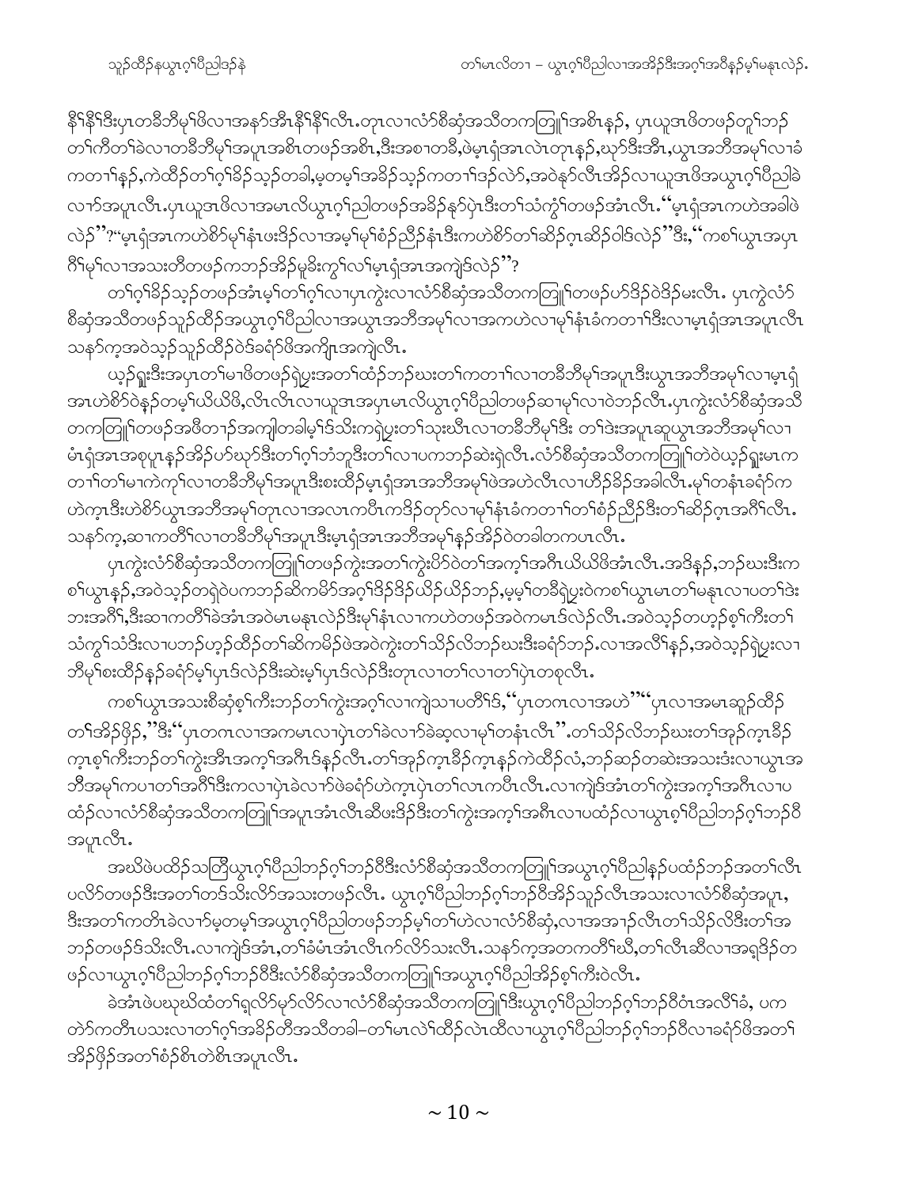နီၢ်နီၢ်ဒီးပှၤတခီဘီမုၢ်ဖိလၢအနၥ်အီၤနီၢ်နီၢ်လီၤ.တုၤလၢလံာ်စီဆုံအသိတကတြူၢ်အစိၤနၣ်, ပှၤယူအၤဖိတဖၣ်တူၢ်ဘၣ် တၢ်ကီတၢ်ခဲလၢတခီဘီမုၢ်အပူၤအစိၤတဖၣ်အစိၤ,ဒီးအစၢတခီ,ဖဲမ့ၤရှံအၤလဲၤတုၤနၣ်,ဃုာ်ဒီးအီၤ,ယွၤအဘီအမုၢ်လၢခံ ကတၢၢ်နၣ်,ကဲထီၣ်တၢ်ဂ့ၢ်ခိၣ်သ့ၣ်တခါ,မ့တမ့ၢ်အခိၣ်သ့ၣ်ကတၢၢ်ဒၣ်လဲာ်,အဝဲနှာ်လီၤအိၣ်လၢယူအၤဖိအယွၤဂ့ၢ်ပီညါခဲ လၢာ်အပူၤလီၤ.ပှၤယူအၤဖိလၢအမၤလိယွၤဂ့ၢ်ညါတဖၣ်အခိၣ်နၣ်ပှဲၤဒီးတၢ်သံကွၢ်တဖၣ်အံၤလီၤ.“မ့ၤရှံအၤကဟဲအခါဖဲ လဲၣ်”?“မ့ၤရှံအၤကဟဲစိာ်မုၢ်နံၤဖးဒိၣ်လၢအမ့ၢ်မုၢ်စံၣ်ညီၣ်နံၤဒီးကဟဲစိာ်တၢ်ဆိၣ်ဂ့ၤဆိၣ်ဝါဒ်လဲၣ်”ဒီး,“ကစၢ်ယွၤအပှၤ ဂီၢ်မုၢ်လၢအသးတီတဖၣ်ကဘၣ်အိၣ်မူမိးကွၢ်လၢ်မ့ၤရှံအၤအကျဲဒ်လဲၣ်”?

တၢ်ဂ့ၢ်ခိၣ်သ့ၣ်တဖၣ်အံၤမ့ၢ်တၢ်ဂ့ၢ်လၢပှၤကွဲးလၢလံာ်စီဆုံအသိတကတြူၢ်တဖၣ်ဟ်ဒိၣ်ဝဲဒိၣ်မးလီၤ. ပှၤကွဲလံာ် စီဆုံအသိတဖၣ်သူၣ်ထိၣ်အယွၤဂ့ၢ်ပီညါလၢအယွၤအဘီအမုၢ်လၢအကဟဲလၢမုၢ်နံၤခံကတၢၢ်ဒီးလၢမ့ၤရှံအၤအပူၤလီၤ သနၥ်က့အဝဲသ့ၣ်သူၣ်ထိၣ်ဝဲဒ်ခရံာ်ဖိအကျိၤအကျဲလီၤ.

ယ့ၣ်ရှူးဒီးအပှၤတၢ်မၢဖိတဖၣ်ရဲပူးအတၢ်ထံၣ်ဘၣ်ဃးတၢ်ကတၢၢ်လၢတခီဘီမုၢ်အပူၤဒီးယွၤအဘီအမုၢ်လၢမ့ၤရှံ အၤဟဲစိာ်ဝဲနၣ်တမ့ၢ်ယိယိဖိ,လီၤလီၤလၢယူအၤအပှၤမၤလိယွၤဂ့ၢ်ပီညါတဖၣ်ဆၢမုၢ်လၢဝဲဘၣ်လီၤ.ပှၤကွဲးလံာ်စီဆုံအသိ တကတြူၢ်တဖၣ်အဖီတၢၣ်အကျါတခါမ့ၢ်ဒ်သိးကရဲပူးတၢ်သုးဃီၤလၢတခီဘီမုၢ်ဒီး တၢ်ဒဲးအပူၤဆူယွၤအဘီအမုၢ်လၢ မံၤရှံအၤအစုပူၤနၣ်အိၣ်ဟ်ဃုာ်ဒီးတၢ်ဂ့ၢ်ဘံဘူဒီးတၢ်လၢပကဘၣ်ဆဲးရဲလီၤ.လံာ်စီဆုံအသိတကတြူၢ်တဲဝဲယ့ၣ်ရှူးမၤက တၢၢ်တၢ်မၢကဲကုၢ်လၢတခီဘီမုၢ်အပူၤဒီးစးထိၣ်မ့ၤရှံအၤအဘီအမုၢ်ဖဲအဟဲလီၤလၢဟီၣ်ခိၣ်အခါလီၤ.မုၢ်တနံၤခရံာ်က ဟဲက့ၤဒီးဟဲစိာ်ယွၤအဘီအမုၢ်တုၤလၢအလၤကပီၤကဒိၣ်တုာ်လၢမုၢ်နံၤခံကတၢၢ်တၢ်စံၣ်ညီၣ်ဒီးတၢ်ဆိၣ်ဂ့ၤအဂီၢ်လီၤ. သနၥ်က့,ဆၢကတီၢ်လၢတခီဘီမုၢ်အပူၤဒီးမ့ၤရှံအၤအဘီအမုၢ်နၣ်အိၣ်ဝဲတခါတကပၤလီၤ.

ပှၤကွဲးလံာ်စီဆုံအသိတကတြူၢ်တဖၣ်ကွဲးအတၢ်ကွဲးပိာ်ဝဲတၢ်အက့ၢ်အဂီၤယိယိဖိအံၤလီၤ.အဒိနၣ်,ဘၣ်ဃးဒီးက စၢ်ယွၤနၣ်,အဝဲသ့ၣ်တရဲဝဲပကဘၣ်ဆိကမိၢ်အဂ့ၢ်ဒိၣ်ဒိၣ်ယိၣ်ယိၣ်ဘၣ်,မ့မ့ၢ်တခီရဲပူးဝဲကစၢ်ယွၤမၤတၢ်မနုၤလၢပတၢ်ဒဲး ဘးအဂီၢ်,ဒီးဆၢကတီၢ်ခဲအံၤအဝဲမၤမနုၤလဲၣ်ဒီးမုၢ်နံၤလၢကဟဲတဖၣ်အဝဲကမၤဒ်လဲၣ်လီၤ.အဝဲသ့ၣ်တဟ့ၣ်စ့ၢ်ကီးတၢ် သံကွၢ်သံဒီးလၢပဘၣ်ဟ့ၣ်ထိၣ်တၢ်ဆိကမိၣ်ဖဲအဝဲကွဲးတၢ်သိၣ်လိဘၣ်ဃးဒီးခရံာ်ဘၣ်.လၢအလီၢ်နၣ်,အဝဲသ့ၣ်ရဲပူးလၢ ဘီမုၢ်စးထိၣ်နၣ်ခရံာ်မ့ၢ်ပှၤဒ်လဲၣ်ဒီးဆဲးမ့ၢ်ပှၤဒ်လဲၣ်ဒီးတုၤလၢတၢ်လၢတၢ်ပှဲၤတစုလီၤ.

ကစၢ်ယွၤအသးစီဆုံစ့ၢ်ကီးဘၣ်တၢ်ကွဲးအက့ၢ်လၢကျဲသၢပတီၢ်ဒ်,“ပှၤတဂၤလၢအဟဲ”“ပှၤလၢအမၤဆူၣ်ထိၣ် တၢ်အိၣ်ဖှိၣ်,”ဒီး“ပှၤတဂၤလၢအကမၤလၢပှဲၤတၢ်ခဲလၢာ်ခဲဆ့လၢမုၢ်တနံၤလီၤ”.တၢ်သိၣ်လိဘၣ်ဃးတၢ်အှၣ်က့ၤခီၣ် က့ၤစ့ၢ်ကီးဘၣ်တၢ်ကွဲးအီၤအက့ၢ်အဂီၤဒ်နၣ်လီၤ.တၢ်အှၣ်က့ၤခီၣ်က့ၤနၣ်ကဲထီၣ်လံ,ဘၣ်ဆၣ်တဆဲးအသးဒံးလၢယွၤအ ဘီအမုၢ်ကပၢတၢ်အဂီၢ်ဒီးကလၢပှဲၤခဲလၢာ်ဖဲခရံာ်ဟဲက့ၤပှဲၤတၢ်လၤကပီၤလီၤ.လၢကျဲဒ်အံၤတၢ်ကွဲးအက့ၢ်အဂီၤလၢပ ထံၣ်လၢလံာ်စီဆုံအသိတကတြူၢ်အပူၤအံၤလီၤဆီဖးဒိၣ်ဒီးတၢ်ကွဲးအက့ၢ်အဂီၤလၢပထံၣ်လၢယွၤစ့ၢ်ပီညါဘၣ်ဂ့ၢ်ဘၣ်ဝီ အပူၤလီၤ.

အဃိဖဲပထိၣ်သတြီယွၤဂ့ၢ်ပီညါဘၣ်ဂ့ၢ်ဘၣ်ဝီဒီးလံာ်စီဆုံအသိတကတြူၢ်အယွၤဂ့ၢ်ပီညါနၣ်ပထံၣ်ဘၣ်အတၢ်လီၤ ပလိာ်တဖၣ်ဒီးအတၢ်တဒ်သိးလိာ်အသးတဖၣ်လီၤ. ယွၤဂ့ၢ်ပီညါဘၣ်ဂ့ၢ်ဘၣ်ဝီအိၣ်သူၣ်လီၤအသးလၢလံာ်စီဆုံအပူၤ, ဒီးအတၢ်ကတိၤခဲလၢာ်မ့တမ့ၢ်အယွၤဂ့ၢ်ပီညါတဖၣ်ဘၣ်မ့ၢ်တၢ်ဟဲလၢလံာ်စီဆုံ,လၢအအၢၣ်လီၤတၢ်သိၣ်လိဒီးတၢ်အ ဘၣ်တဖၣ်ဒ်သိးလီၤ.လၢကျဲဒ်အံၤ,တၢ်ခံမံၤအံၤလီၤကဲလိာ်သးလီၤ.သနၥ်က့အတကတီၢ်ဃီ,တၢ်လီၤဆီလၢအရှုဒိၣ်တ ဖၣ်လၢယွၤဂ့ၢ်ပီညါဘၣ်ဂ့ၢ်ဘၣ်ဝီဒီးလံာ်စီဆုံအသိတကတြူၢ်အယွၤဂ့ၢ်ပီညါအိၣ်စ့ၢ်ကီးဝဲလီၤ.

ခဲအံၤဖဲပဃုဃိထံတၢ်ရှလိာ်မုာ်လိာ်လၢလံာ်စီဆုံအသိတကတြူၢ်ဒီးယွၤဂ့ၢ်ပီညါဘၣ်ဂ့ၢ်ဘၣ်ဝီဝံၤအလီၢ်ခံ, ပက တဲာ်ကတီၤပသးလၢတၢ်ဂ့ၢ်အခိၣ်တီအသိတခါ–တၢ်မၤလဲၢ်ထီၣ်လဲၤထီလၢယွၤဂ့ၢ်ပီညါဘၣ်ဂ့ၢ်ဘၣ်ဝီလၢခရံာ်ဖိအတၢ် အိၣ်ဖှိၣ်အတၢ်စံၣ်စိၤတဲစိၤအပူၤလီၤ.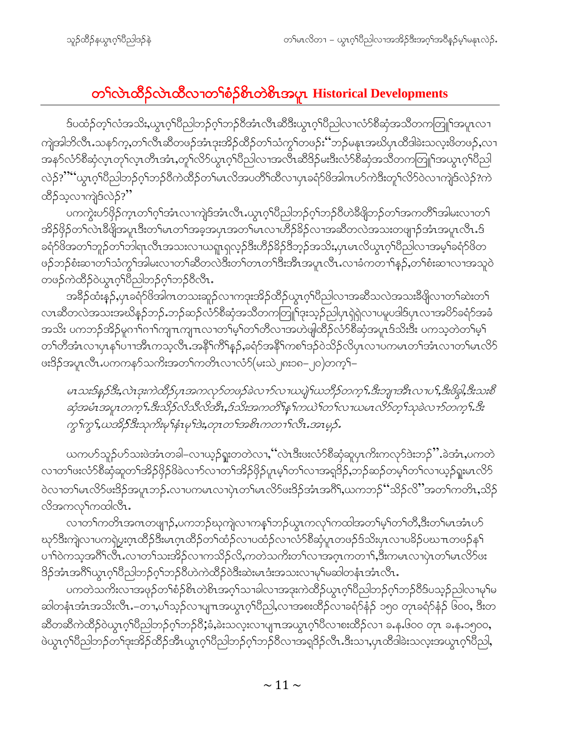# တၢ်လဲၤထီၣ်လဲၤထီလၢတၢ်စံၣ်စိၤတဲစိၤအပူၤ Historical Developments

ဒ်ပထံၣ်တ့ၢ်လံအသိး,ယွၤဂ့ၢ်ပီညါဘၣ်ဂ့ၢ်ဘၣ်ဝီအံၤလီၤဆီဒီးယွၤဂ့ၢ်ပီညါလၢလံာ်စီဆှံအသိတကတြူၢ်အပူၤလၢကျဲအါဘိလီၤ.သနာ်က့,တၢ်လီၤဆီတဖၣ်အံၤဒုးအိၣ်ထိၣ်တၢ်သံကွၢ်တဖၣ်း"ဘၣ်မနုၤအဃိပှၤထီဒါခဲးသလ့းဖိတဖၣ်,လၢအနာ်လံာ်စီဆှံလ့ၤတုၢ်လ့ၤတီၤအံၤ,တုၢ်လိာ်ယွၤဂ့ၢ်ပီညါလၢအလီၤဆီဒိၣ်မးဒီးလံာ်စီဆှံအသိတကတြူၢ်အယွၤဂ့ၢ်ပီညါလဲၣ်?""ယွၤဂ့ၢ်ပီညါဘၣ်ဂ့ၢ်ဘၣ်ဝီကဲထီၣ်တၢ်မၤလိအပတိၢ်ထီလၢပှၤခရံာ်ဖိအါဂၤဟ်ကဲဒီးတုၢ်လိာ်ဝဲလၢကျဲဒ်လဲၣ်?ကဲထီၣ်သ့လၢကျဲဒ်လဲၣ်?"

ပကကွဲးဟ်ဖှိၣ်က့ၤတၢ်ဂ့ၢ်အံၤလၢကျဲဒ်အံၤလီၤ.ယွၤဂ့ၢ်ပီညါဘၣ်ဂ့ၢ်ဘၣ်ဝီဟဲခီဖျိဘၣ်တၢ်အကတိၢ်အါမးလၢတၢ်အိၣ်ဖှိၣ်တၢ်လဲၤခီဖျိအပူၤဒီးတၢ်မၤတၢ်အခွအပှၤအတၢ်မၤလၢဟိၣ်ခိၣ်လၢအဆီတလဲအသးတဖျၢၣ်အံၤအပူၤလီၤ.ဒ်ခရံာ်ဖိအတၢ်ဘူၣ်တၢ်ဘါရၢလီၤအသးလၢယရူၤရှလ့ၣ်ဒီးဟိၣ်ခိၣ်ဒီဘ့ၣ်အသိး,ပှၤမၤလိယွၤဂ့ၢ်ပီညါလၢအမ့ၢ်ခရံာ်ဖိတဖၣ်ဘၣ်စံးဆၢတၢ်သံကွၢ်အါမးလၢတၢ်ဆီတလဲဒီးတၢ်တၢတၢ်ဒီးအီၤအပူၤလီၤ.လၢခံကတၢၢ်နဉ်,တၢ်စံးဆၢလၢအသူဝဲတဖၣ်ကဲထီၣ်ဝဲယွၤဂ့ၢ်ပီညါဘၣ်ဂ့ၢ်ဘၣ်ဝီလီၤ.

အခီၣ်ထံးနဉ်,ပှၤခရံာ်ဖိအါဂၤတသးဆူၣ်လၢကဒုးအိၣ်ထိၣ်ယွၤဂ့ၢ်ပီညါလၢအဆီသလဲအသးခီဖျိလၢတၢ်ဆဲးတၢ်လၢၤဆီတလဲအသးအဃိနဉ်ဘၣ်.ဘၣ်ဆဉ်လံာ်စီဆှံအသိတကတြူၢ်ဒုးသ့ၣ်ညါပှၤရှဲရှဲလၢပမူပဒါဒ်ပှၤလၢအပိာ်ခရံာ်အခံအသိး ပကဘၣ်အိၣ်မူဂၢၢ်ဂၢၢ်ကျπကျπလၢတၢ်မ့ၢ်တၢ်တီလၢအဟဲဖျါထီၣ်လံာ်စီဆှံအပူၤဒ်သိးဒီး ပကသ့တဲတၢ်မ့ၢ်တၢ်တီအံၤလၢပှၤနၢ်ပၢၢအီၤကသ့လီၤ.အနိၢ်ကိၢ်နဉ်,ခရံာ်အနီၢ်ကစၢ်ဒၣ်ဝဲသိဉ်လိပှၤလၢပကမၤတၢ်အံၤလၢတၢ်မၤလိာ်ဖးဒိဉ်အပူၤလီၤ.ပကကနာ်သကိးအတၢ်ကတိၤလၢလံာ်(မးသဲ၂၈း၁၈–၂၀)တက့ၢ်–

*မၤသးဒ်နဉ်ဒီး,လဲၤဒုးကဲထီၣ်ပှၤအကလုာ်တဖၣ်ခဲလၢာ်လၢယပှဲၢ်ယဘိၣ်တက့ၢ်.ဒီးဘျၢအီၤလၢပၢ်,ဒီးဖိခွါ,ဒီးသးစီဆှံအမံၤအပူၤတက့ၢ်.ဒီးသိဉ်လိသီလိအီၤ,ဒ်သိးအကတိၢ်နၢ်ကဃဲၢ်တၢ်လၢယမၤလိာ်တ့ၢ်သုခဲလၢာ်တက့ၢ်.ဒီးကွၢ်ကွၢ်,ယအိၣ်ဒီးသုကိးမုၢ်နံၤမုၢ်ဒဲး,တုၤတၢ်အစိၤကတၢၢ်လီၤ.အၤမ့ၣ်.*

ယကဟ်သူၣ်ဟ်သးဖဲအံၤတခါ–လၢယ့ၣ်ရှူးတတဲလၢ,"လဲၤဒီးဖးလံာ်စီဆှံဆူပှၤကိးကလုာ်ဒဲးဘၣ်".ခဲအံၤ,ပကတဲလၢတၢ်ဖးလံာ်စီဆှံဆူတၢ်အိၣ်ဖှိၣ်ဖိခဲလၢာ်လၢတၢ်အိၣ်ဖှိၣ်ပူၤမ့ၢ်တၢ်လၢအရှဒိၣ်,ဘၣ်ဆဉ်တမ့ၢ်တၢ်လၢယ့ၣ်ရှူးမၤလိာ်ဝဲလၢတၢ်မၤလိာ်ဖးဒိၣ်အပူၤဘၣ်.လၢပကမၤလၢပှဲၤတၢ်မၤလိာ်ဖးဒိၣ်အံၤအဂီၢ်,ယကဘၣ်"သိဉ်လိ"အတၢ်ကတိၤ,သိဉ်လိအကလုၢ်ကထါလီၤ.

လၢတၢ်ကတိၤအဂၤတဖျၢၣ်,ပကဘၣ်ဃုကျဲလၢကနၢ်ဘၣ်ယွၤကလုၢ်ကထါအတၢ်မ့ၢ်တၢ်တီ,ဒီးတၢ်မၤအံၤဟ်ဃုာ်ဒီးကျဲလၢပကရဲပွးဂ့ၤထီၣ်ဒီးမၤဂ့ၤထီၣ်တၢ်ထံၣ်လၢပထံၣ်လၢလံာ်စီဆှံပူၤတဖၣ်ဒ်သိးပှၤလၢပခိၣ်ပဃπတဖၣ်နၢ်ပၢၢ်ဝဲကသ့အဂီၢ်လီၤ.လၢတၢ်သးအိၣ်လၢကသိဉ်လိ,ကတဲသကိးတၢ်လၢအဂ့ၤကတၢၢ်,ဒီးကမၤလၢပှဲၤတၢ်မၤလိာ်ဖးဒိၣ်အံၤအဂီၢ်ယွၤဂ့ၢ်ပီညါဘၣ်ဂ့ၢ်ဘၣ်ဝီဟဲကဲထီၣ်ဝဲဒီးဆဲးမၤဒံးအသးလၢမုၢ်မဆါတနံၤအံၤလီၤ.

ပကတဲသကိးလၢအဖှၣ်တၢ်စံၣ်စိၤတဲစိၤအဂ့ၢ်သၢခါလၢအဒုးကဲထီၣ်ယွၤဂ့ၢ်ပီညါဘၣ်ဂ့ၢ်ဘၣ်ဝီဒ်ပသ့ၣ်ညါလၢမုၢ်မဆါတနံၤအံၤအသိးလီၤ.–တၢ,ပၢ်သ့ၣ်လၢပျπအယွၤဂ့ၢ်ပီညါ,လၢအစးထိၣ်လၢခရံာ်နံၣ် ၁၅၀ တုၤခရံာ်နံၣ် ၆၀၀, ဒီးတဆီတဆီကဲထီၣ်ဝဲယွၤဂ့ၢ်ပီညါဘၣ်ဂ့ၢ်ဘၣ်ဝီ;ခံ,ခဲးသလ့းလၢပျπအယွၤဂ့ၢ်ပီလၢစးထိၣ်လၢ ခ.န.၆၀၀ တုၤ ခ.န.၁၅၀၀, ဖဲယွၤဂ့ၢ်ပီညါဘၣ်တၢ်ဒုးအိၣ်ထိၣ်အီၤယွၤဂ့ၢ်ပီညါဘၣ်ဂ့ၢ်ဘၣ်ဝီလၢအရှဒိၣ်လီၤ.ဒီးသၢ,ပှၤထီဒါခဲးသလ့းအယွၤဂ့ၢ်ပီညါ,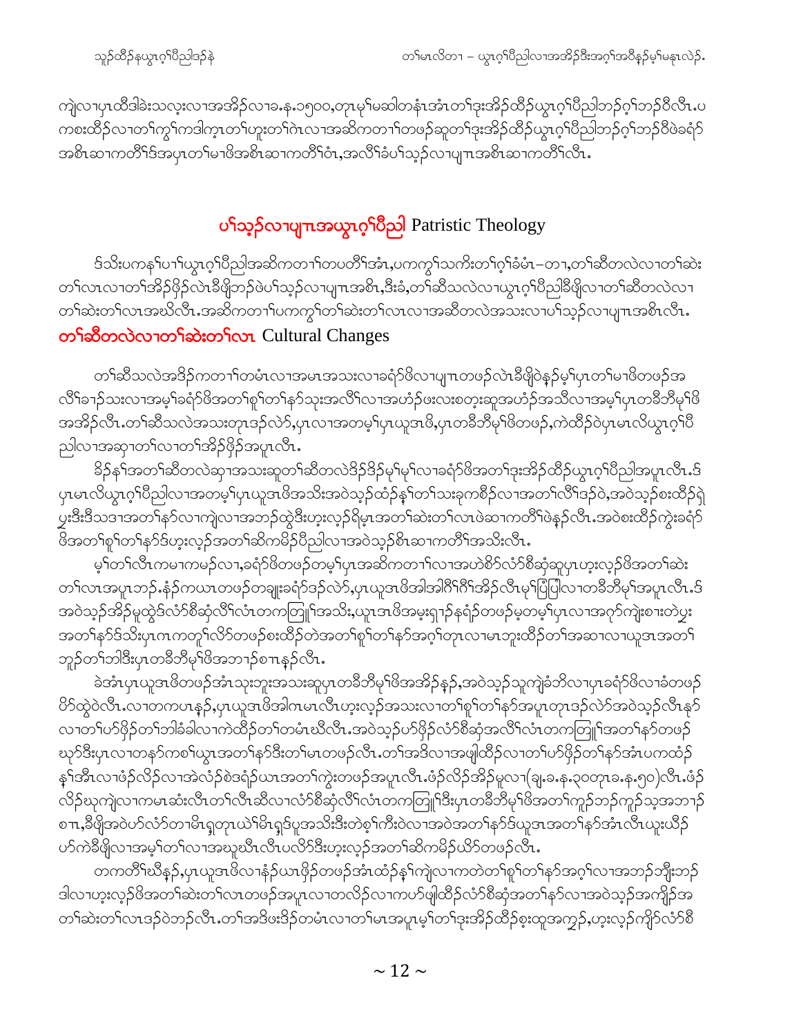ကျဲလၢပှၤထိဒါခဲးသလ့းလၢအအိၣ်လၢခ.နံ.၁၅၀၀,တုၤမ့ၢ်မဆါတနံၤအံၤတၢ်ဒုးအိၣ်ထိၣ်ယွၤဂ့ၢ်ပီညါဘၣ်ဂ့ၢ်ဘၣ်ဝီလီၤ.ပကစးထိၣ်လၢတၢ်ကွၢ်ကဒါက့ၤတၢ်ဟူးတၢ်ဂဲၤလၢအဆိကတၢၢ်တဖၣ်ဆူတၢ်ဒုးအိၣ်ထိၣ်ယွၤဂ့ၢ်ပီညါဘၣ်ဂ့ၢ်ဘၣ်ဝီဖဲခရံာ်အစိၤဆၢကတီၢ်ဒ်အပှၤတၢ်မၢဖိအစိၤဆၢကတီၢ်ဝံၤ,အလီၢ်ခံပၢ်သ့ၣ်လၢပျπအစိၤဆၢကတီၢ်လီၤ.

## ပၢ်သ့ၣ်လၢပျπအယွၤဂ့ၢ်ပီညါ Patristic Theology

ဒ်သိးပကနၢ်ပၢၢ်ယွၤဂ့ၢ်ပီညါအဆိကတၢၢ်တပတီၢ်အံၤ,ပကကွၢ်သကိးတၢ်ဂ့ၢ်ခံမံၤ–တၢ,တၢ်ဆီတလဲလၢတၢ်ဆဲးတၢ်လၤလၢတၢ်အိၣ်ဖှိၣ်လဲၤခီဖျိဘၣ်ဖဲပၢ်သ့ၣ်လၢပျπအစိၤ,ဒီးခံ,တၢ်ဆီသလဲလၢယွၤဂ့ၢ်ပီညါခီဖျိလၢတၢ်ဆီတလဲလၢတၢ်ဆဲးတၢ်လၤအဃိလီၤ.အဆိကတၢၢ်ပကကွၢ်တၢ်ဆဲးတၢ်လၤလၢအဆီတလဲအသးလၢပၢ်သ့ၣ်လၢပျπအစိၤလီၤ.

### တၢ်ဆီတလဲလၢတၢ်ဆဲးတၢ်လၤ Cultural Changes

တၢ်ဆီသလဲအဒိၣ်ကတၢၢ်တမံၤလၢအမၤအသးလၢခရံာ်ဖိလၢပျπတဖၣ်လဲၤခီဖျိဝဲနှၣ်မ့ၢ်ပှၤတၢ်မၢဖိတဖၣ်အလီၢ်ခၢၣ်သးလၢအမ့ၢ်ခရံာ်ဖိအတၢ်စူၢ်တၢ်နာ်သုးအလီၢ်လၢအဟံၣ်ဖးလးစတ့းဆူအဟံၣ်အသီလၢအမ့ၢ်ပှၤတခီဘီမုၢ်ဖိအအိၣ်လီၤ.တၢ်ဆီသလဲအသးတုၤဒၣ်လဲာ်,ပှၤလၢအတမ့ၢ်ပှၤယူအၤဖိ,ပှၤတခီဘီမုၢ်ဖိတဖၣ်,ကဲထိၣ်ဝဲပှၤမၤလိယွၤဂ့ၢ်ပီညါလၢအဆုၢတၢ်လၢတၢ်အိၣ်ဖှိၣ်အပူၤလီၤ.

ခိၣ်နၢ်အတၢ်ဆီတလဲဆုၢအသးဆူတၢ်ဆီတလဲဒိၣ်ဒိၣ်မုၢ်မုၢ်လၢခရံာ်ဖိအတၢ်ဒုးအိၣ်ထိၣ်ယွၤဂ့ၢ်ပီညါအပူၤလီၤ.ဒ်ပှၤမၤလိယွၤဂ့ၢ်ပီညါလၢအတမ့ၢ်ပှၤယူအၤဖိအသိးအဝဲသ့ၣ်ထံၣ်နၢ်တၢ်သးခုကစိၣ်လၢအတၢ်လီၢ်ဒၣ်ဝဲ,အဝဲသ့ၣ်စးထိၣ်ရဲပူးဒီးဒီသဒၢအတၢ်နာ်လၢကျဲလၢအဘၣ်ထွဲဒီးဟ့းလ့ၣ်ရိမ့ၤအတၢ်ဆဲးတၢ်လၤဖဲဆၢကတီၢ်ဖဲနှၣ်လီၤ.အဝဲစးထိၣ်ကွဲးခရံာ်ဖိအတၢ်စူၢ်တၢ်နာ်ဒ်ဟ့းလ့ၣ်အတၢ်ဆိကမိၣ်ပီညါလၢအဝဲသ့ၣ်စိၤဆၢကတီၢ်အသိးလီၤ.

မ့ၢ်တၢ်လီၤကမၢကမၣ်လၢ,ခရံာ်ဖိတဖၣ်တမ့ၢ်ပှၤအဆိကတၢၢ်လၢအဟဲစိာ်လံာ်စီဆှံဆူပှၤဟ့းလ့ၣ်ဖိအတၢ်ဆဲးတၢ်လၤအပူၤဘၣ်.နံၣ်ကယၤတဖၣ်တချုးခရံာ်ဒၣ်လဲာ်,ပှၤယူအၤဖိအါအါဂိၢ်ဂိၢ်အိၣ်လီၤမုၢ်ပြံပြါလၢတခီဘီမုၢ်အပူၤလီၤ.ဒ်အဝဲသ့ၣ်အိၣ်မူထွဲဒ်လံာ်စီဆှံလီၢ်လံၤတကတြူၢ်အသိး,ယူအၤဖိအမူးရှၢၣ်နရံၣ်တဖၣ်မ့တမ့ၢ်ပှၤလၢအဂ့ာ်ကျဲးစၢးတဲပူးအတၢ်နာ်ဒ်သိးပှၤဂၤကတူၢ်လိာ်တဖၣ်စးထိၣ်တဲအတၢ်စူၢ်တၢ်နာ်အဂ့ၢ်တုၤလၢမၤဘူးထိၣ်တၢ်အဆၢလၢယူအၤအတၢ်ဘူၣ်တၢ်ဘါဒီးပှၤတခီဘီမုၢ်ဖိအဘၢၣ်စπနှၣ်လီၤ.

ခဲအံၤပှၤယူအၤဖိတဖၣ်အံၤသုးဘူးအသးဆူပှၤတခီဘီမုၢ်ဖိအအိၣ်နှၣ်,အဝဲသ့ၣ်သူကျဲခံဘိလၢပှၤခရံာ်ဖိလၢခံတဖၣ်ပိာ်ထွဲဝဲလီၤ.လၢတကပၤနှၣ်,ပှၤယူအၤဖိအါဂၤမၤလီၤဟ့းလ့ၣ်အသးလၢတၢ်စူၢ်တၢ်နာ်အပူၤတုၤဒၣ်လဲာ်အဝဲသ့ၣ်လီၤနာ်လၢတၢ်ပာ်ဖှိၣ်တၢ်ဘါခဲခါလၢကဲထိၣ်တၢ်တမံၤဃီလီၤ.အဝဲသ့ၣ်ပာ်ဖှိၣ်လံာ်စီဆှံအလီၢ်လံၤတကတြူၢ်အတၢ်နာ်တဖၣ်ဃုာ်ဒီးပှၤလၢတနာ်ကစၢ်ယွၤအတၢ်နာ်ဒီးတၢ်မၤတဖၣ်လီၤ.တၢ်အဒိလၢအဖျါထိၣ်လၢတၢ်ပာ်ဖှိၣ်တၢ်နာ်အံၤပကထံၣ်နၢ်အီၤလၢဖံၣ်လိၣ်လၢအဲလံၣ်စဲဒရံၣ်ယၤအတၢ်ကွဲးတဖၣ်အပူၤလီၤ.ဖံၣ်လိၣ်အိၣ်မူလၢ(ချ.ခ.နံ.၃၀တုၤခ.နံ.၅၀)လီၤ.ဖံၣ်လိၣ်ဃုကျဲလၢကမၤဆံးလီၤတၢ်လီၤဆီလၢလံာ်စီဆှံလီၢ်လံၤတကတြူၢ်ဒီးပှၤတခီဘီမုၢ်ဖိအတၢ်ကူၣ်ဘၣ်ကူၣ်သ့အဘၢၣ်စπ,ခီဖျိအဝဲပာ်လံာ်တၢမိၤရှုတုၤယဲၢ်မိၤရှၣ်ပူအသိးဒီးတဲစ့ၢ်ကီးဝဲလၢအဝဲအတၢ်နာ်ဒ်ယူအၤအတၢ်နာ်အံၤလီၤယူးယီၣ်ပာ်ကဲခီဖျိလၢအမ့ၢ်တၢ်လၢအဃူဃီၤလီၤပလိာ်ဒီးဟ့းလ့ၣ်အတၢ်ဆိကမိၣ်ယိာ်တဖၣ်လီၤ.

တကတီၢ်ဃီနှၣ်,ပှၤယူအၤဖိလၢနံၣ်ယၤဖှိၣ်တဖၣ်အံၤထံၣ်နၢ်ကျဲလၢကတဲတၢ်စူၢ်တၢ်နာ်အဂ့ၢ်လၢအဘၣ်ဘှီးဘၣ်ဒါလၢဟ့းလ့ၣ်ဖိအတၢ်ဆဲးတၢ်လၤတဖၣ်အပူၤလၢတလိၣ်လၢကပာ်ဖျါထိၣ်လံာ်စီဆှံအတၢ်နာ်လၢအဝဲသ့ၣ်အကျိၣ်အတၢ်ဆဲးတၢ်လၤဒၣ်ဝဲဘၣ်လီၤ.တၢ်အဒိဖးဒိၣ်တမံၤလၢတၢ်မၤအပူၤမ့ၢ်တၢ်ဒုးအိၣ်ထိၣ်စ့းထူအကူ့ၣ်,ဟ့းလ့ၣ်ကျိာ်လံာ်စီ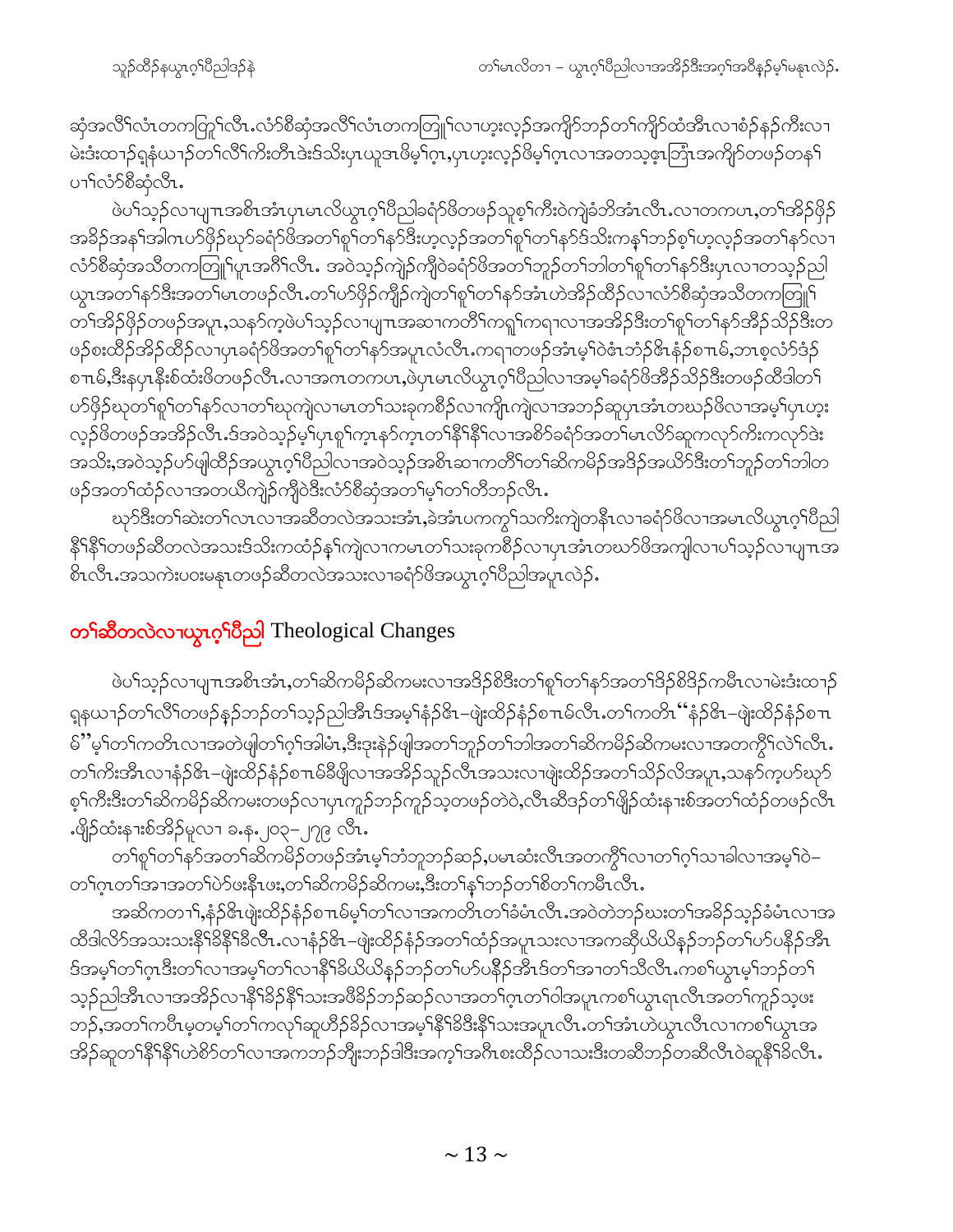ဆုံအလီၢ်လံၤတကတြူၢ်လီၤ.လံာ်စီဆုံအလီၢ်လံၤတကတြူၢ်လၢဟ့းလ့ၣ်အကျိာ်ဘၣ်တၢ်ကျိာ်ထံအီၤလၢစံၣ်နၣ်ကီးလၢမဲးဒံးထၢၣ်ရှနံယၢၣ်တၢ်လိၢ်ကီးတီၤဒဲးဒ်သိးပှၤယူဒၤဖိမ့ၢ်ဂ့ၤ,ပှၤဟ့းလ့ၣ်ဖိမ့ၢ်ဂ့ၤလၢအတသ့ဖှၤဘြံၤအကျိာ်တဖၣ်တနၢ်ပၢၢ်လံာ်စီဆုံလီၤ.

ဖဲပၢ်သ့ၣ်လၢပျπအစိၤအံၤပှၤမၤလိယွၤဂ့ၢ်ပီညါခရံာ်ဖိတဖၣ်သူစ့ၢ်ကီးဝဲကျဲခံဘိအံၤလီၤ.လၢတကပၤ,တၢ်အိၣ်ဖှိၣ်အခိၣ်အနၢ်အါကၤပာ်ဖှိၣ်ဃုာ်ခရံာ်ဖိအတၢ်စူၢ်တၢ်နာ်ဒီးဟ့လ့ၣ်အတၢ်စူၢ်တၢ်နာ်ဒ်သိးကနၢ်ဘၣ်စ့ၢ်ဟ့လ့ၣ်အတၢ်နာ်လၢလံာ်စီဆုံအသိတကတြူၢ်ပူၤအဂီၢ်လီၤ. အဝဲသ့ၣ်ကျဲၣ်ကျိဝဲခရံာ်ဖိအတၢ်ဘူၣ်တၢ်ဘါတၢ်စူၢ်တၢ်နာ်ဒီးပှၤလၢတသ့ၣ်ညါယွၤအတၢ်နာ်ဒီးအတၢ်မၤတဖၣ်လီၤ.တၢ်ပာ်ဖှိၣ်ကျိၣ်ကျဲတၢ်စူၢ်တၢ်နာ်အံၤဟဲအိၣ်ထိၣ်လၢလံာ်စီဆုံအသိတကတြူၢ်တၢ်အိၣ်ဖှိၣ်တဖၣ်အပူၤ,သနာ်က့ဖဲပၢ်သ့ၣ်လၢပျπအဆၢကတီၢ်ကရူၢ်ကရၢလၢအအိၣ်ဒီးတၢ်စူၢ်တၢ်နာ်အိၣ်သိၣ်ဒီးတဖၣ်စးထိၣ်အိၣ်ထိၣ်လၢပှၤခရံာ်ဖိအတၢ်စူၢ်တၢ်နာ်အပူၤလံလီၤ.ကရၢတဖၣ်အံၤမ့ၢ်ဝဲဖံၤဘံၣ်ဇ်ၤနံၣ်စπမ်,ဘၤစ့လံာ်ဒံၣ်စπမ်,ဒီးနပှၤနီးစ်ထံးဖိတဖၣ်လီၤ.လၢအဂၤတကပၤ,ဖဲပှၤမၤလိယွၤဂ့ၢ်ပီညါလၢအမ့ၢ်ခရံာ်ဖိအိၣ်သိၣ်ဒီးတဖၣ်ထီဒါတၢ်ပာ်ဖှိၣ်ဃုတၢ်စူၢ်တၢ်နာ်လၢတၢ်ဃုကျဲလၢမၤတၢ်သးခုကစိၣ်လၢကျိၤကျဲလၢအဘၣ်ဆူပှၤအံၤတဃၣ်ဖိလၢအမ့ၢ်ပှၤဟ့းလ့ၣ်ဖိတဖၣ်အအိၣ်လီၤ.ဒ်အဝဲသ့ၣ်မ့ၢ်ပှၤစူၢ်က့ၤနာ်က့ၤတၢ်နိၢ်နိၢ်လၢအစိာ်ခရံာ်အတၢ်မၤလိာ်ဆူကလုာ်ကီးကလုာ်ဒဲးအသိး,အဝဲသ့ၣ်ပာ်ဖျါထိၣ်အယွၤဂ့ၢ်ပီညါလၢအဝဲသ့ၣ်အစိၤဆၢကတီၢ်တၢ်ဆိကမိၣ်အဒိၣ်အယိာ်ဒီးတၢ်ဘူၣ်တၢ်ဘါတဖၣ်အတၢ်ထံၣ်လၢအတယိကျဲၣ်ကျိဝဲဒီးလံာ်စီဆုံအတၢ်မ့ၢ်တၢ်တီဘၣ်လီၤ.

ဃုာ်ဒီးတၢ်ဆဲးတၢ်လၤလၢအဆီတလဲအသးအံၤ,ခဲအံၤပကကွၢ်သကီးကျဲတနီၤလၢခရံာ်ဖိလၢအမၤလိယွၤဂ့ၢ်ပီညါနိၢ်နိၢ်တဖၣ်ဆီတလဲအသးဒ်သိးကထံၣ်နၢ်ကျဲလၢကမၤတၢ်သးခုကစိၣ်လၢပှၤအံၤတဃာ်ဖိအကျါလၢပၢ်သ့ၣ်လၢပျπအစိၤလီၤ.အသကဲးပဝးမနုၤတဖၣ်ဆီတလဲအသးလၢခရံာ်ဖိအယွၤဂ့ၢ်ပီညါအပူၤလဲၣ်.

## တၢ်ဆီတလဲလၢယွၤဂ့ၢ်ပီညါ Theological Changes

ဖဲပၢ်သ့ၣ်လၢပျπအစိၤအံၤ,တၢ်ဆိကမိၣ်ဆိကမးလၢအဒိၣ်စိဒီးတၢ်စူၢ်တၢ်နာ်အတၢ်ဒိၣ်စိဒိၣ်ကမီၤလၢမဲးဒံးထၢၣ်ရှနယၢၣ်တၢ်လိၢ်တဖၣ်နၣ်ဘၣ်တၢ်သ့ၣ်ညါအီၤဒ်အမ့ၢ်နံၣ်ဇ်ၤ–ဖျဲးထိၣ်နံၣ်စπမ်လီၤ.တၢ်ကတိၤ“နံၣ်ဇ်ၤ–ဖျဲးထိၣ်နံၣ်စπမ်”မ့ၢ်တၢ်ကတိၤလၢအတဲဖျါတၢ်ဂ့ၢ်အါမံၤ,ဒီးဒုးနဲၣ်ဖျါအတၢ်ဘူၣ်တၢ်ဘါအတၢ်ဆိကမိၣ်ဆိကမးလၢအတကွိၢ်လဲၢ်လီၤ. တၢ်ကီးအီၤလၢနံၣ်ဇ်ၤ–ဖျဲးထိၣ်နံၣ်စπမ်ခီဖျိလၢအအိၣ်သူၣ်လီၤအသးလၢဖျဲးထိၣ်အတၢ်သိၣ်လိအပူၤ,သနာ်က့ပာ်ဃုာ်စ့ၢ်ကီးဒီးတၢ်ဆိကမိၣ်ဆိကမးတဖၣ်လၢပှၤကူၣ်ဘၣ်ကူၣ်သ့တဖၣ်တဲဝဲ,လီၤဆီဒၣ်တၢ်ဖျိၣ်ထံးနπစ်အတၢ်ထံၣ်တဖၣ်လီၤ.ဖျိၣ်ထံးနπစ်အိၣ်မူလၢ ခ.န.၂၀၃–၂၇၉ လီၤ.

တၢ်စူၢ်တၢ်နာ်အတၢ်ဆိကမိၣ်တဖၣ်အံၤမ့ၢ်ဘံဘူဘၣ်ဆၣ်,ပမၤဆံးလီၤအတကွိၢ်လၢတၢ်ဂ့ၢ်သၢခါလၢအမ့ၢ်ဝဲ–တၢ်ဂ့ၤတၢ်အၢအတၢ်ပာ်ဖးနီၤဖး,တၢ်ဆိကမိၣ်ဆိကမး,ဒီးတၢ်နၢ်ဘၣ်တၢ်စိတၢ်ကမီၤလီၤ.

အဆိကတၢၢ်,နံၣ်ဇ်ၤဖျဲးထိၣ်နံၣ်စπမ်မ့ၢ်တၢ်လၢအကတိၤတၢ်ခံမံၤလီၤ.အဝဲတဲဘၣ်ဃးတၢ်အခိၣ်သ့ၣ်ခံမံၤလၢအထီဒါလိာ်အသးသးနိၢ်ခိနိၢ်ခီလီၤ.လၢနံၣ်ဇ်ၤ–ဖျဲးထိၣ်နံၣ်အတၢ်ထံၣ်အပူၤသးလၢအကဆိုယိယိနၣ်ဘၣ်တၢ်ဟ်ပနိၣ်အီၤဒ်အမ့ၢ်တၢ်ဂ့ၤဒီးတၢ်လၢအမ့ၢ်တၢ်လၢနိၢ်ခိယိယိနၣ်ဘၣ်တၢ်ဟ်ပနိၣ်အီၤဒ်တၢ်အၢတၢ်သီလီၤ.ကစၢ်ယွၤမ့ၢ်ဘၣ်တၢ်သ့ၣ်ညါအီၤလၢအအိၣ်လၢနိၢ်ခိၣ်နိၢ်သးအဖီခိၣ်ဘၣ်ဆၣ်လၢအတၢ်ဂ့ၤတၢ်ဝါအပူၤကစၢ်ယွၤရၤလီၤအတၢ်ကူၣ်သ့ဖးဘၣ်,အတၢ်ကပီၤမ့တမ့ၢ်တၢ်ကလုၢ်ဆူဟီၣ်ခိၣ်လၢအမ့ၢ်နိၢ်ခိဒီးနိၢ်သးအပူၤလီၤ.တၢ်အံၤဟဲယွၤလီၤလၢကစၢ်ယွၤအအိၣ်ဆူတၢ်နိၢ်နိၢ်ဟဲစိာ်တၢ်လၢအကဘၣ်ဘျီးဘၣ်ဒါဒီးအက့ၢ်အဂီၤစးထိၣ်လၢသးဒီးတဆီဘၣ်တဆီလီၤဝဲဆူနိၢ်ခိလီၤ.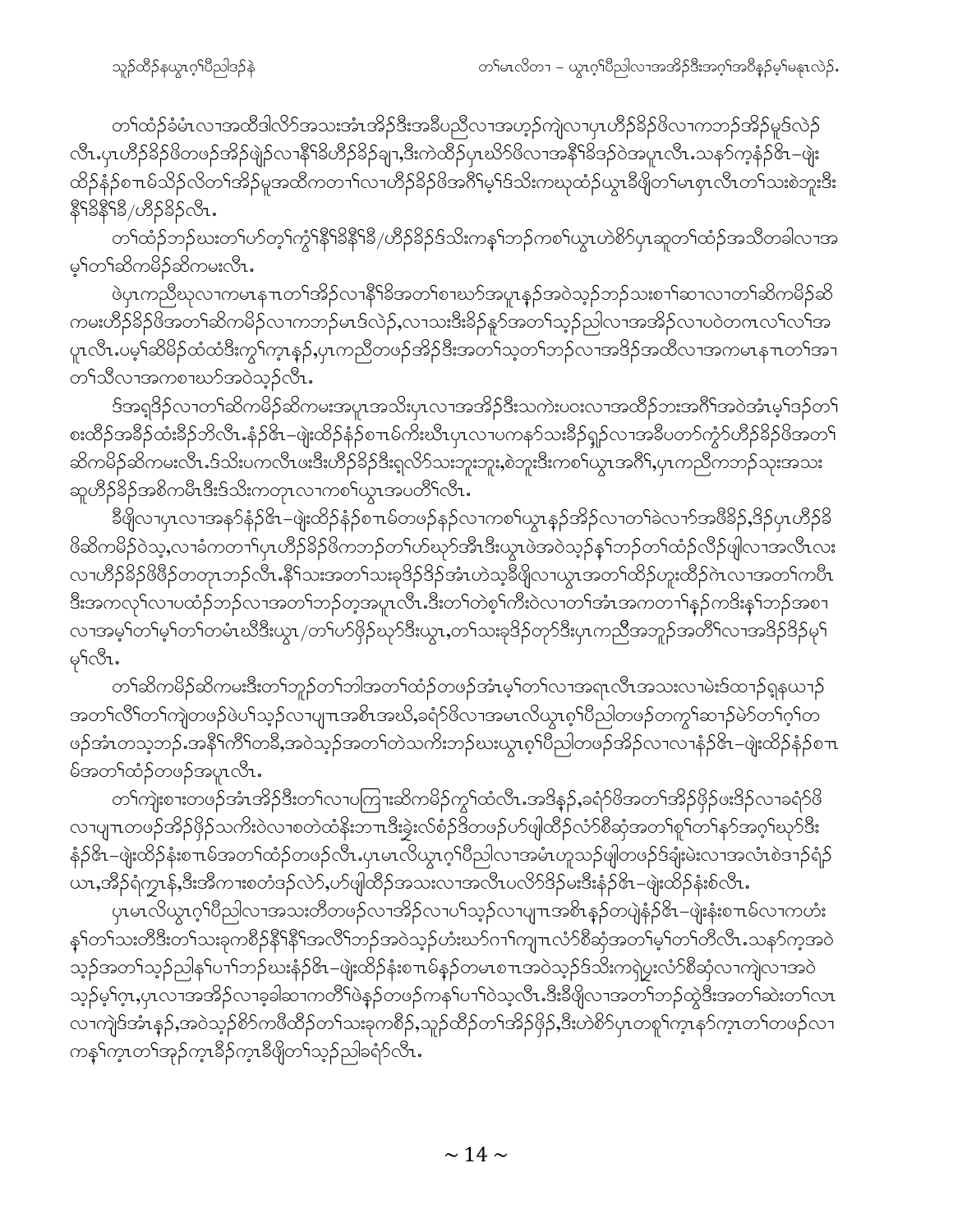တၢ်ထံဉ်ခံမံၤလၢအထီဒါလိာ်အသးအံၤအိဉ်ဒီးအခီပညီလၢအဟ့ဉ်ကျဲလၢပှၤဟီဉ်ခိဉ်ဖိလၢကဘဉ်အိဉ်မူဒ်လဲဉ်လီၤ.ပှၤဟီဉ်ခိဉ်ဖိတဖဉ်အိဉ်ဖျဲဉ်လၢနီၢ်ခိဟီဉ်ခိဉ်ချၢ,ဒီးကဲထိဉ်ပှၤဃိာ်ဖိလၢအနီၢ်ခိဒဉ်ဝဲအပူၤလီၤ.သနာ်က့နံဉ်ဇ်ၤ–ဖျဲးထိဉ်နံဉ်စπၤမ်သိဉ်လိတၢ်အိဉ်မူအထီကတၢၢ်လၢဟီဉ်ခိဉ်ဖိအဂီၢ်မ့ၢ်ဒ်သိးကဃုထံဉ်ယွၤခီဖျိတၢ်မၤစှၤလီၤတၢ်သးစဲဘူးဒီးနီၢ်ခိနီၢ်ခိ/ဟီဉ်ခိဉ်လီၤ.

တၢ်ထံဉ်ဘဉ်ဃးတၢ်ပာ်တ့ၢ်ကွံၢ်နီၢ်ခိနီၢ်ခိ/ဟီဉ်ခိဉ်ဒ်သိးကန့ၢ်ဘဉ်ကစၢ်ယွၤဟဲစိာ်ပှၤဆူတၢ်ထံဉ်အသီတခါလၢအမ့ၢ်တၢ်ဆိကမိဉ်ဆိကမးလီၤ.

ဖဲပှၤကညီဃုလၢကမၤနπၤတၢ်အိဉ်လၢနီၢ်ခိအတၢ်စၢဃာ်အပူၤန့ဉ်အဝဲသ့ဉ်ဘဉ်သးစၢ်ဆၢလၢတၢ်ဆိကမိဉ်ဆိကမးဟီဉ်ခိဉ်ဖိအတၢ်ဆိကမိဉ်လၢကဘဉ်မၤဒ်လဲဉ်,လၢသးဒီးခိဉ်နူာ်အတၢ်သ့ဉ်ညါလၢအအိဉ်လၢပဝဲတဂၤလၢ်လၢ်အပူၤလီၤ.ပမ့ၢ်ဆိမိဉ်ထံထံဒီးကွၢ်က့ၤန့ဉ်,ပှၤကညီတဖဉ်အိဉ်ဒီးအတၢ်သ့တၢ်ဘဉ်လၢအဒိဉ်အထီလၢအကမၤနπၤတၢ်အၢတၢ်သီလၢအကစၢဃာ်အဝဲသ့ဉ်လီၤ.

ဒ်အရှဒိဉ်လၢတၢ်ဆိကမိဉ်ဆိကမးအပူၤအသိးပှၤလၢအအိဉ်ဒီးသကဲးပဝးလၢအထိဉ်ဘးအဂီၢ်အဝဲအံၤမ့ၢ်ဒဉ်တၢ်စးထိဉ်အခိဉ်ထံးခိဉ်ဘိလီၤ.နံဉ်ဇ်ၤ–ဖျဲးထိဉ်နံဉ်စπၤမ်ကီးဃိၤပှၤလၢပကနာ်သးခိဉ်ရှဉ်လၢအခီပတာ်ကွံာ်ဟီဉ်ခိဉ်ဖိအတၢ်ဆိကမိဉ်ဆိကမးလီၤ.ဒ်သိးပကလီၤဖးဒီးဟီဉ်ခိဉ်ဒီးရှလိာ်သးဘူးဘူး,စဲဘူးဒီးကစၢ်ယွၤအဂီၢ်,ပှၤကညီကဘဉ်သုးအသးဆူဟီဉ်ခိဉ်အစိကမီၤဒီးဒ်သိးကတုၤလၢကစၢ်ယွၤအပတိၢ်လီၤ.

ခီဖျိလၢပှၤလၢအနာ်နံဉ်ဇ်ၤ–ဖျဲးထိဉ်နံဉ်စπၤမ်ကတဖဉ်နဉ်လၢကစၢ်ယွၤနဉ်အိဉ်လၢတၢ်ခဲလၢာ်အဖီခိဉ်,ဒိဉ်ပှၤဟီဉ်ခိဉ်ဖိဆိကမိဉ်ဝဲသ့,လၢခံကတၢၢ်ပှၤဟီဉ်ခိဉ်ဖိကဘဉ်တၢ်ဟ်ဃုာ်အီၤဒီးယွၤဖဲအဝဲသ့ဉ်နှၤ်ဘဉ်တၢ်ထံဉ်လိဉ်ဖျါလၢအလီၤလးလၢဟီဉ်ခိဉ်ဖိဖိဉ်တတုၤဘဉ်လီၤ.နီၢ်သးအတၢ်သးခုဒိဉ်ဒိဉ်အံၤဟဲသ့ခီဖျိလၢယွၤအတၢ်ထိဉ်ဟူးထိဉ်ဂဲၤလၢအတၢ်ကပီၤဒီးအကလုၢ်လၢပထံဉ်ဘဉ်လၢအတၢ်ဘဉ်တ့အပူၤလီၤ.ဒီးတၢ်တဲစ့ၢ်ကီးဝဲလၢတၢ်အံၤအကတၢၢ်န့ဉ်ကဒိးန့ၢ်ဘဉ်အစၢလၢအမ့ၢ်တၢ်မ့ၢ်တၢ်တမံၤဃိဒီးယွၤ/တၢ်ပာ်ဖှိဉ်ဃုာ်ဒီးယွၤ,တၢ်သးခုဒိဉ်တုာ်ဒီးပှၤကညီအဘူဉ်အတီၢ်လၢအဒိဉ်ဒိဉ်မုၢ်မုၢ်လီၤ.

တၢ်ဆိကမိဉ်ဆိကမးဒီးတၢ်ဘူဉ်တၢ်ဘါအတၢ်ထံဉ်တဖဉ်အံၤမ့ၢ်တၢ်လၢအရၤလီၤအသးလၢမဲးဒ်ထၢဉ်ရှနယၢဉ်အတၢ်လီၢ်တၢ်ကျဲတဖဉ်ဖဲပၢ်သ့ဉ်လၢပျπၤအစိၤအဃိ,ခရံာ်ဖိလၢအမၤလိယွၤဂ့ၢ်ပီညါတဖဉ်တကွၢ်ဆၢဉ်မဲာ်တၢ်ဂ့ၢ်တဖဉ်အံၤတသ့ဘဉ်.အနီၢ်ကိၢ်တခီ,အဝဲသ့ဉ်အတၢ်တဲသကိးဘဉ်ဃးယွၤဂ့ၢ်ပီညါတဖဉ်အိဉ်လၢလၢနံဉ်ဇ်ၤ–ဖျဲးထိဉ်နံဉ်စπၤမ်အတၢ်ထံဉ်တဖဉ်အပူၤလီၤ.

တၢ်ကျဲးစၢးတဖဉ်အံၤအိဉ်ဒီးတၢ်လၢပကြၢးဆိကမိဉ်ကွၢ်ထံလီၤ.အဒိန့ဉ်,ခရံာ်ဖိအတၢ်အိဉ်ဖှိဉ်ဖးဒိဉ်လၢခရံာ်ဖိလၢပျπၤတဖဉ်အိဉ်ဖှိဉ်သကိးဝဲလၢစတဲထံနီးဘπၤဒီးခဲ့းလ်စံဉ်ဒိတဖဉ်ပာ်ဖျါထိဉ်လံာ်စီဆုံအတၢ်စူၢ်တၢ်နာ်အဂ့ၢ်ဃုာ်ဒီးနံဉ်ဇ်ၤ–ဖျဲးထိဉ်နံးစπၤမ်အတၢ်ထံဉ်တဖဉ်လီၤ.ပှၤမၤလိယွၤဂ့ၢ်ပီညါလၢအမံၤဟူသဉ်ဖျါတဖဉ်ဒ်ချံးမဲးလၢအလံၤစဲဒၢဉ်ရံဉ်ယၤ,အိဉ်ရံဂ္ဂၤန်,ဒီးအီကπၤစတံဒဉ်လဲာ်,ပာ်ဖျါထိဉ်အသးလၢအလီၤပလိာ်ဒိဉ်မးဒီးနံဉ်ဇ်ၤ–ဖျဲးထိဉ်နံးစ်လီၤ.

ပှၤမၤလိယွၤဂ့ၢ်ပီညါလၢအသးတီတဖဉ်လၢအိဉ်လၢပၢ်သ့ဉ်လၢပျπၤအစိၤနဉ်တပျဲနံဉ်ဇ်ၤ–ဖျဲးနံးစπၤမ်လၢကဟံးန့ၢ်တၢ်သးတီဒီးတၢ်သးခုကစီဉ်နီၢ်နီၢ်အလီၢ်ဘဉ်အဝဲသ့ဉ်ဟံးဃာ်ဂၢၢ်ကျπၤလံာ်စီဆုံအတၢ်မ့ၢ်တၢ်တီလီၤ.သနာ်က့အဝဲသ့ဉ်အတၢ်သ့ဉ်ညါန့ၢ်ပၢၢ်ဘဉ်ဃးနံဉ်ဇ်ၤ–ဖျဲးထိဉ်နံးစπၤမ်နှဉ်တမၤစπၤအဝဲသ့ဉ်ဒ်သိးကရဲပွးလံာ်စီဆုံလၢကျဲလၢအဝဲသ့ဉ်မ့ၢ်ဂ့ၤ,ပှၤလၢအအိဉ်လၢခ့ခါဆၢကတီၢ်ဖဲန့ဉ်တဖဉ်ကန့ၢ်ပၢၢ်ဝဲသ့လီၤ.ဒီးခီဖျိလၢအတၢ်ဘဉ်ထွဲဒီးအတၢ်ဆဲးတၢ်လၢလၢကျဲဒ်အံၤန့ဉ်,အဝဲသ့ဉ်စိာ်ကဖီထိဉ်တၢ်သးခုကစီဉ်,သုဉ်ထီဉ်တၢ်အိဉ်ဖှိဉ်,ဒီးဟဲစိာ်ပှၤတစူၢ်က့ၤနာ်က့ၤတၢ်တဖဉ်လၢကန့ၢ်က့ၤတၢ်အုဉ်က့ၤခီဉ်က့ၤခီဖျိတၢ်သ့ဉ်ညါခရံာ်လီၤ.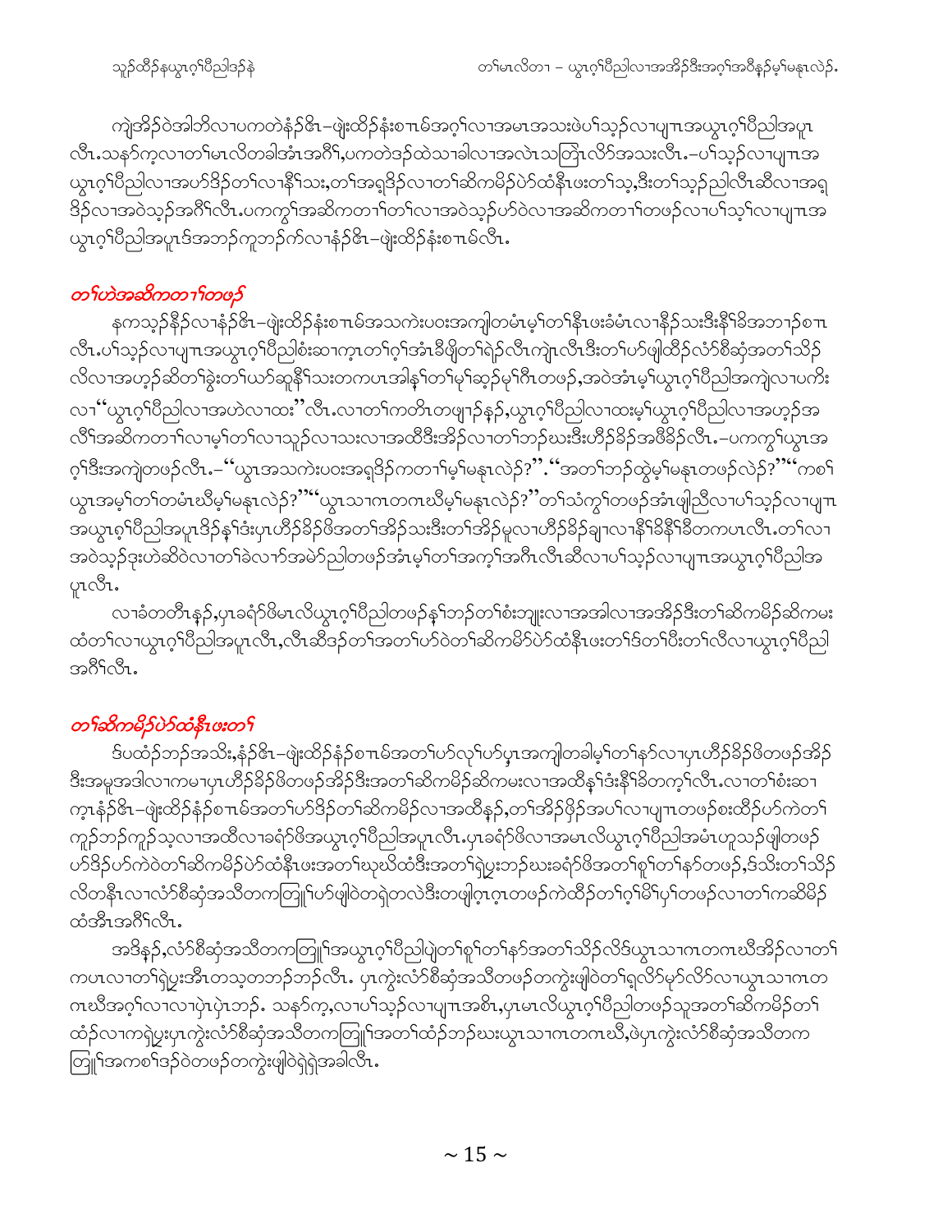ကျဲအိၣ်ဝဲအါဘိလၢပကတဲနံၣ်ဖိၤ–ဖျဲးထိၣ်နံးစၢၤမ်အဂ့ၢ်လၢအမၤအသးဖဲပၢ်သ့ၣ်လၢပျ႑ာအယွၤဂ့ၢ်ပီညါအပူၤလီၤ.သနာ်က့လၢတၢ်မၤလိတခါအံၤအဂီၢ်,ပကတဲဒၣ်ထဲသၢခါလၢအလဲၤသတြဲၤလိာ်အသးလီၤ.–ပၢ်သ့ၣ်လၢပျ႑ာအယွၤဂ့ၢ်ပီညါလၢအပာ်ဒိၣ်တၢ်လၢနိၢ်သး,တၢ်အရှဒိၣ်လၢတၢ်ဆိကမိၣ်ပဲာ်ထံနီၤဖးတၢ်သ့,ဒီးတၢ်သ့ၣ်ညါလီၤဆီလၢအရှဒိၣ်လၢအဝဲသ့ၣ်အဂီၢ်လီၤ.ပကကွၢ်အဆိကတၢၢ်တၢ်လၢအဝဲသ့ၣ်ဟ်ဝဲလၢအဆိကတၢၢ်တဖၣ်လၢပၢ်သ့ၢ်လၢပျ႑ာအယွၤဂ့ၢ်ပီညါအပူၤဒ်အဘၣ်ကူဘၣ်က်လၢနံၣ်ဖိၤ–ဖျဲးထိၣ်နံးစၢၤမ်လီၤ.

## တၢ်ဟဲအဆိကတၢၢ်တဖၣ်

နကသ့ၣ်နီၣ်လၢနံၣ်ဖိၤ–ဖျဲးထိၣ်နံးစၢၤမ်အသကဲးပဝးအကျါတမံၤမ့ၢ်တၢ်နီၤဖးခံမံၤလၢနိၣ်သးဒီးနိၢ်ခိအဘၢၣ်စၢၤလီၤ.ပၢ်သ့ၣ်လၢပျ႑ာအယွၤဂ့ၢ်ပီညါစံးဆၢက့ၤတၢ်ဂ့ၢ်အံၤခီဖျိတၢ်ရဲၣ်လီၤကျဲၤလီၤဒီးတၢ်ဟ်ဖျါထိၣ်လံာ်စီဆုံအတၢ်သိၣ်လိလၢအဟ့ၣ်ဆိတၢ်ခွဲးတၢ်ယာ်ဆူနိၢ်သးတကပၤအါန့ၢ်တၢ်မ့ၢ်ဆ့ၣ်မ့ၢ်ဂီၤတဖၣ်,အဝဲအံၤမ့ၢ်ယွၤဂ့ၢ်ပီညါအကျဲလၢပကိးလၢ"ယွၤဂ့ၢ်ပီညါလၢအဟဲလၢထး"လီၤ.လၢတၢ်ကတိၤတဖျၢၣ်နၣ်,ယွၤဂ့ၢ်ပီညါလၢထးမ့ၢ်ယွၤဂ့ၢ်ပီညါလၢအဟ့ၣ်အလီၢ်အဆိကတၢၢ်လၢမ့ၢ်တၢ်လၢသူၣ်လၢသးလၢအထိဒီးအိၣ်လၢတၢ်ဘၣ်ဃးဒီးဟီၣ်ခိၣ်အဖီခိၣ်လီၤ.–ပကကွၢ်ယွၤအဂ့ၢ်ဒီးအကျဲတဖၣ်လီၤ.–"ယွၤအသကဲးပဝးအရှဒိၣ်ကတၢၢ်မ့ၢ်မနုၤလဲၣ်?"."အတၢ်ဘၣ်ထွဲမ့ၢ်မနုၤတဖၣ်လဲၣ်?""ကစၢ်ယွၤအမ့ၢ်တၢ်တမံၤဃီမ့ၢ်မနုၤလဲၣ်?""ယွၤသၢဂၤတဂၤဃီမ့ၢ်မနုၤလဲၣ်?"တၢ်သံကွၢ်တဖၣ်အံၤဖျါညီလၢပၢ်သ့ၣ်လၢပျ႑ာအယွၤဂ့ၢ်ပီညါအပူၤဒိၣ်နှၤ်ဒံးပှၤဟီၣ်ခိၣ်ဖိအတၢ်အိၣ်သးဒီးတၢ်အိၣ်မူလၢဟီၣ်ခိၣ်ချၢလၢနိၢ်ခိနိၢ်ခိတကပၤလီၤ.တၢ်လၢအဝဲသ့ၣ်ဒုးဟဲဆိဝဲလၢတၢ်ခဲလၢာ်အမဲာ်ညါတဖၣ်အံၤမ့ၢ်တၢ်အက့ၢ်အဂီၤလီၤဆီလၢပၢ်သ့ၣ်လၢပျ႑ာအယွၤဂ့ၢ်ပီညါအပူၤလီၤ.

လၢခံတတီၤနၣ်,ပှၤခရံာ်ဖိမၤလိယွၤဂ့ၢ်ပီညါတဖၣ်နှၤ်ဘၣ်တၢ်စံးဘျုးလၢအအါလၢအအိၣ်ဒီးတၢ်ဆိကမိၣ်ဆိကမးထံတၢ်လၢယွၤဂ့ၢ်ပီညါအပူၤလီၤ,လီၤဆီဒၣ်တၢ်အတၢ်ဟ်ဝဲတၢ်ဆိကမိာ်ပဲာ်ထံနီၤဖးတၢ်ဒ်တၢ်ပီးတၢ်လီလၢယွၤဂ့ၢ်ပီညါအဂီၢ်လီၤ.

## တၢ်ဆိကမိၣ်ပဲာ်ထံနီၤဖးတၢ်

ဒ်ပထံၣ်ဘၣ်အသိး,နံၣ်ဖိၤ–ဖျဲးထိၣ်နံၣ်စၢၤမ်အတၢ်ဟ်လုၢ်ဟ်ပှ့ၤအကျါတခါမ့ၢ်တၢ်နှာ်လၢပှၤဟီၣ်ခိၣ်ဖိတဖၣ်အိၣ်ဒီးအမူအဒါလၢကမၢပှၤဟီၣ်ခိၣ်ဖိတဖၣ်အိၣ်ဒီးအတၢ်ဆိကမိၣ်ဆိကမးလၢအထိန့ၢ်ဒံးနိၢ်ခိတက့ၢ်လီၤ.လၢတၢ်စံးဆၢက့ၤနံၣ်ဖိၤ–ဖျဲးထိၣ်နံၣ်စၢၤမ်အတၢ်ဟ်ဒိၣ်တၢ်ဆိကမိၣ်လၢအထိနၣ်,တၢ်အိၣ်ဖှိၣ်အပၢ်လၢပျ႑ာတဖၣ်စးထိၣ်ဟ်ကဲတၢ်ကူၣ်ဘၣ်ကူၣ်သ့လၢအထိလၢခရံာ်ဖိအယွၤဂ့ၢ်ပီညါအပူၤလီၤ.ပှၤခရံာ်ဖိလၢအမၤလိယွၤဂ့ၢ်ပီညါအမံၤဟူသၣ်ဖျါတဖၣ်ဟ်ဒိၣ်ဟ်ကဲဝဲတၢ်ဆိကမိၣ်ပဲာ်ထံနီၤဖးအတၢ်ဃုဃိထံဒီးအတၢ်ရဲပွးဘၣ်ဃးခရံာ်ဖိအတၢ်စူၢ်တၢ်နှာ်တဖၣ်,ဒ်သိးတၢ်သိၣ်လိတနီၤလၢလံာ်စီဆုံအသိတကတြူၢ်ဟ်ဖျါဝဲတရဲတလဲဒီးတဖျါဂ့ၤဂ့ၤတဖၣ်ကဲထိၣ်တၢ်ဂ့ၢ်မိၢ်ပှၢ်တဖၣ်လၢတၢ်ကဆိမိၣ်ထံအီၤအဂီၢ်လီၤ.

အဒိနၣ်,လံာ်စီဆုံအသိတကတြူၢ်အယွၤဂ့ၢ်ပီညါပျဲတၢ်စူၢ်တၢ်နှာ်အတၢ်သိၣ်လိဒ်ယွၤသၢဂၤတဂၤဃီအိၣ်လၢတၢ်ကပၤလၢတၢ်ရဲပွးအီၤတသ့တဘၣ်ဘၣ်လီၤ. ပှၤကွဲးလံာ်စီဆုံအသိတဖၣ်တကွဲးဖျါဝဲတၢ်ရှလိာ်မှာ်လိာ်လၢယွၤသၢဂၤတဂၤဃီအဂ့ၢ်လၢလၢပုံၤပုံၤဘၣ်. သနာ်က့,လၢပၢ်သ့ၣ်လၢပျ႑ာအစိၤ,ပှၤမၤလိယွၤဂ့ၢ်ပီညါတဖၣ်သူအတၢ်ဆိကမိၣ်တၢ်ထံၣ်လၢကရဲပွးပှၤကွဲးလံာ်စီဆုံအသိတကတြူၢ်အတၢ်ထံၣ်ဘၣ်ဃးယွၤသၢဂၤတဂၤဃီ,ဖဲပှၤကွဲးလံာ်စီဆုံအသိတကတြူၢ်အကစၢ်ဒၣ်ဝဲတဖၣ်တကွဲးဖျါဝဲရဲရဲအခါလီၤ.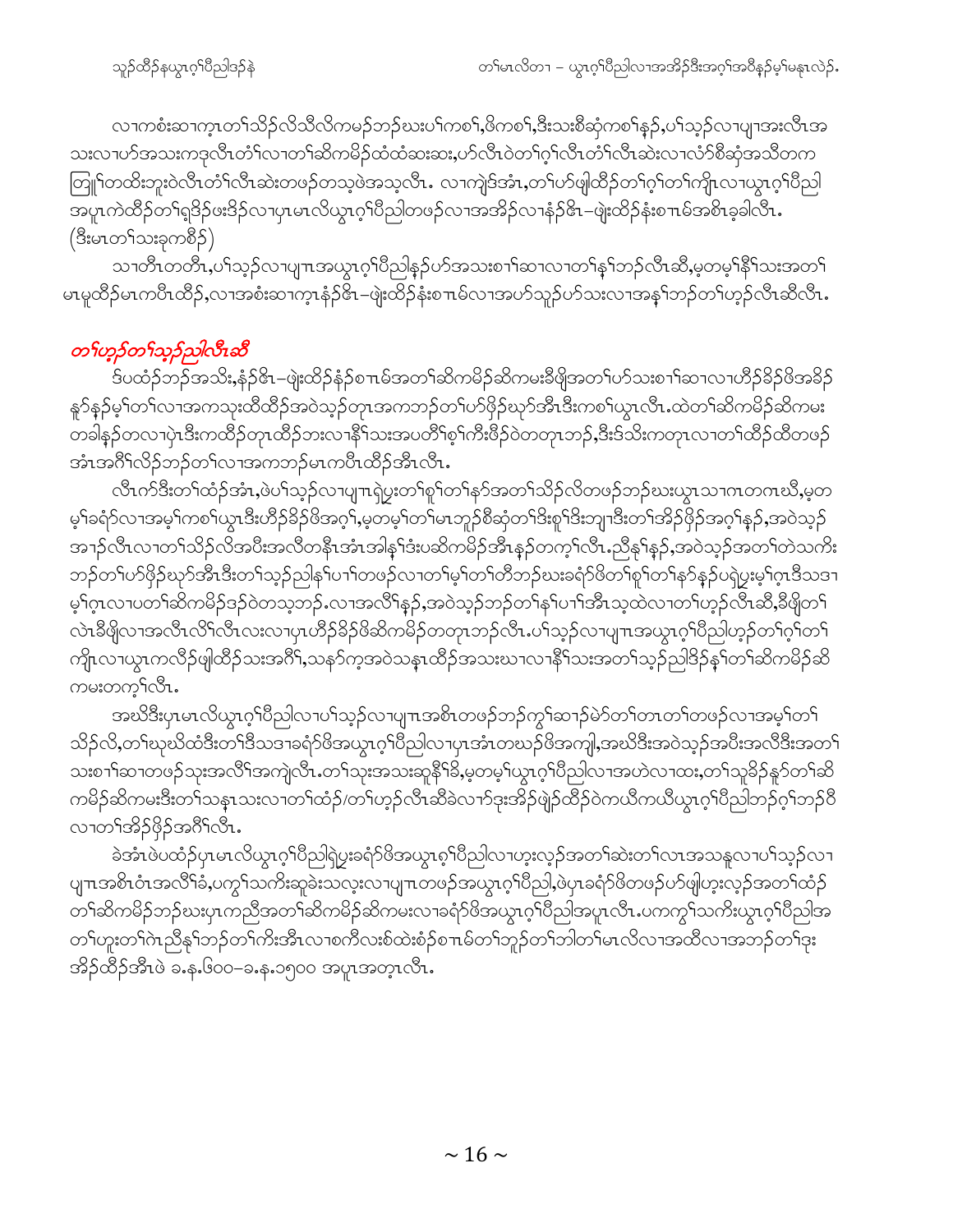လၢကစံးဆၢက့ၤတၢ်သိဉ်လိသီလိကမ့ဉ်ဘဉ်ဃးပၢ်ကစၢ်,ဖိကစၢ်,ဒီးသးစီဆှံကစၢ်နှဉ်,ပၢ်သ့ဉ်လၢပျၢအးလီၤအသးလၢပာ်အသးကဒုလီၤတံၢ်လၢတၢ်ဆိကမိဉ်ထံထံဆးဆး,ဟ်လီၤဝဲတၢ်ဂ့ၢ်လီၤတံၢ်လီၤဆဲးလၢလံာ်စီဆှံအသီတကတြူၢ်တထိးဘူးဝဲလီၤတံၢ်လီၤဆဲးတဖဉ်တသ့ဖဲအသ့လီၤ. လၢကျဲဒ်အံၤ,တၢ်ပာ်ဖျါထီဉ်တၢ်ဂ့ၢ်တၢ်ကျိၤလၢယွၤဂ့ၢ်ပီညါအပူၤကဲထီဉ်တၢ်ရှဒိဉ်ဖးဒိဉ်လၢပှၤမၤလိယွၤဂ့ၢ်ပီညါတဖဉ်လၢအအိဉ်လၢနံဉ်ဖိၤ–ဖျဲးထိဉ်နံးစၢၤမ်အစိၤခ့ခါလီၤ. (ဒီးမၤတၢ်သးခုကစီဉ်)

သၢတီၤတတီၤ,ပၢ်သ့ဉ်လၢပျၢၤအယွၤဂ့ၢ်ပီညါနှဉ်ပာ်အသးစၢၢ်ဆၢလၢတၢ်နၢ်ဘဉ်လီၤဆီ,မ့တမ့ၢ်နီၢ်သးအတၢ်မၤမူထိဉ်မၤကပီၤထိဉ်,လၢအစံးဆၢက့ၤနံဉ်ဖိၤ–ဖျဲးထိဉ်နံးစၢၤမ်လၢအပာ်သူဉ်ပာ်သးလၢအနၢ်ဘဉ်တၢ်ဟ့ဉ်လီၤဆီလီၤ.

## *တၢ်ဟ့ဉ်တၢ်သ့ဉ်ညါလီၤဆီ*

ဒ်ပထံဉ်ဘဉ်အသိး,နံဉ်ဖိၤ–ဖျဲးထိဉ်နံဉ်စၢၤမ်အတၢ်ဆိကမိဉ်ဆိကမးခီဖျိအတၢ်ပာ်သးစၢၢ်ဆၢလၢဟိဉ်ခိဉ်ဖိအခိဉ်နူာ်နှဉ်မ့ၢ်တၢ်လၢအကသုးထိထိဉ်အဝဲသ့ဉ်တုၤအကဘဉ်တၢ်ပာ်ဖှိဉ်ဃှာ်အီၤဒီးကစၢ်ယွၤလီၤ.ထဲတၢ်ဆိကမိဉ်ဆိကမးတခါနှဉ်တလၢပုံၤဒီးကထိဉ်တုၤထိဉ်ဘးလၢနီၢ်သးအပတိၢ်စ့ၢ်ကီးဖိဉ်ဝဲတတုၤဘဉ်,ဒီးဒ်သိးကတုၤလၢတၢ်ထိဉ်ထိတဖဉ်အံၤအဂီၢ်လိဉ်ဘဉ်တၢ်လၢအကဘဉ်မၤကပီၤထိဉ်အီၤလီၤ.

လီၤက်ဒီးတၢ်ထံဉ်အံၤ,ဖဲပၢ်သ့ဉ်လၢပျၢၤရဲပွးတၢ်စူၢ်တၢ်နာ်အတၢ်သိဉ်လိတဖဉ်ဘဉ်ဃးယွၤသၢကၤတကၤဃီ,မ့တမ့ၢ်ခရံာ်လၢအမ့ၢ်ကစၢ်ယွၤဒီးဟိဉ်ခိဉ်ဖိအဂ့ၢ်,မ့တမ့ၢ်တၢ်မၤဘူဉ်စီဆှံကစၢ်ဒီးစူၢ်ဒီးဘျၢဒီးတၢ်အိဉ်ဖှိဉ်အဂ့ၢ်နှဉ်,အဝဲသ့ဉ်အၢဉ်လီၤလၢတၢ်သိဉ်လိအပီးအလီတနီၤအံၤအါန့ၢ်ဒံးပဆိကမိဉ်အီၤနှဉ်တက့ၢ်လီၤ.ညီနှၢ်နှဉ်,အဝဲသ့ဉ်အတၢ်တဲသကိးဘဉ်တၢ်ပာ်ဖှိဉ်ဃှာ်အီၤဒီးတၢ်သ့ဉ်ညါန့ၢ်ပၢၢ်တဖဉ်လၢတၢ်မ့ၢ်တၢ်တီဘဉ်ဃးခရံာ်ဖိတၢ်စူၢ်တၢ်နာ်နှဉ်ပရဲပွးမ့ၢ်ဂ့ၤဒီးသဒၢမ့ၢ်ဂ့ၤလၢပတၢ်ဆိကမိဉ်ဒဉ်ဝဲတသ့ဘဉ်.လၢအလီၢ်နှဉ်,အဝဲသ့ဉ်ဘဉ်တၢ်နၢ်ပၢၢ်အီၤသ့ထဲလၢတၢ်ဟ့ဉ်လီၤဆီ,ခီဖျိတၢ်လဲၤခီဖျိလၢအလီၤလိၢ်လီၤလးလၢပှၤဟိဉ်ခိဉ်ဖိဆိကမိဉ်တတုၤဘဉ်လီၤ.ပၢ်သ့ဉ်လၢပျၢၤအယွၤဂ့ၢ်ပီညါဟ့ဉ်တၢ်ဂ့ၢ်တၢ်ကျိၤလၢယွၤကလီဉ်ဖျါထိဉ်သးအဂီၢ်,သနာ်က့အဝဲသန့ၤထိဉ်အသးဃၢလၢနီၢ်သးအတၢ်သ့ဉ်ညါဒိဉ်နှၢ်တၢ်ဆိကမိဉ်ဆိကမးတက့ၢ်လီၤ.

အဃိဒီးပှၤမၤလိယွၤဂ့ၢ်ပီညါလၢပၢ်သ့ဉ်လၢပျၢၤအစိၤတဖဉ်ဘဉ်ကွၢ်ဆၢဉ်မဲာ်တၢ်တၢတၢ်တဖဉ်လၢအမ့ၢ်တၢ်သိဉ်လိ,တၢ်ဃုဃိထံဒီးတၢ်ဒီသဒၢခရံာ်ဖိအယွၤဂ့ၢ်ပီညါလၢပှၤအံၤတဃဉ်ဖိအကျါ,အဃိဒီးအဝဲသ့ဉ်အပီးအလီဒီးအတၢ်သးစၢၢ်ဆၢတဖဉ်သုးအလီၢ်အကျဲလီၤ.တၢ်သုးအသးဆူနီၢ်ခိ,မ့တမ့ၢ်ယွၤဂ့ၢ်ပီညါလၢအဟဲလၢထး,တၢ်သူခိဉ်နူာ်တၢ်ဆိကမိဉ်ဆိကမးဒီးတၢ်သန္ၤသးလၢတၢ်ထံဉ်/တၢ်ဟ့ဉ်လီၤဆီခဲလၢာ်ဒုးအိဉ်ဖျဲဉ်ထိဉ်ဝဲကယီကယီယွၤဂ့ၢ်ပီညါဘဉ်ဂ့ၢ်ဘဉ်ဝီလၢတၢ်အိဉ်ဖှိဉ်အဂီၢ်လီၤ.

ခဲအံၤဖဲပထံဉ်ပှၤမၤလိယွၤဂ့ၢ်ပီညါရဲပွးခရံာ်ဖိအယွၤဂ့ၢ်ပီညါလၢဟ့းလ့ဉ်အတၢ်ဆဲးတၢ်လၢအသန္ၤလၢပၢ်သ့ဉ်လၢပျၢၤအစိၤဝံၤအလီၢ်ခံ,ပကွၢ်သကိးဆူခဲးသလ့းလၢပျၢၤတဖဉ်အယွၤဂ့ၢ်ပီညါ,ဖဲပှၤခရံာ်ဖိတဖဉ်ပာ်ဖျါဟ့းလ့ဉ်အတၢ်ထံဉ်တၢ်ဆိကမိဉ်ဘဉ်ဃးပှၤကညီအတၢ်ဆိကမိဉ်ဆိကမးလၢခရံာ်ဖိအယွၤဂ့ၢ်ပီညါအပူၤလီၤ.ပကကွၢ်သကိးယွၤဂ့ၢ်ပီညါအတၢ်ဟူးတၢ်ဂဲၤညီနှၢ်ဘဉ်တၢ်ကီးအီၤလၢစကီလးစ်ထဲးစံဉ်စၢၤမ်တၢ်ဘူဉ်တၢ်ဘါတၢ်မၤလိလၢအထီလၢအဘဉ်တၢ်ဒုးအိဉ်ထိဉ်အီၤဖဲ ခ.န.၆၀၀–ခ.န.၁၅၀၀ အပူၤအတ့ၤလီၤ.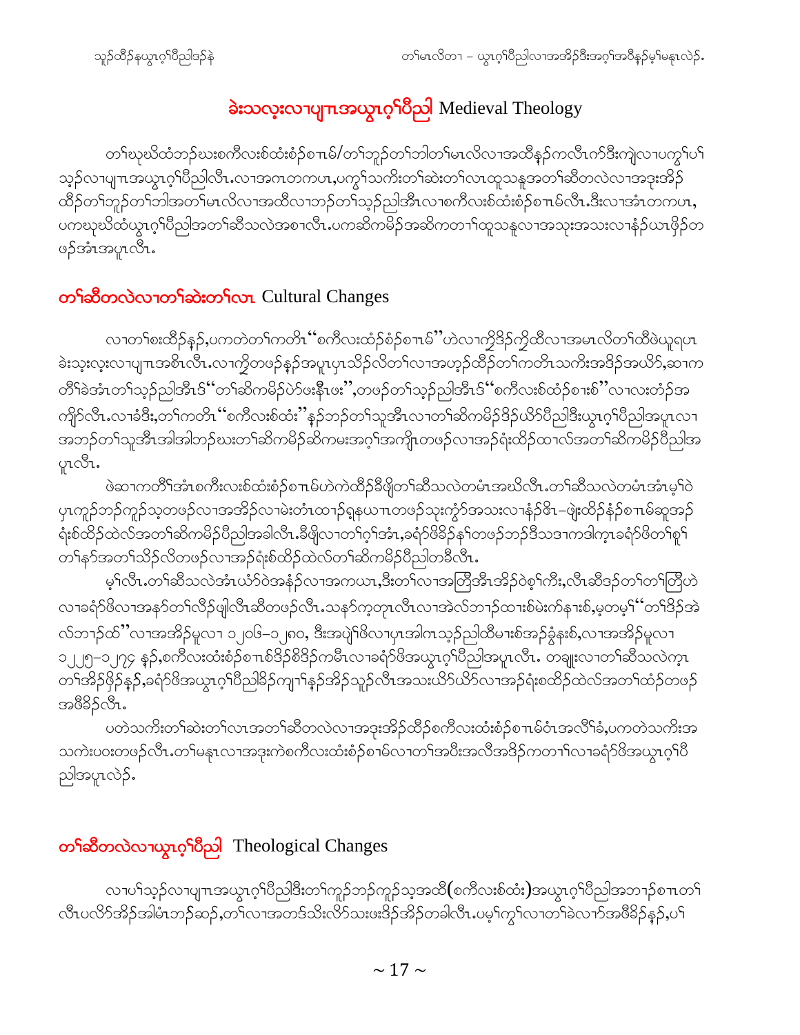## ခဲးသလ့းလၢပျπအယွၤဂ့ၢ်ပီညါ Medieval Theology

တၢ်ဃုဃိထံဘ်ၦဃးစကီလးစ်ထံးစံဉ်စၢπမ်/တၢ်ဘူဉ်တၢ်ဘါတၢ်မၤလိလၢအထိနဉ်ကလီၤက်ဒီးကျဲလၢပကွၢ်ပၢ်သ့ဉ်လၢပျπအယွၤဂ့ၢ်ပီညါလီၤ.လၢအကတကပၤ,ပကွၢ်သကိးတၢ်ဆဲးတၢ်လၤထူသနူအတၢ်ဆီတလဲလၢအဒုးအိဉ်ထိဉ်တၢ်ဘူဉ်တၢ်ဘါအတၢ်မၤလိလၢအထိလၢဘဉ်တၢ်သ့ဉ်ညါအီၤလၢစကီလးစ်ထံးစံဉ်စၢπမ်လီၤ.ဒီးလၢအံၤတကပၤ,ပကဃုဃိထံယွၤဂ့ၢ်ပီညါအတၢ်ဆီသလဲအစၢလီၤ.ပကဆိကမိဉ်အဆိကတၢၢ်ထူသနူလၢအသုးအသးလၢနံဉ်ယၤဖှိဉ်တဖဉ်အံၤအပူၤလီၤ.

## တၢ်ဆီတလဲလၢတၢ်ဆဲးတၢ်လၤ Cultural Changes

လၢတၢ်စးထိဉ်နှဉ်,ပကတဲတၢ်ကတိၤ"စကီလးထံဉ်စံဉ်စၢπမ်"ဟဲလၢကွိဒိဉ်ကွိထီလၢအမၤလိတၢ်ထီဖဲယူရပၤခဲးသ့းလ့းလၢပျπအစိၤလီၤ.လၢကွိတဖဉ်နှဉ်အပူၤပှၤသိဉ်လိတၢ်လၢအဟ့ဉ်ထိဉ်တၢ်ကတိၤသကိးအဒိဉ်အယိာ်,ဆၢကတီၢ်ခဲအံၤတၢ်သ့ဉ်ညါအီၤဒ်"တၢ်ဆိကမိဉ်ပဲာ်ဖးနီၤဖး",တဖဉ်တၢ်သ့ဉ်ညါအီၤဒ်"စကီလးစ်ထံဉ်စၢးစ်"လၢလးတံဉ်အကျိာ်လီၤ.လၢခံဒီး,တၢ်ကတိၤ"စကီလးစ်ထံး"နှဉ်ဘဉ်တၢ်သူအီၤလၢတၢ်ဆိကမိဉ်ဒိဉ်ယိာ်ပီညါဒီးယွၤဂ့ၢ်ပီညါအပူၤလၢအဘဉ်တၢ်သူအီၤအါအါဘဉ်ဃးတၢ်ဆိကမိဉ်ဆိကမးအဂ့ၢ်အကျိၤတဖဉ်လၢအဉ်ရံးထိဉ်ထၢလ်အတၢ်ဆိကမိဉ်ပီညါအပူၤလီၤ.

ဖဲဆၢကတီၢ်အံၤစကီးလးစ်ထံးစံဉ်စၢπမ်ဟဲကဲထိဉ်ခီဖြိတၢ်ဆီသလဲတမံၤအဃိလီၤ.တၢ်ဆီသလဲတမံၤအံၤမ့ၢ်ဝဲပှၤကူဉ်ဘဉ်ကူဉ်သ့တဖဉ်လၢအအိဉ်လၢမဲးတံၤထၢဉ်ရှနယπတဖဉ်သုးကွံာ်အသးလၢနံဉ်ဇိၤ–ဖျံးထိဉ်နံဉ်စၢπမ်ဆူအဉ်ရံးစ်ထိဉ်ထဲလ်အတၢ်ဆိကမိဉ်ပီညါအခါလီၤ.ခီဖြိလၢတၢ်ဂ့ၢ်အံၤ,ခရံာ်ဖိခိဉ်နၢ်တဖဉ်ဘဉ်ဒီသဒၢကဒါက့ၤခရံာ်ဖိတၢ်စူၢ်တၢ်နာ်အတၢ်သိဉ်လိတဖဉ်လၢအဉ်ရံးစ်ထိဉ်ထဲလ်တၢ်ဆိကမိဉ်ပီညါတခီလီၤ.

မ့ၢ်လီၤ.တၢ်ဆီသလဲအံၤယံာ်ဝဲအနံဉ်လၢအကယၤ,ဒီးတၢ်လၢအတြီအီၤအိဉ်ဝဲစ့ၢ်ကီး,လီၤဆီဒဉ်တၢ်တၢ်တြီဟဲလၢခရံာ်ဖိလၢအနာ်တၢ်လိဉ်ဖျါလီၤဆီတဖဉ်လီၤ.သနာ်က့တုၤလီၤလၢအဲလ်ဘၢဉ်ထၢးစ်မဲးက်နၢးစ်,မ့တမ့ၢ်"တၢ်ဒိဉ်အဲလ်ဘၢဉ်ထ"လၢအအိဉ်မူလၢ ၁၂၀၆–၁၂၈၀, ဒီးအပျဲၢ်ဖိလၢပှၤအါဂၤသ့ဉ်ညါထိမၢးစ်အဉ်ခွဲနးစ်,လၢအအိဉ်မူလၢ ၁၂၂၅–၁၂၇၄ နှဉ်,စကီလးထံးစံဉ်စၢπစ်ဒိဉ်စိဒိဉ်ကမီၤလၢခရံာ်ဖိအယွၤဂ့ၢ်ပီညါအပူၤလီၤ. တချုးလၢတၢ်ဆီသလဲက့ၤတၢ်အိဉ်ဖှိဉ်နှဉ်,ခရံာ်ဖိအယွၤဂ့ၢ်ပီညါခိဉ်ကျၢၢ်နှဉ်အိဉ်သူဉ်လီၤအသးယိာ်ယိာ်လၢအဉ်ရံးစထိဉ်ထဲလ်အတၢ်ထံဉ်တဖဉ်အဖီခိဉ်လီၤ.

ပတဲသကိးတၢ်ဆဲးတၢ်လၤအတၢ်ဆီတလဲလၢအဒုးအိဉ်ထိဉ်စကီလးထံးစံဉ်စၢπမ်ဝံၤအလီၢ်ခံ,ပကတဲသကိးအသကဲးပဝးတဖဉ်လီၤ.တၢ်မနုၤလၢအဒုးကဲစကီလးထံးစံဉ်စၢမ်လၢတၢ်အပီးအလီအဒိဉ်ကတၢၢ်လၢခရံာ်ဖိအယွၤဂ့ၢ်ပီညါအပူၤလဲဉ်.

## တၢ်ဆီတလဲလၢယွၤဂ့ၢ်ပီညါ Theological Changes

လၢပၢ်သ့ဉ်လၢပျπအယွၤဂ့ၢ်ပီညါဒီးတၢ်ကူဉ်ဘဉ်ကူဉ်သ့အထိ(စကီလးစ်ထံး)အယွၤဂ့ၢ်ပီညါအဘၢဉ်စπတၢ်လီၤပလိာ်အိဉ်အါမံၤဘဉ်ဆဉ်,တၢ်လၢအတဒ်သိးလိာ်သးဖးဒိဉ်အိဉ်တခါလီၤ.ပမ့ၢ်ကွၢ်လၢတၢ်ခဲလၢာ်အဖီခိဉ်နှဉ်,ပၢ်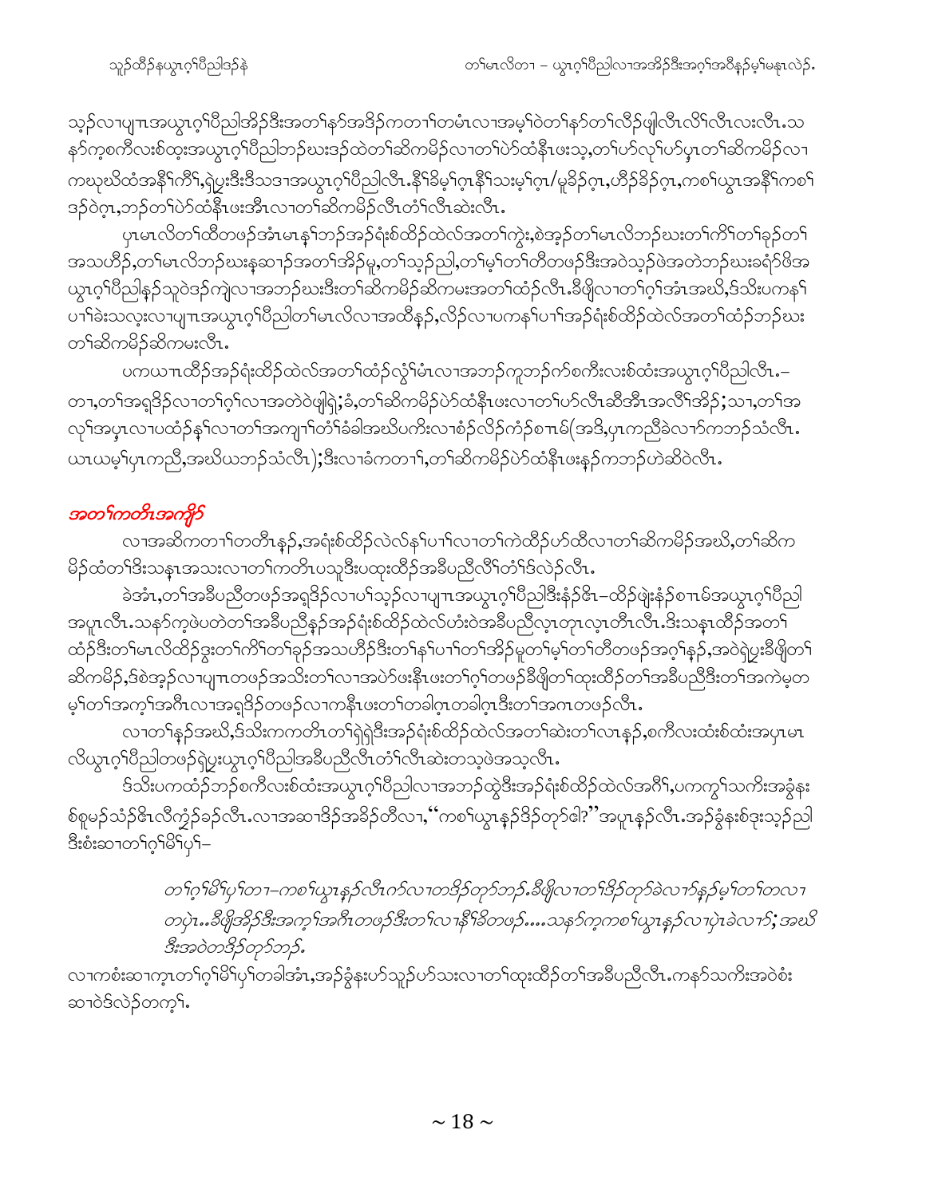သ့ၣ်လၢပျ႑အယွၤဂ့ၢ်ပီညါအိၣ်ဒီးအတၢ်နာ်အဒိၣ်ကတၢၢ်တမံၤလၢအမ့ၢ်ဝဲတၢ်နာ်တၢ်လီၣ်ဖျါလီၤလိၢ်လီၤလးလီၤ.သ နာ်ကစၢ်ကီလးစ်ထုးအယွၤဂ့ၢ်ပီညါတၣ်ဃးဒၣ်ထဲတၢ်ဆိကမိၣ်လၢတၢ်ပဲာ်ထံနီၤဖးသ့,တၢ်ဟ်လုၢ်ဟ်ပှၤတၢ်ဆိကမိၣ်လၢ ကဃုဃိထံအနိၢ်ကိၢ်,ရဲပ္ဒးဒီးဒီသဒၢအယွၤဂ့ၢ်ပီညါလီၤ.နိၢ်ခိမ့ၢ်ဂ့ၤနိၢ်သးမ့ၢ်ဂ့ၤ/မူခိၣ်ဂ့ၤ,ဟိၣ်ခိၣ်ဂ့ၤ,ကစၢ်ယွၤအနိၢ်ကစၢ် ဒၣ်ဝဲဂ့ၤ,ဘၣ်တၢ်ပဲာ်ထံနီၤဖးအီၤလၢတၢ်ဆိကမိၣ်လီၤတံၢ်လီၤဆဲးလီၤ.

ပှၤမၤလိတၢ်ထိတဖၣ်အံၤမၤနၢ်ဘၣ်အဉ်ရံးစ်ထိၣ်ထဲလ်အတၢ်ကွဲး,စဲအ့ၣ်တၢ်မၤလိဘၣ်ဃးတၢ်ကိၢ်တၢ်ခုၣ်တၢ် အသဟိၣ်,တၢ်မၤလိဘၣ်ဃးနဆၢၣ်အတၢ်အိၣ်မူ,တၢ်သ့ၣ်ညါ,တၢ်မ့ၢ်တၢ်တီတဖၣ်ဒီးအဝဲသ့ၣ်ဖဲအတဲဘၣ်ဃးခရံာ်ဖိအ ယွၤဂ့ၢ်ပီညါနၣ်သူဝဲဒၣ်ကျဲလၢအဘၣ်ဃးဒီးတၢ်ဆိကမိၣ်ဆိကမးအတၢ်ထံၣ်လီၤ.ခီဖျိလၢတၢ်ဂ့ၢ်အံၤအဃိ,ဒ်သိးပကန ၢ်ပၢၢ်ခဲးသလ့းလၢပျ႑အယွၤဂ့ၢ်ပီညါတၢ်မၤလိလၢအထိန့ၣ်,လိၣ်လၢပကန ၢ်ပၢၢ်အဉ်ရံးစ်ထိၣ်ထဲလ်အတၢ်ထံၣ်ဘၣ်ဃး တၢ်ဆိကမိၣ်ဆိကမးလီၤ.

ပကဃ႑ထိၣ်အဉ်ရံးထိၣ်ထဲလ်အတၢ်ထံၣ်လွံၢ်မံၤလၢအဘၣ်ကူဘၣ်က်ာ်စၢ်ကီးလးစ်ထံးအယွၤဂ့ၢ်ပီညါလီၤ.– တၢ,တၢ်အရှဒိၣ်လၢတၢ်ဂ့ၢ်လၢအတဲဝဲဖျါရဲ;ခံ,တၢ်ဆိကမိၣ်ပဲာ်ထံနီၤဖးလၢတၢ်ဟ်လီၤဆီအီၤအလိၢ်အိၣ်;သၢ,တၢ်အ လုၢ်အပှၤလၢပထံၣ်နၢ်လၢတၢ်အကျ႑ၢ်တံၢ်ခံခါအဃိပကီးလၢစံၣ်လိၣ်ကံၣ်စ႑မ်(အဒိ,ပှၤကညီခဲလၢာ်ကဘၣ်သံလီၤ. ယၤယမ့ၢ်ပှၤကညီ,အဃိယဘၣ်သံလီၤ);ဒီးလၢခံကတၢၢ်,တၢ်ဆိကမိၣ်ပဲာ်ထံနီၤဖးနၣ်ကဘၣ်ဟဲဆိဝဲလီၤ.

## *အတၢ်ကတိၤအကျိၣ်*

လၢအဆိကတၢၢ်တတီၤနၣ်,အရံးစ်ထိၣ်လဲလ်နၢ်ပၢၢ်လၢတၢ်ကဲထိၣ်ဟ်ထိလၢတၢ်ဆိကမိၣ်အဃိ,တၢ်ဆိက မိၣ်ထံတၢ်ဒိးသနၤအသးလၢတၢ်ကတိၤပသူဒိးပထုးထိၣ်အခီပညီလိၢ်တံၢ်ဒ်လဲၣ်လီၤ.

ခဲအံၤ,တၢ်အခီပညီတဖၣ်အရှဒိၣ်လၢပၢ်သ့ၣ်လၢပျ႑အယွၤဂ့ၢ်ပီညါဒီးနံၣ်ဇီၤ–ထိၣ်ဖျဲးနံၣ်စ႑မ်အယွၤဂ့ၢ်ပီညါ အပူၤလီၤ.သနာ်ကဲ့ဖဲပတဲတၢ်အခီပညီနၣ်အဉ်ရံးစ်ထိၣ်ထဲလ်ဟံးဝဲအခီပညီလ့ၤတုၤလ့ၤတီၤလီၤ.ဒီးသနၤထိၣ်အတၢ် ထံၣ်ဒီးတၢ်မၤလိထိၣ်ဒွးတၢ်ကိၢ်တၢ်ခုၣ်အသဟိၣ်ဒီးတၢ်နၢ်ပၢၢ်တၢ်အိၣ်မူတၢ်မ့ၢ်တၢ်တီတဖၣ်အဂ့ၢ်နၣ်,အဝဲရဲပ္ဒးခီဖျိတၢ် ဆိကမိၣ်,ဒ်စဲအ့ၣ်လၢပျ႑တဖၣ်အသိးတၢ်လၢအပဲာ်ဖးနီၤဖးတၢ်ဂ့ၢ်တဖၣ်ခီဖျိတၢ်ထုးထိၣ်တၢ်အခီပညီဒီးတၢ်အကဲမ့တ မ့ၢ်တၢ်အကဲ့ၢ်အဂီၤလၢအရှဒိၣ်တဖၣ်လၢကနီၤဖးတၢ်တခါဂ့ၤတခါဂ့ၤဒီးတၢ်အကၤတဖၣ်လီၤ.

လၢတၢ်နၣ်အဃိ,ဒ်သိးကကတိၤတၢ်ရဲ့ရဲဒီးအဉ်ရံးစ်ထိၣ်ထဲလ်အတၢ်ဆဲးတၢ်လၢနၣ်,စၢ်ကီလးထံးစ်ထံးအပှၤမၤ လိယွၤဂ့ၢ်ပီညါတဖၣ်ရဲပ္ဒးယွၤဂ့ၢ်ပီညါအခီပညီလီၤတံၢ်လီၤဆဲးတသ့ဖဲအသ့လီၤ.

ဒ်သိးပကထံၣ်ဘၣ်စၢ်ကီလးစ်ထံးအယွၤဂ့ၢ်ပီညါလၢအဘၣ်ထွဲဒီးအဉ်ရံးစ်ထိၣ်ထဲလ်အဂီၢ်,ပကကွၢ်သကိးအခွံနး စ်စူမၣ်သံၣ်ဇီၤလိကွံၣ်ခၣ်လီၤ.လၢအဆၢဒိၣ်အခိၣ်တီလၢ,“ကစၢ်ယွၤနၣ်ဒိၣ်တုာ်ဧါ?”အပူၤနၣ်လီၤ.အဉ်ခွံနးစ်ဒုးသ့ၣ်ညါ ဒီးစံးဆၢတၢ်ဂ့ၢ်မိၢ်ပှၢ်–

> *တၢ်ဂ့ၢ်မိၢ်ပှၢ်တၢ–ကစၢ်ယွၤနၣ်လီၤဂ်ာ်လၢတဒိၣ်တုာ်ဘၣ်.ခီဖျိလၢတၢ်ဒိၣ်တုာ်ခဲလၢာ်နၣ်မ့ၢ်တၢ်တလၢ တပုဲၤ..ခီဖျိအိၣ်ဒီးအကဲ့ၢ်အဂီၤတဖၣ်ဒီးတၢ်လၢနိၢ်ခိတဖၣ်....သနာ်ကဲ့ကစၢ်ယွၤနၣ်လၢပုဲၤခဲလၢာ်;အဃိ ဒီးအဝဲတဒိၣ်တုာ်ဘၣ်.*

လၢကစံးဆၢကူၤတၢ်ဂ့ၢ်မိၢ်ပှၢ်တခါအံၤ,အဉ်ခွံနးဟ်သူၣ်ဟ်သးလၢတၢ်ထုးထိၣ်တၢ်အခီပညီလီၤ.ကနာ်သကိးအဝဲစံး ဆၢဝဲဒ်လဲၣ်တက့ၢ်.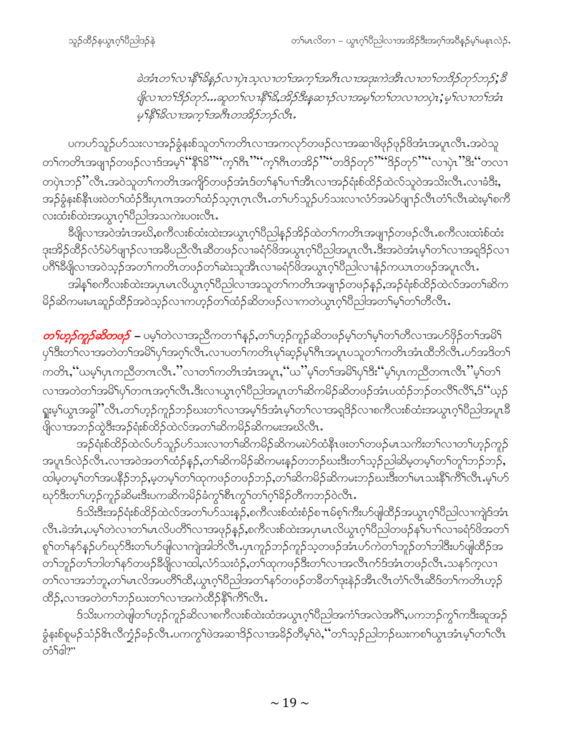*ခဲအံၤတၢ်လၢနီၢ်ခိနၣ်လၢပှဲၤသ့လၢတၢ်အက့ၢ်အဂီၤလၢအဒုးကဲအီၤလၢတၢ်တဒိဉ်တုာ်ဘၣ်;ခီဖျိလၢတၢ်ဒိဉ်တုာ်...ဆူတၢ်လၢနီၢ်ခိ,အိဉ်ဒီးနဆၢၣ်လၢအမ့ၢ်တၢ်တလၢတပှဲၤ;မ့ၢ်လၢတၢ်အံၤမ့ၢ်နီၢ်ခိလၢအက့ၢ်အဂီၤတအိဉ်ဘၣ်လီၤ.*

ပကဟ်သူဉ်ဟ်သးလၢအဉ်ခွံနးစ်သူတၢ်ကတိၤလၢအကလုာ်တဖဉ်လၢအဆၢဖိုဉ်ဖှဉ်ဖိအံၤအပူၤလီၤ.အဝဲသုတၢ်ကတိၤအဖျၢဉ်တဖဉ်လၢဒ်အမ့ၢ်"နီၢ်ခိ""က့ၢ်ဂီၤ""က့ၢ်ဂီၤတအိဉ်""တဒိဉ်တုာ်""ဒိဉ်တုာ်""လၢပှဲၤ"ဒီး"တလၢတပှဲၤဘၣ်"လီၤ.အဝဲသုတၢ်ကတိၤအကျိာ်တဖဉ်အံၤဒ်တၢ်နၢ်ပၢၢ်အီၤလၢအဉ်ရံးစ်ထိဉ်ထဲလ်သုဝဲအသိးလီၤ.လၢခံဒီး,အဉ်ခွံနးစ်နီၤဖးဝဲတၢ်ထံဉ်ဒီးပှၤကၤအတၢ်ထံဉ်သ့ဂ့ၤဂ့ၤလီၤ.တၢ်ဟ်သူဉ်ဟ်သးလၢလံာ်အမဲာ်ဖျၢဉ်လီၤတံၢ်လီၤဆဲးမ့ၢ်စကီလးထံးစ်ထဲးအယွၤဂ့ၢ်ပီညါအသကဲးပဝးလီၤ.

ခီဖျိလၢအဝဲအံၤအဃိ,စကီလးစ်ထံးထဲးအယွၤဂ့ၢ်ပီညါနဉ်အိဉ်ထဲတၢ်ကတိၤအဖျၢဉ်တဖဉ်လီၤ.စကီလးထံးစ်ထံးဒုးအိဉ်ထိဉ်လံာ်မဲာ်ဖျၢဉ်လၢအခီပညီလီၤဆီတဖဉ်လၢခရံာ်ဖိအယွၤဂ့ၢ်ပီညါအပူၤလီၤ.ဒီးအဝဲအံၤမ့ၢ်တၢ်လၢအရှဒိဉ်လၢပဂိၢ်ခီဖျိလၢအဝဲသ့ဉ်အတၢ်ကတိၤတဖဉ်တၢ်ဆဲးသူအီၤလၢခရံာ်ဖိအယွၤဂ့ၢ်ပီညါလၢနံဉ်ကယၤတဖဉ်အပူၤလီၤ.

အါနၢ်စကီလးစ်ထဲးအပှၤမၤလိယွၤဂ့ၢ်ပီညါလၢအသူတၢ်ကတိၤအဖျၢဉ်တဖဉ်နှဉ်,အဉ်ရံးစ်ထိဉ်ထဲလ်အတၢ်ဆိကမိဉ်ဆိကမးမၤဆူဉ်ထိဉ်အဝဲသ့ဉ်လၢကဟ့ဉ်တၢ်ထံဉ်ဆိတဖဉ်လၢကတဲယွၤဂ့ၢ်ပီညါအတၢ်မ့ၢ်တၢ်တီလီၤ.

***တၢ်ဟ့ဉ်ကူဉ်ဆိတဖဉ်*** – ပမ့ၢ်တဲလၢအညီကတၢၢ်နှဉ်,တၢ်ဟ့ဉ်ကူဉ်ဆိတဖဉ်မ့ၢ်တၢ်မ့ၢ်တၢ်တီလၢအဟ်ဖိုဉ်တၢ်အမိၢ်ပှၢ်ဒီးတၢ်လၢအတဲတၢ်အမိၢ်ပှၢ်အဂ့ၢ်လီၤ.လၢပတၢ်ကတိၤမုၢ်ဆ့ဉ်မုၢ်ဂီၤအပူၤပသူတၢ်ကတိၤအံၤထီဘိလီၤ.ဟ်အဒိတၢ်ကတိၤ,"ယမ့ၢ်ပှၤကညီတဂၤလီၤ."လၢတၢ်ကတိၤအံၤအပူၤ,"ယ"မ့ၢ်တၢ်အမိၢ်ပှၢ်ဒီး"မ့ၢ်ပှၤကညီတဂၤလီၤ"မ့ၢ်တၢ်လၢအတဲတၢ်အမိၢ်ပှၢ်တဂၤအဂ့ၢ်လီၤ.ဒီးလၢယွၤဂ့ၢ်ပီညါအပူၤတၢ်ဆိကမိဉ်ဆိတဖဉ်အံၤပထံဉ်ဘၣ်တလိၢ်လိၢ်,ဒ်"ယ့ဉ်ရှူးမ့ၢ်ယွၤအခွါ"လီၤ.တၢ်ဟ့ဉ်ကူဉ်ဘၣ်ဃးတၢ်လၢအမ့ၢ်ဒ်အံၤမ့ၢ်တၢ်လၢအရှဒိဉ်လၢစကီလးစ်ထံးအယွၤဂ့ၢ်ပီညါအပူၤခီဖျိလၢအဘၣ်ထွဲဒီးအဉ်ရံးစ်ထိဉ်ထဲလ်အတၢ်ဆိကမိဉ်ဆိကမးအဃိလီၤ.

အဉ်ရံးစ်ထိဉ်ထဲလ်ဟ်သူဉ်ဟ်သးလၢတၢ်ဆိကမိဉ်ဆိကမးပဲာ်ထံနီၤဖးတၢ်တဖဉ်မၤသကိးတၢ်လၢတၢ်ဟ့ဉ်ကူဉ်အပူၤဒ်လဲဉ်လီၤ.လၢအဝဲအတၢ်ထံဉ်နှဉ်,တၢ်ဆိကမိဉ်ဆိကမးနှဉ်တဘဉ်ဃးဒီးတၢ်သ့ဉ်ညါဆိမ့တမ့ၢ်တၢ်တူၢ်ဘဉ်ဘဉ်,ထါမ့တမ့ၢ်တၢ်အပနီဉ်ဘဉ်,မ့တမ့ၢ်တၢ်ထုကဖဉ်တဖဉ်ဘဉ်,တၢ်ဆိကမိဉ်ဆိကမးဘဉ်ဃးဒီးတၢ်မၤသးနီၢ်ကီၢ်လီၤ.မ့ၢ်ဟ်ဃုာ်ဒီးတၢ်ဟ့ဉ်ကူဉ်ဆိမးဒီးပကဆိကမိဉ်ခံကွၢ်စီၤကွၢ်တၢ်ဂ့ၢ်ခိဉ်တီကဘဉ်ဝဲလီၤ.

ဒ်သိးဒီးအဉ်ရံးစ်ထိဉ်ထဲလ်အတၢ်ဟ်သးနှဉ်,စကီလးစ်ထံးစံဉ်စπမ်စ့ၢ်ကီးဟ်ဖျါထိဉ်အယွၤဂ့ၢ်ပီညါလၢကျဲဒ်အံၤလီၤ.ခဲအံၤ,ပမ့ၢ်တဲလၢတၢ်မၤလိပတိၢ်လၢအဖှဉ်နှဉ်,စကီလးစ်ထဲးအပှၤမၤလိယွၤဂ့ၢ်ပီညါတဖဉ်နၢ်ပၢၢ်လၢခရံာ်ဖိအတၢ်စူၢ်တၢ်နာ်နှဉ်ဟ်ဃုာ်ဒီးတၢ်ဟ်ဖျါလၢကျဲအါဘိလီၤ.ပှၤကူဉ်ဘဉ်ကူဉ်သ့တဖဉ်အံၤဟ်ကဲတၢ်ဘူဉ်တၢ်ဘါဒီးဟ်ဖျါထိဉ်အတၢ်ဘူဉ်တၢ်ဘါတၢ်နာ်တဖဉ်ခီဖျိလၢထါ,လံာ်သးဝံဉ်,တၢ်ထုကဖဉ်ဒီးတၢ်လၢအလီၤက်ဒ်အံၤတဖဉ်လီၤ.သနာ်က့လၢတၢ်လၢအဘံဘူ,တၢ်မၤလိအပတိၢ်ထီ,ယွၤဂ့ၢ်ပီညါအတၢ်နာ်တဖဉ်တခီတၢ်ဒုးနဲဉ်အီၤလီၤတံၢ်လီၤဆီဒ်တၢ်ကတိၤဟ့ဉ်ထိဉ်,လၢအတဲတၢ်ဘဉ်ဃးတၢ်လၢအကဲထိဉ်နီၢ်ကီၢ်လီၤ.

ဒ်သိးပကတဲဖျါတၢ်ဟ့ဉ်ကူဉ်ဆိလၢစကီလးစ်ထဲးထံအယွၤဂ့ၢ်ပီညါအကံၢ်အလဲအဂီၢ်,ပကဘဉ်ကွၢ်ကဒီးဆူအဉ်ခွံနးစ်စူမဉ်သံဉ်ဖိၤလီကွံဉ်ခဉ်လီၤ.ပကကွၢ်ဖဲအဆၢဒိဉ်လၢအခိဉ်တီမ့ၢ်ဝဲ,"တၢ်သ့ဉ်ညါဘဉ်ဃးကစၢ်ယွၤအံၤမ့ၢ်တၢ်လီၤတံၢ်ဧါ?"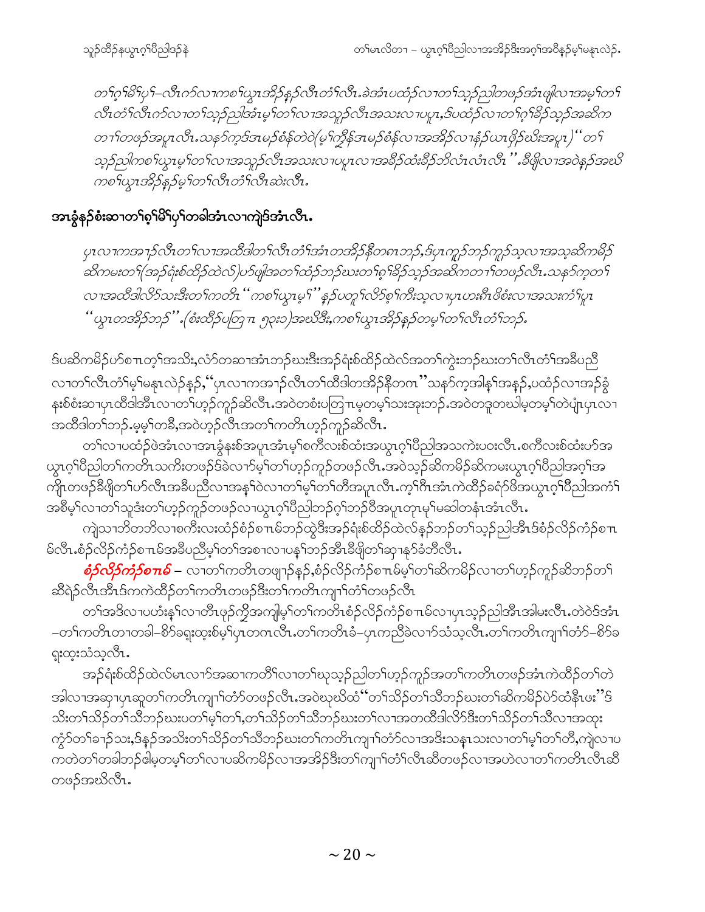*တ႑ဂ့႑မိ႑ပု႑–လီၤကဲၥ်လၢကစၢ်ယွၤအိၣ်န့ၣ်လီၤတံ႑လီၤ.ခဲအံၤပထံၣ်လၢတ႑သ့ၣ်ညါတဖၣ်အံၤဖျါလၢအမ့႑တ႑လီၤတံ႑လီၤကဲၥ်လၢတ႑သ့ၣ်ညါအံၤမ့႑တ႑လၢအသူၣ်လီၤအသးလၢပပူၤ,ဒ်ပထံၣ်လၢတ႑ဂ့႑ခိၣ်သ့ၣ်အဆိကတၢ႑တဖၣ်အပူၤလီၤ.သနၥ်က့ဒ်အမၣ်စံန်တဲဝဲ(မ့႑ကျိန်အမၣ်စံန်လၢအအိၣ်လၢနံၣ်ယၤဖိၣ်ဃိးအပူၤ)"တ႑သ့ၣ်ညါကစၢ်ယွၤမ့႑တ႑လၢအသူၣ်လီၤအသးလၢပပူၤလၢအခီၣ်ထံးခီၣ်ဘိလံၤလံၤလီၤ".ခီဖျိလၢအဝဲန့ၣ်အဃိကစၢ်ယွၤအိၣ်နၣ်မ့႑တ႑လီၤတံ႑လီၤဆဲးလီၤ.*

## အၢခွံနၣ်စံးဆၢတ႑ဂ့႑မိ႑ပု႑တခါအံၤလၢကျဲဒ်အံၤလီၤ.

*ပှၤလၢကအၢၣ်လီၤတ႑လၢအထီဒါတ႑လီၤတံ႑အံၤတအိၣ်နီတဂၤဘၣ်,ဒ်ပှၤကူၣ်ဘၣ်ကူၣ်သ့လၢအသ့ဆိကမိၣ်ဆိကမးတ႑(အၣ်ရံးစ်ထိၣ်ထဲလ်)ပာ်ဖျါအတ႑ထံၣ်ဘၣ်ဃးတ႑ဂ့႑ခိၣ်သ့ၣ်အဆိကတၢ႑တဖၣ်လီၤ.သနၥ်က့တ႑လၢအထီဒါလိာ်သးဒီးတ႑ကတိၤ"ကစၢ်ယွၤမ့႑"နၣ်ပတူ႑လိာ်စ့႑ကီးသ့လၢပှၤဟးဂီၤဖိစံးလၢအသးကံ႑ပူၤ"ယွၤတအိၣ်ဘၣ်".(စံးထိၣ်ပတြၢ ၅၃း၁)အဃိဒီး,ကစၢ်ယွၤအိၣ်နၣ်တမ့႑တ႑လီၤတံ႑ဘၣ်.*

ဒ်ပဆိကမိၣ်ပာ်စၢၤတ့႑အသိး,လံာ်တဆၢအံၤဘၣ်ဃးဒီးအၣ်ရံးစ်ထိၣ်ထဲလ်အတ႑ကွဲးဘၣ်ဃးတ႑လီၤတံ႑အခီပညီလၢတ႑လီၤတံ႑မ့႑မနုၤလဲၣ်နၣ်,"ပှၤလၢကအၢၣ်လီၤတ႑ထီဒါတအိၣ်နီတဂၤ"သနၥ်က့အါန့႑အနၣ်,ပထံၣ်လၢအၣ်ခွံနးစ်စံးဆၢပှၤထီဒါအီၤလၢတ႑ဟ့ၣ်ကူၣ်ဆိလီၤ.အဝဲတစံးပတြၢမ့တမ့႑သးအူးဘၣ်.အဝဲတဒုတဃါမ့တမ့႑တဲပျံၤပှၤလၢအထီဒါတ႑ဘၣ်.မ့မ့႑တခီ,အဝဲဟ့ၣ်လီၤအတ႑ကတိၤဟ့ၣ်ကူၣ်ဆိလီၤ.

တ႑လၢပထံၣ်ဖဲအံၤလၢအၢခွံနးစ်အပူၤအံၤမ့႑စကိလးစ်ထံးအယွၤဂ့႑ပီညါအသကဲးပဝးလီၤ.စကိလးစ်ထံးပာ်အယွၤဂ့႑ပီညါတ႑ကတိၤသကိးတဖၣ်ဒ်ခဲလၢာ်မ့႑တ႑ဟ့ၣ်ကူၣ်တဖၣ်လီၤ.အဝဲသ့ၣ်ဆိကမိၣ်ဆိကမးယွၤဂ့႑ပီညါအဂ့႑အကျိၤတဖၣ်ခီဖျိတ႑ပာ်လီၤအခီပညီလၢအန႑ဝဲလၢတ႑မ့႑တ႑တီအပူၤလီၤ.ကဲ့႑ဂီၤအံၤကဲထီၣ်ခရံၥ်ဖိအယွၤဂ့႑ပီညါအကံ႑အစိမ့႑လၢတ႑သူဒံးတ႑ဟ့ၣ်ကူၣ်တဖၣ်လၢယွၤဂ့႑ပီညါဘၣ်ဂ့႑ဘၣ်ဝိအပူၤတုၤမု႑မဆါတနံၤအံၤလီၤ.

ကျဲသၢဘိတဘိလၢစကိလးထံၣ်စံၣ်စၢၤမ်ဘၣ်ထွဲဒီးအၣ်ရံးစ်ထိၣ်ထဲလ်နၣ်ဘၣ်တ႑သ့ၣ်ညါအီၤဒ်စံၣ်လိၣ်ကံၣ်စၢၤမ်လီၤ.စံၣ်လိၣ်ကံၣ်စၢၤမ်အခီပညီမ့႑တ႑အစၢလၢပန႑ဘၣ်အီၤခီဖျိတ႑ဆၢနၥ်ခံဘိလီၤ.

***စံၣ်လိၣ်ကံၣ်စၢၤမ်*** – လၢတ႑ကတိၤတဖျၢၣ်နၣ်,စံၣ်လိၣ်ကံၣ်စၢၤမ်မ့႑တ႑ဆိကမိၣ်လၢတ႑ဟ့ၣ်ကူၣ်ဆိဘၣ်တ႑ဆီရဲၣ်လီၤအီၤဒ်ကကဲထီၣ်တ႑ကတိၤတဖၣ်ဒီးတ႑ကတိၤကျၢ႑တံ႑တဖၣ်လီၤ

တ႑အဒိလၢပဟံးန႑လၢတီၤဖှၣ်ကွီအကျါမ့႑တ႑ကတိၤစံၣ်လိၣ်ကံၣ်စၢၤမ်လၢပှၤသ့ၣ်ညါအီၤအါမးလီၤ.တဲဝဲဒ်အံၤ–တ႑ကတိၤတၢတခါ–စိာ်ခရူးထူးစ်မ့႑ပှၤတဂၤလီၤ.တ႑ကတိၤခံ–ပှၤကညီခဲလၢာ်သံသ့လီၤ.တ႑ကတိၤကျၢ႑တံာ်–စိာ်ခရူးထူးသံသ့လီၤ.

အၣ်ရံးစ်ထိၣ်ထဲလ်မၤလၢာ်အဆၢကတီ႑လၢတ႑ဃုသ့ၣ်ညါတ႑ဟ့ၣ်ကူၣ်အတ႑ကတိၤတဖၣ်အံၤကဲထီၣ်တ႑တဲအါလၢအဆ့ၢပှၤဆူတ႑ကတိၤကျၢ႑တံာ်တဖၣ်လီၤ.အဝဲဃုဃိထံ"တ႑သိၣ်တ႑သီဘၣ်ဃးတ႑ဆိကမိၣ်ပဲာ်ထံနီၤဖး"ဒ်သိးတ႑သိၣ်တ႑သီဘၣ်ဃးပတ႑မ့႑တ႑,တ႑သိၣ်တ႑သီဘၣ်ဃးတ႑လၢအတထီဒါလိာ်ဒီးတ႑သိၣ်တ႑သီလၢအထုးကွံာ်တ႑ခၢၣ်သး,ဒ်နၣ်အသိးတ႑သိၣ်တ႑သီဘၣ်ဃးတ႑ကတိၤကျၢ႑တံာ်လၢအဒိးသန္ၤသးလၢတ႑မ့႑တ႑တီ,ကျဲလၢပကတဲတ႑တခါဘၣ်ဓါမ့တမ့႑တ႑လၢပဆိကမိၣ်လၢအအိၣ်ဒီးတ႑ကျၢ႑တံ႑လီၤဆီတဖၣ်လၢအဟဲလၢတ႑ကတိၤလီၤဆီတဖၣ်အဃိလီၤ.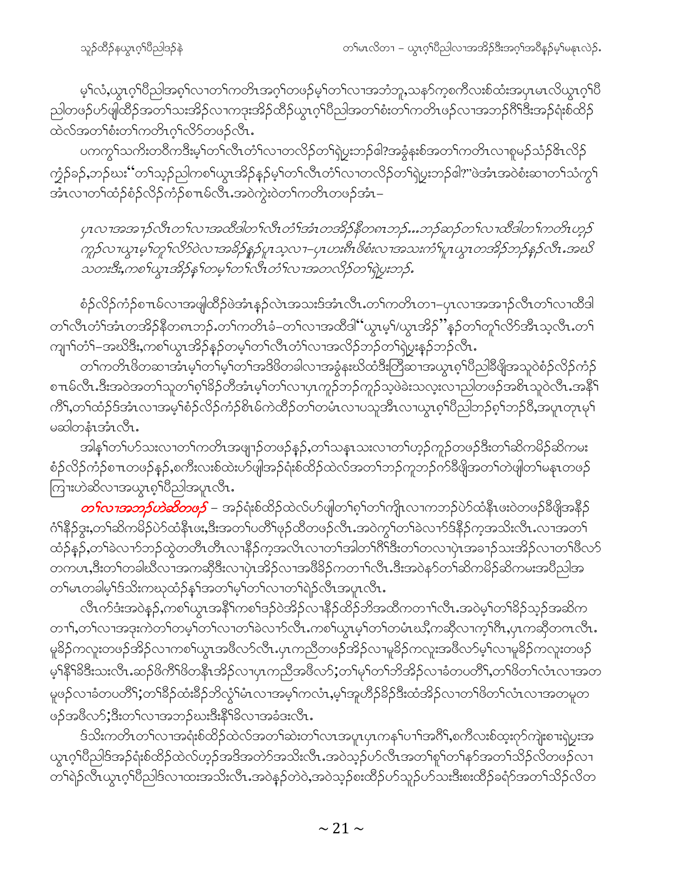မ့ၢ်လံ,ယွၤဂ့ၢ်ပီညါအစှၢ်လၢတၢ်ကတိၤအဂ့ၢ်တဖဉ်မ့ၢ်တၢ်လၢအဘံဘူ,သနၢ်ကုစကီလးစ်ထံးအပှၤမၤလိယွၤဂ့ၢ်ပီညါတဖဉ်ဟ်ဖျါထီဉ်အတၢ်သးအိဉ်လၢကဒုးအိဉ်ထီဉ်ယွၤဂ့ၢ်ပီညါအတၢ်စံးတၢ်ကတိၤဖဉ်လၢအဘဉ်ဂီၢ်ဒီးအဉ်ရံးစ်ထိဉ်ထဲလ်အတၢ်စံးတၢ်ကတိၤဂ့ၢ်လိာ်တဖဉ်လီၤ.

ပကကွၢ်သကိးတဝီကဒီးမ့ၢ်တၢ်လီၤတံၢ်လၢတလိဉ်တၢ်ရဲပွးဘဉ်ဓါ?အခွံနးစ်အတၢ်ကတိၤလၢစူမဉ်သံဉ်ဇၢလိဉ်ကွံဉ်ခဉ်,ဘဉ်ဃး"တၢ်သ့ဉ်ညါကစၢ်ယွၤအိဉ်နှဉ်မ့ၢ်တၢ်လီၤတံၢ်လၢတလိဉ်တၢ်ရဲပွးဘဉ်ဓါ?"ဖဲအံၤအဝဲစံးဆၢတၢ်သံကွၢ်အံၤလၢတၢ်ထံဉ်စံဉ်လိဉ်ကံဉ်စ႑ာမ်လီၤ.အဝဲကွဲးဝဲတၢ်ကတိၤတဖဉ်အံၤ–

*ပှၤလၢအအၢဉ်လီၤတၢ်လၢအထိဒါတၢ်လီၤတံၢ်အံၤတအိဉ်နီတဂၤဘဉ်...ဘဉ်ဆဉ်တၢ်လၢထိဒါတၢ်ကတိၤဟ့ဉ်ကူဉ်လၢယွၤမ့ၢ်တူၢ်လိာ်ဝဲလၢအအိဉ်နှဉ်ပှၤသ့လၢ–ပှၤဟးဂီၤဖိစံးလၢအသးကံၢ်ပူၤယွၤတအိဉ်ဘဉ်နှဉ်လီၤ.အဃိသတးဒီး,ကစၢ်ယွၤအိဉ်နှၢ်တမ့ၢ်တၢ်လီၤတံၢ်လၢအတလိဉ်တၢ်ရဲပွးဘဉ်.*

စံဉ်လိဉ်ကံဉ်စ႑ာမ်လၢအဖျါထီဉ်ဖဲအံၤနှဉ်လဲၤအသးဒ်အံၤလီၤ.တၢ်ကတိၤတၢ–ပှၤလၢအအၢဉ်လီၤတၢ်လၢထိဒါတၢ်လီၤတံၢ်အံၤတအိဉ်နီတဂၤဘဉ်.တၢ်ကတိၤခံ–တၢ်လၢအထိဒါ"ယွၤမ့ၢ်/ယွၤအိဉ်"နှဉ်တၢ်တူၢ်လိာ်အီၤသ့လီၤ.တၢ်ကျၢၢ်တံၢ်–အဃိဒီး,ကစၢ်ယွၤအိဉ်နှဉ်တမ့ၢ်တၢ်လီၤတံၢ်လၢအလိဉ်ဘဉ်တၢ်ရဲပွးနှဉ်ဘဉ်လီၤ.

တၢ်ကတိၤဖိတဆၢအံၤမ့ၢ်တၢ်မ့ၢ်တၢ်အဒိဖိတခါလၢအခွံနးဃိထံဒီးတြိဆၢအယွၤစှၢ်ပီညါခီဖျိအသူဝဲစံဉ်လိဉ်ကံဉ်စ႑ာမ်လီၤ.ဒီးအဝဲအတၢ်သူတၢ်စှၢ်ခိဉ်တီအံၤမ့ၢ်တၢ်လၢပှၤကူဉ်ဘဉ်ကူဉ်သ့ဖဲခဲးသလုးလၢညါတဖဉ်အစီၤသူဝဲလီၤ.အနီၢ်ကီၢ်,တၢ်ထံဉ်ဒ်အံၤလၢအမ့ၢ်စံဉ်လိဉ်ကံဉ်စ႑ာမ်ကဲထိဉ်တၢ်တမံၤလၢပသူအီၤလၢယွၤစှၢ်ပီညါဘဉ်စှၢ်ဘဉ်ဝီ,အပူၤတုၤမ့ၢ်မဆါတနံၤအံၤလီၤ.

အါနှၢ်တၢ်ဟ်သးလၢတၢ်ကတိၤအဖျၢဉ်တဖဉ်နှဉ်,တၢ်သနၢသးလၢတၢ်ဟ့ဉ်ကူဉ်တဖဉ်ဒီးတၢ်ဆိကမိဉ်ဆိကမးစံဉ်လိဉ်ကံဉ်စ႑ာတဖဉ်နှဉ်,စကီးလးစ်ထဲးဟ်ဖျါအဉ်ရံးစ်ထိဉ်ထဲလ်အတၢ်ဘဉ်ကူဘဉ်က်ခီဖျိအတၢ်တဲဖျါတၢ်မနၤတဖဉ်ကြၢးဟဲဆီလၢအယွၤစှၢ်ပီညါအပူၤလီၤ.

***တၢ်လၢအဘဉ်ဟဲဆီတဖဉ်*** – အဉ်ရံးစ်ထိဉ်ထဲလ်ဟ်ဖျါတၢ်စှၢ်တၢ်ကျိၤလၢကဘဉ်ပဲာ်ထံနီၤဖးဝဲတဖဉ်ခီဖျိအနီဉ်ဂံၢ်နီဉ်ဒွး,တၢ်ဆိကမိဉ်ပဲာ်ထံနီၤဖး,ဒီးအတၢ်ပတီၢ်ဖှဉ်ထိတဖဉ်လီၤ.အဝဲကွၢ်တၢ်ခဲလၢာ်ဒ်နိဉ်ကဲ့အသိးလီၤ.လၢအတၢ်ထံဉ်နှဉ်,တၢ်ခဲလၢာ်ဘဉ်ထွဲတတိၤတိၤလၢနိဉ်ကဲ့အလိၤလၢတၢ်အါတၢ်ဂိၢ်ဒီးတၢ်တလၢပုံၤအခၢဉ်သးအိဉ်လၢတၢ်ဖီလာ်တကပၤ,ဒီးတၢ်တခါဃိလၢအကဆိုဒီးလၢပုံၤအိဉ်လၢအဖီခိဉ်ကတၢၢ်လီၤ.ဒီးအဝဲနာ်တၢ်ဆိကမိဉ်ဆိကမးအပီညါအတၢ်မၤတခါမ့ၢ်ဒ်သိးကဃုထံဉ်နှၢ်အတၢ်မ့ၢ်တၢ်လၢတၢ်ရဲဉ်လီၤအပူၤလီၤ.

လီၤက်ဒံးအဝဲနှဉ်,ကစၢ်ယွၤအနီၢ်ကစၢ်ဒဉ်ဝဲအိဉ်လၢနိဉ်ထိဉ်ဘိအထိကတၢၢ်လီၤ.အဝဲမ့ၢ်တၢ်ခိဉ်သ့ဉ်အဆိကတၢၢ်,တၢ်လၢအဒုးကဲတၢ်တမ့ၢ်တၢ်လၢတၢ်ခဲလၢာ်လီၤ.ကစၢ်ယွၤမ့ၢ်တၢ်တမံၤဃီ,ကဆိုလၢကဲ့ၢ်ဂီၤ,ပှၤကဆိုတဂၤလီၤ.မူခိဉ်ကလူးတဖဉ်အိဉ်လၢကစၢ်ယွၤအဖီလာ်လီၤ.ပှၤကညီတဖဉ်အိဉ်လၢမူခိဉ်ကလူးအဖီလာ်မ့ၢ်လၢမူခိဉ်ကလူးတဖဉ်မ့ၢ်နီၢ်ခိဒီးသးလီၤ.ဆဉ်ဖိကီၢ်ဖိတနီၤအိဉ်လၢပှၤကညီအဖီလာ်;တၢ်မုၢ်တၢ်ဘိအိဉ်လၢခံတပတိၢ်,တၢ်ဖိတၢ်လံၤလၢအတမုဖဉ်လၢခံတပတိၢ်;တၢ်ခိဉ်ထံးခိဉ်ဘိလွံၢ်မံၤလၢအမ့ၢ်ကလံၤ,မ့ၢ်အုဟီဉ်ခိဉ်ဒီးထံအိဉ်လၢတၢ်ဖိတၢ်လံၤလၢအတမုတဖဉ်အဖီလာ်;ဒီးတၢ်လၢအဘဉ်ဃးဒီးနီၢ်ခိလၢအခံဒးလီၤ.

ဒ်သိးကတိၤတၢ်လၢအရံးစ်ထိဉ်ထဲလ်အတၢ်ဆဲးတၢ်လၢအပူၤပှၤကနၢ်ပၢၢ်အဂီၢ်,စကီးလးစ်ထဲးဂဲာ်ကျဲးစၢးရဲပွးအယွၤဂ့ၢ်ပီညါဒ်အဉ်ရံးစ်ထိဉ်ထဲလ်ဟ့ဉ်အဒိအတဲာ်အသိးလီၤ.အဝဲသ့ဉ်ဟ်လီၤအတၢ်ရှုၢ်တၢ်နာ်အတၢ်သိဉ်လိတဖဉ်လၢတၢ်ရဲဉ်လီၤယွၤဂ့ၢ်ပီညါဒ်လၢထးအသိးလီၤ.အဝဲနှဉ်တဲဝဲ,အဝဲသ့ဉ်စးထိဉ်ဟ်သူဉ်ဟ်သးဒီးစးထိဉ်ခရံာ်အတၢ်သိဉ်လိတ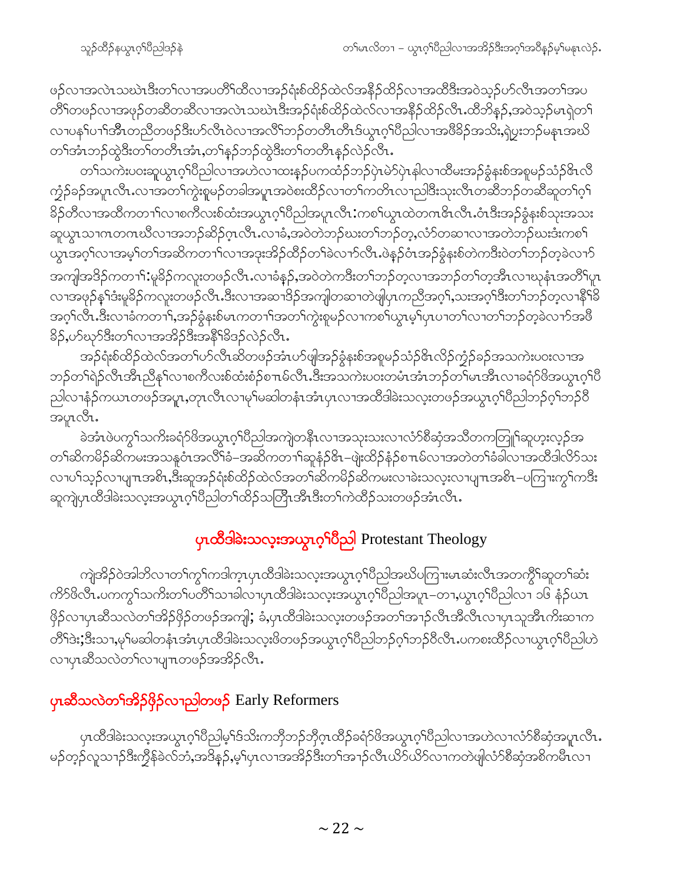ဖဲ့လၢအလဲၤသးဖဲၤဒီးတၢ်လၢအပတိၢ်ထိလၢအဲ့ရံးစ်ထိဉ်ထဲလ်အနီဉ်ထိဉ်လၢအထိဒီးအဝဲသ့ဉ်ဟ်လီၤအတၢ်အပတိၢ်တဖဉ်လၢအဖုဉ်တဆီတဆီလၢအလဲၤသးဖဲၤဒီးအဲ့ရံးစ်ထိဉ်ထဲလ်လၢအနီဉ်ထိဉ်လီၤ.ထီဘိန့ဉ်,အဝဲသ့ဉ်မၤရဲတၢ်လၢပန့ၢ်ပၢၢ်အီၤတညီတဖဉ်ဒီးဟ်လီၤဝဲလၢအလိၢ်ဘဉ်တတီၤတီၤဒ်ယွၤဂ့ၢ်ပီညါလၢအဖိခိဉ်အသိး,ရဲပွးဘဉ်မနုၤအဃိတၢ်အံၤဘဉ်ထွဲဒီးတၢ်တတီၤအံၤ,တၢ်န့ဉ်ဘဉ်ထွဲဒီးတၢ်တတီၤနဉ်လဲဉ်လီၤ.

တၢ်သကဲးပဝးဆူယွၤဂ့ၢ်ပီညါလၢအဟဲလၢထးနဉ်ပကထံဉ်ဘဉ်ပှဲၤမဲာ်ပှဲၤနါလၢထိမးအဉ်ခွံနးစ်အစုမဉ်သံဉ်ဇိၤလိကွံဉ်ခဉ်အပူၤလီၤ.လၢအတၢ်ကွဲးစူမဉ်တခါအပူၤအဝဲစးထိဉ်လၢတၢ်ကတိၤလၢညါဒီးသုးလီၤတဆီဘဉ်တဆီဆူတၢ်ဂ့ၢ်ခိဉ်တီလၢအထိကတၢၢ်လၢစကီလးစ်ထံးအယွၤဂ့ၢ်ပီညါအပူၤလီၤ:ကစၢ်ယွၤထဲတဂၤဇိၤလီၤ.ဝံၤဒီးအဉ်ခွံနးစ်သုးအသးဆူယွၤသၢဂၤတဂၤဃိလၢအဘဉ်ဆိဉ်ဂ့ၤလီၤ.လၢခံ,အဝဲတဲဘဉ်ဃးတၢ်ဘဉ်တ့,လံာ်တဆၢလၢအတဲဘဉ်ဃးဒံးကစၢ်ယွၤအဂ့ၢ်လၢအမ့ၢ်တၢ်အဆိကတၢၢ်လၢအဒုးအိဉ်ထိဉ်တၢ်ခဲလၢာ်လီၤ.ဖဲနဉ်ဝံၤအဉ်ခွံနးစ်တဲကဒီးဝဲတၢ်ဘဉ်တ့ခဲလၢာ်အကျါအဒိဉ်ကတၢၢ်:မှခိဉ်ကလူးတဖဉ်လီၤ.လၢခံနဉ်,အဝဲတဲကဒီးတၢ်ဘဉ်တ့လၢအဘဉ်တၢ်တ့အီၤလၢဃုနံၤအတိၢ်ပူၤလၢအဖုဉ်နှၢ်ဒံးမုခိဉ်ကလူးတဖဉ်လီၤ.ဒီးလၢအဆၢဒိဉ်အကျါတဆၢတဲဖျါပှၤကညီအဂ့ၢ်,သးအဂ့ၢ်ဒီးတၢ်ဘဉ်တ့လၢနီၢ်ခိအဂ့ၢ်လီၤ.ဒီးလၢခံကတၢၢ်,အဉ်ခွံနးစ်မၤကတၢၢ်အတၢ်ကွဲးစူမဉ်လၢကစၢ်ယွၤမ့ၢ်ပှၤပၢတၢ်လၢတၢ်ဘဉ်တ့ခဲလၢာ်အဖီခိဉ်,ဟ်ဃုာ်ဒီးတၢ်လၢအအိဉ်ဒီးအနီၢ်ခိဒဉ်လဲဉ်လီၤ.

အဲ့ရံးစ်ထိဉ်ထဲလ်အတၢ်ဟ်လီၤဆီတဖဉ်အံၤဟ်ဖျါအဉ်ခွံနးစ်အစုမဉ်သံဉ်ဇိၤလိဉ်ကွံဉ်ခဉ်အသကဲးပဝးလၢအဘဉ်တၢ်ရဲဉ်လီၤအီၤညီနှၢ်လၢစကီလးစ်ထံးစံဉ်စၢၤမ်လီၤ.ဒီးအသကဲးပဝးတမံၤအံၤဘဉ်တၢ်မၤအီၤလၢခရံာ်ဖိအယွၤဂ့ၢ်ပီညါလၢနံဉ်ကယၤတဖဉ်အပူၤ,တုၤလီၤလၢမ့ၢ်မဆါတနံၤအံၤပှၤလၢအထီဒါခဲးသလ့းတဖဉ်အယွၤဂ့ၢ်ပီညါဘဉ်ဂ့ၢ်ဘဉ်ဝီအပူၤလီၤ.

ခဲအံၤဖဲပကွၢ်သကိးခရံာ်ဖိအယွၤဂ့ၢ်ပီညါအကျဲတနီၤလၢအသုးသးလၢလံာ်စီဆှံအသိတကတြူၢ်ဆူဟ့းလ့ဉ်အတၢ်ဆိကမိဉ်ဆိကမးအသနူဝံၤအလိၢ်ခံ–အဆိကတၢၢ်ဆူနံဉ်ဇိၤ–ဖျဲးထိဉ်နံဉ်စၢၤမ်လၢအတဲတၢ်ခံခါလၢအထီဒါလိာ်သးလၢပၢ်သ့ဉ်လၢပျ့ၤအစိၤ,ဒီးဆူအဲ့ရံးစ်ထိဉ်ထဲလ်အတၢ်ဆိကမိဉ်ဆိကမးလၢခဲးသလ့းလၢပျ့ၤအစိၤ–ပကြၢးကွၢ်ကဒီးဆူကျဲပှၤထီဒါခဲးသလ့းအယွၤဂ့ၢ်ပီညါတၢ်ထိဉ်သတြီၤအီၤဒီးတၢ်ကဲထိဉ်သးတဖဉ်အံၤလီၤ.

## ပှၤထီဒါခဲးသလ့းအယွၤဂ့ၢ်ပီညါ Protestant Theology

ကျဲအိဉ်ဝဲအါတိလၢတၢ်ကွၢ်ကဒါက့ၤပှၤထီဒါခဲးသလ့းအယွၤဂ့ၢ်ပီညါအဃိပကြၢးမၤဆံးလီၤအတကွီၢ်ဆူတၢ်ဆံးကိာ်ဖိလီၤ.ပကကွၢ်သကိးတၢ်ပတိၢ်သၢခါလၢပှၤထီဒါခဲးသလ့းအယွၤဂ့ၢ်ပီညါအပူၤ–တၢ,ယွၤဂ့ၢ်ပီညါလၢ ၁၆ နံဉ်ယၤဖှိဉ်လၢပှၤဆီသလဲတၢ်အိဉ်ဖှိဉ်တဖဉ်အကျါ; ခံ,ပှၤထီဒါခဲးသလ့းတဖဉ်အတၢ်အၢဉ်လီၤအီလီၤလၢပှၤသူအီၤကိးဆၢကတီၢ်ဒံး;ဒီးသၢ,မ့ၢ်မဆါတနံၤအံၤပှၤထီဒါခဲးသလ့းဖိတဖဉ်အယွၤဂ့ၢ်ပီညါဘဉ်ဂ့ၢ်ဘဉ်ဝီလီၤ.ပကစးထိဉ်လၢယွၤဂ့ၢ်ပီညါဟဲလၢပှၤဆီသလဲတၢ်လၢပျ့ၤတဖဉ်အအိဉ်လီၤ.

## ပှၤဆီသလဲတၢ်အိဉ်ဖှိဉ်လၢညါတဖဉ် Early Reformers

ပှၤထီဒါခဲးသလ့းအယွၤဂ့ၢ်ပီညါမ့ၢ်ဒ်သိးကဘိဉ်ဘိဉ်ဂ့ၤထိဉ်ခရံာ်ဖိအယွၤဂ့ၢ်ပီညါလၢအဟဲလၢလံာ်စီဆှံအပူၤလီၤ.မဉ်တ့ဉ်လူသၢဉ်ဒီးကွီနဲခဲလ်ဘံ,အဒိနဉ်,မ့ၢ်ပှၤလၢအအိဉ်ဒီးတၢ်အၢဉ်လီၤယိာ်ယိာ်လၢကတဲဖျါလံာ်စီဆှံအစိကမီၤလၢ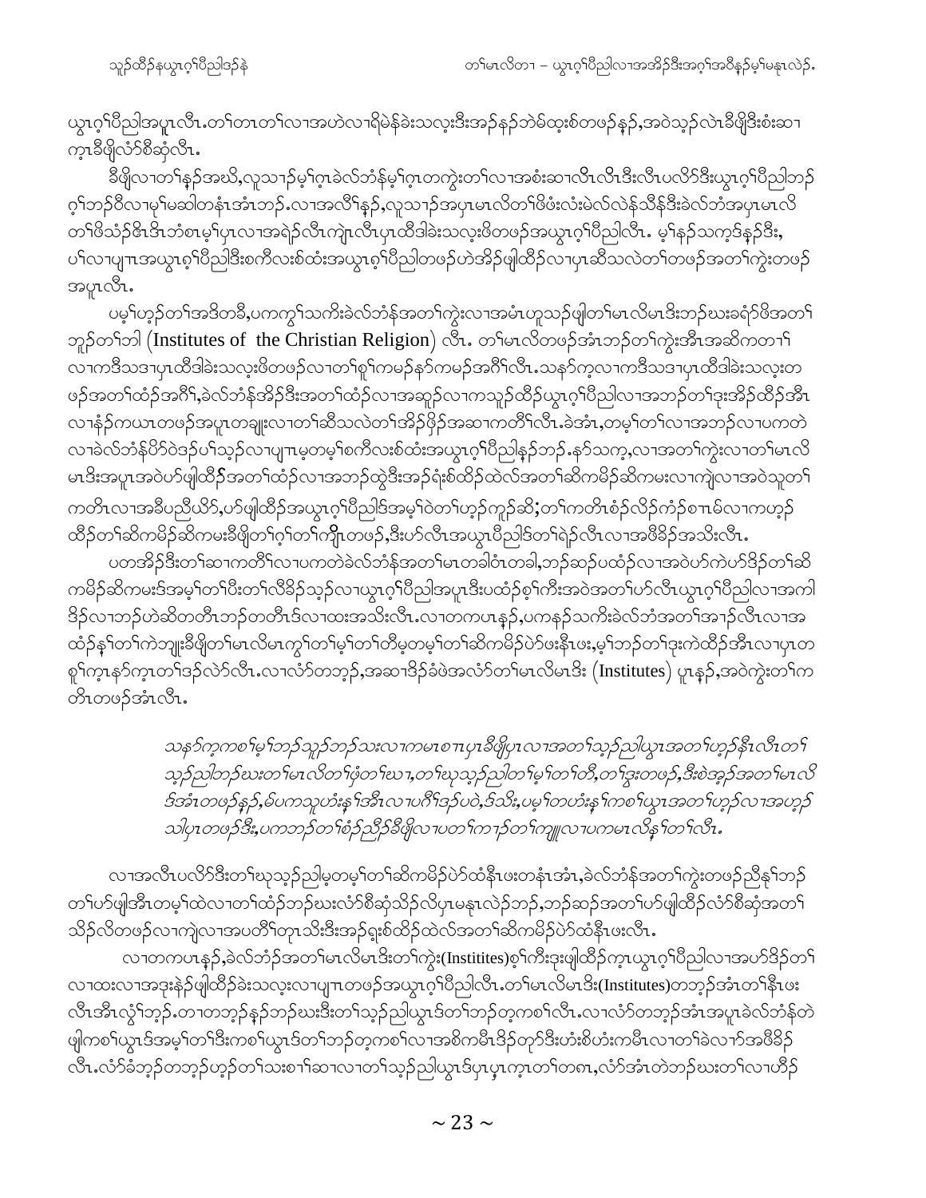ယွၤဂ့ၢ်ပီညါအပူၤလီၤ.တၢ်တၢတၢ်လၢအဟဲလၢရိမဲန်ခဲးသလ့းဒီးအဉ်နဉ်ဘဲမ်ထူးစ်တဖဉ်နဉ်,အဝဲသ့ဉ်လဲၤခီဖျိဒီးစံးဆၢကူၤခီဖျိလံာ်စီဆှံလီၤ.

ခီဖျိလၢတၢ်နဉ်အဃိ,လူသၢဉ်မ့ၢ်ဂ့ၤခဲလ်ဘံန်မ့ၢ်ဂ့ၤတကွဲးတၢ်လၢအစံးဆၢလီၤလီၤဒီးလီၤပလိာ်ဒီးယွၤဂ့ၢ်ပီညါဘဉ်ဂ့ၢ်ဘဉ်ဝီလၢမုၢ်မဆါတနံၤအံၤဘဉ်.လၢအလီၢ်နဉ်,လူသၢဉ်အပှၤမၤလိတၢ်ဖိဖံးလံးမဲလ်လဲန်သီန်ဒီးခဲလ်ဘံအပှၤမၤလိတၢ်ဖိသံဉ်ဖ်ၤဒိၤဘံစၤမ့ၢ်ပှၤလၢအရဲဉ်လီၤကျဲၤလီၤပှၤထီဒါခဲးသလ့းဖိတဖဉ်အယွၤဂ့ၢ်ပီညါလီၤ. မ့ၢ်နဉ်သက့ဒ်နဉ်ဒီး,ပၢ်လၢပျ႟ၤအယွၤစ့ၢ်ပီညါဒီးစကီလးစ်ထံးအယွၤစ့ၢ်ပီညါတဖဉ်ဟဲအိဉ်ဖျါထိဉ်လၢပှၤဆီသလဲတၢ်တဖဉ်အတၢ်ကွဲးတဖဉ်အပူၤလီၤ.

ပမ့ၢ်ဟ့ဉ်တၢ်အဒိတခီ,ပကကွၢ်သကိးခဲလ်ဘံန်အတၢ်ကွဲးလၢအမံၤဟူသဉ်ဖျါတၢ်မၤလိမၤဒီးဘဉ်ဃးခရံာ်ဖိအတၢ်ဘူဉ်တၢ်ဘါ (Institutes of the Christian Religion) လီၤ. တၢ်မၤလိတဖဉ်အံၤဘဉ်တၢ်ကွဲးအီၤအဆိကတၢၢ်လၢကဒီသဒၢပှၤထီဒါခဲးသလ့းဖိတဖဉ်လၢတၢ်စူၢ်ကမဉ်နာ်ကမဉ်အဂီၢ်လီၤ.သနၥ်က့လၢကဒီသဒၢပှၤထီဒါခဲးသလ့းတဖဉ်အတၢ်ထံဉ်အဂီၢ်,ခဲလ်ဘံန်အိဉ်ဒီးအတၢ်ထံဉ်လၢအဆူဉ်လၢကသူဉ်ထိဉ်ယွၤဂ့ၢ်ပီညါလၢအဘဉ်တၢ်ဒုးအိဉ်ထိဉ်အီၤလၢနံဉ်ကယၤတဖဉ်အပူၤတချုးလၢတၢ်ဆီသလဲတၢ်အိဉ်ဖှိဉ်အဆၢကတီၢ်လီၤ.ခဲအံၤ,တမ့ၢ်တၢ်လၢအဘဉ်လၢပကတဲလၢခဲလ်ဘံန်ပိာ်ဝဲဒဉ်ပၢ်သ့ဉ်လၢပျ႟ၤမ့တမ့ၢ်စကီလးစ်ထံးအယွၤဂ့ၢ်ပီညါနဉ်ဘဉ်.နာ်သက့,လၢအတၢ်ကွဲးလၢတၢ်မၤလိမၤဒီးအပူၤအဝဲဟ်ဖျါထိဉ်အတၢ်ထံဉ်လၢအဘဉ်ထွဲဒီးအဉ်ရံးစ်ထိဉ်ထဲလ်အတၢ်ဆိကမိဉ်ဆိကမးလၢကျဲလၢအဝဲသူတၢ်ကတိၤလၢအခီပညီယိာ်,ဟ်ဖျါထိဉ်အယွၤဂ့ၢ်ပီညါဒ်အမ့ၢ်ဝဲတၢ်ဟ့ဉ်ကူဉ်ဆိ;တၢ်ကတိၤစံဉ်လိဉ်ကံဉ်စၢၤမ်လၢကဟ့ဉ်ထိဉ်တၢ်ဆိကမိဉ်ဆိကမးခီဖျိတၢ်ဂ့ၢ်တၢ်ကျိၤတဖဉ်,ဒီးဟ်လီၤအယွၤပီညါဒ်တၢ်ရဲဉ်လီၤလၢအဖီခိဉ်အသိးလီၤ.

ပတအိဉ်ဒီးတၢ်ဆၢကတီၢ်လၢပကတဲခဲလ်ဘံန်အတၢ်မၤတခါဝံၤတခါ,ဘဉ်ဆဉ်ပထံဉ်လၢအဝဲဟ်ကဲဟ်ဒိဉ်တၢ်ဆိကမိဉ်ဆိကမးဒ်အမ့ၢ်တၢ်ပီးတၢ်လီခိဉ်သ့ဉ်လၢယွၤဂ့ၢ်ပီညါအပူၤဒီးပထံဉ်စ့ၢ်ကီးအဝဲအတၢ်ဟ်လီၤယွၤဂ့ၢ်ပီညါလၢအကါဒိဉ်လၢဘဉ်ဟဲဆိတတီၤဘဉ်တတီၤဒ်လၢထးအသိးလီၤ.လၢတကပၤနဉ်,ပကနဉ်သကိးခဲလ်ဘံအတၢ်အၢဉ်လီၤလၢအထံဉ်နၢ်တၢ်ကဲဘျုးခီဖျိတၢ်မၤလိမၤကွၢ်တၢ်မ့ၢ်တၢ်တီမ့တမ့ၢ်တၢ်ဆိကမိဉ်ပဲာ်ဖးနီၤဖး,မ့ၢ်ဘဉ်တၢ်ဒုးကဲထိဉ်အီၤလၢပှၤတစူၢ်က့ၤနာ်က့ၤတၢ်ဒဉ်လဲာ်လီၤ.လၢလံာ်တဘ့ဉ်,အဆၢဒိဉ်ခံဖဲအလံာ်တၢ်မၤလိမၤဒီး (Institutes) ပူၤနဉ်,အဝဲကွဲးတၢ်ကတိၤတဖဉ်အံၤလီၤ.

> *သနာ်က့ကစၢ်မ့ၢ်ဘဉ်သူဉ်ဘဉ်သးလၢကမၤစ႟ၤပှၤခီဖျိပှၤလၢအတၢ်သ့ဉ်ညါယွၤအတၢ်ဟ့ဉ်နီၤလီၤတၢ်သ့ဉ်ညါဘဉ်ဃးတၢ်မၤလိတၢ်ဖှံတၢ်ဃၤ,တၢ်ဃုသ့ဉ်ညါတၢ်မ့ၢ်တၢ်တီ,တၢ်ဒုးတဖဉ်,ဒီးစဲအ့ဉ်အတၢ်မၤလိဒ်အံၤတဖဉ်နဉ်,မ်ပကသူဟံးန့ၢ်အီၤလၢပဂီၢ်ဒဉ်ပဝဲ,ဒ်သိး,ပမ့ၢ်တဟံးန့ၢ်ကစၢ်ယွၤအတၢ်ဟ့ဉ်လၢအဟ့ဉ်သါပှၤတဖဉ်ဒီး,ပကဘဉ်တၢ်စံဉ်ညီဉ်ခီဖျိလၢပတၢ်ကၢဉ်တၢ်ကျူလၢပကမၤလိန့ၢ်တၢ်လီၤ.*

လၢအလီၤပလိာ်ဒီးတၢ်ဃုသ့ဉ်ညါမ့တမ့ၢ်တၢ်ဆိကမိဉ်ပဲာ်ထံနီၤဖးတနံၤအံၤ,ခဲလ်ဘံန်အတၢ်ကွဲးတဖဉ်ညီနုၢ်ဘဉ်တၢ်ဟ်ဖျါအီၤတမ့ၢ်ထဲလၢတၢ်ထံဉ်ဘဉ်ဃးလံာ်စီဆှံသိဉ်လိပှၤမနုၤလဲဉ်ဘဉ်,ဘဉ်ဆဉ်အတၢ်ဟ်ဖျါထိဉ်လံာ်စီဆှံအတၢ်သိဉ်လိတဖဉ်လၢကျဲလၢအပတိၢ်တုၤသိးဒီးအဉ်ရူးစ်ထိဉ်ထဲလ်အတၢ်ဆိကမိဉ်ပဲာ်ထံနီၤဖးလီၤ.

လၢတကပၤနဉ်,ခဲလ်ဘံန်အတၢ်မၤလိမၤဒီးတၢ်ကွဲး(Institites)စ့ၢ်ကီးဒုးဖျါထိဉ်က့ၤယွၤဂ့ၢ်ပီညါလၢအပာ်ဒိဉ်တၢ်လၢထးလၢအဒုးနဲဉ်ဖျါထိဉ်ခဲးသလ့းလၢပျ႟ၤတဖဉ်အယွၤဂ့ၢ်ပီညါလီၤ.တၢ်မၤလိမၤဒီး(Institutes)တဘ့ဉ်အံၤတၢ်နီၤဖးလီၤအီၤလွံၢ်ဘ့ဉ်.တၢတဘ့ဉ်နဉ်ဘဉ်ဃးဒီးတၢ်သ့ဉ်ညါယွၤဒ်တၢ်ဘဉ်တ့ကစၢ်လီၤ.လၢလံာ်တဘ့ဉ်အံၤအပူၤခဲလ်ဘံန်တဲဖျါကစၢ်ယွၤဒ်အမ့ၢ်တၢ်ဒီးကစၢ်ယွၤဒ်တၢ်ဘဉ်တ့ကစၢ်လၢအစိကမီၤဒိဉ်တုာ်ဒီးဟံးစ်ဟံးကမီၤလၢတၢ်ခဲလၢာ်အဖီခိဉ်လီၤ.လံာ်ခံဘ့ဉ်တဘ့ဉ်ဟ့ဉ်တၢ်သးစၢ်ဆၢလၢတၢ်သ့ဉ်ညါယွၤဒ်ပှၤပှ့ၤက့ၤတၢ်တၢ,လံာ်အံၤတဲဘဉ်ဃးတၢ်လၢဟီဉ်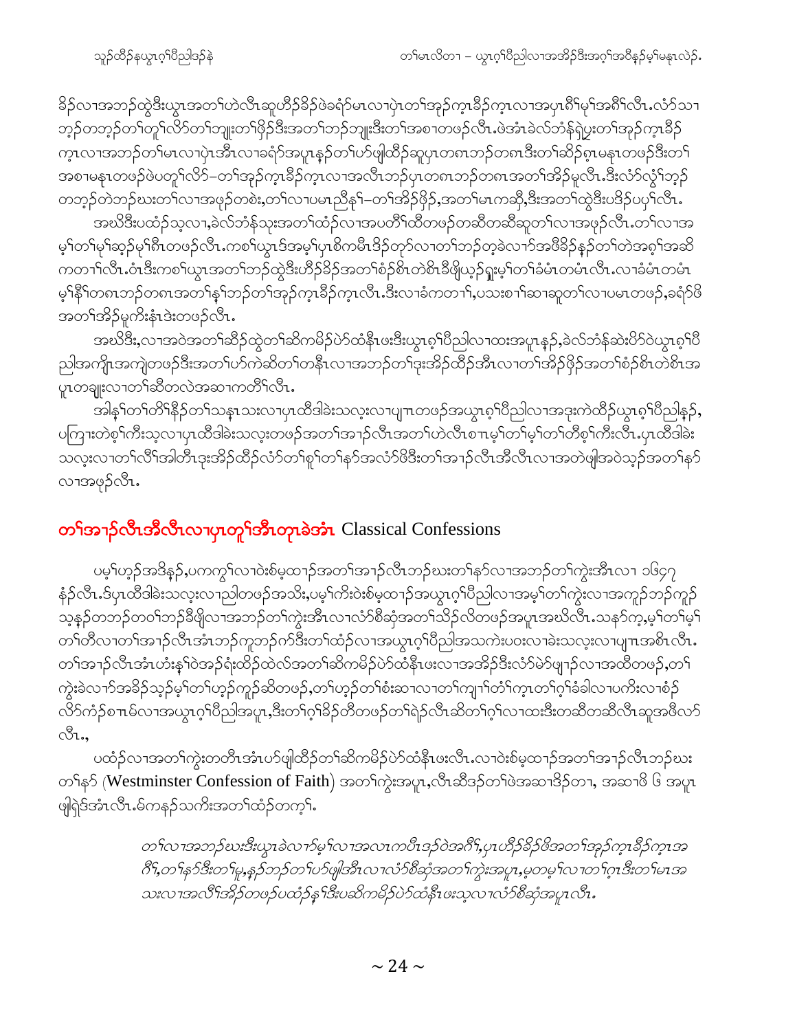ခိၣ်လၢအဘၣ်ထွဲဒီးယွၤအတၢ်ဟဲလီၤဆူဟိၣ်ခိၣ်ဖဲခရံၣ်မၤလၢပှဲၤတၢ်အုၣ်ကူၤခီၣ်ကူၤလၢအပှၤဂီၢ်မုၢ်အဂိၢ်လီၤ.လံာ်သၢဘ့ၣ်တဘ့ၣ်တၢ်တူၢ်လိာ်တၢ်ဘျုးတၢ်ဖှိၣ်ဒီးအတၢ်ဘၣ်ဘျုးဒီးတၢ်အစၢတဖၣ်လီၤ.ဖဲအံၤခဲလ်ဘံန်ရှဲပှူးတၢ်အုၣ်ကူၤခီၣ်ကူၤလၢအဘၣ်တၢ်မၤလၢပှဲၤအီၤလၢခရံာ်အပူၤန့ၣ်တၢ်ဟ်ဖျါထီၣ်ဆူပှၤတဂၤဘၣ်တဂၤဒီးတၢ်ဆိၣ်ဂ့ၤမနုၤတဖၣ်ဒီးတၢ်အစၢမနုၤတဖၣ်ဖဲပတူၢ်လိာ်–တၢ်အုၣ်ကူၤခီၣ်ကူၤလၢအလီၤဘၣ်ပှၤတဂၤဘၣ်တဂၤအတၢ်အိၣ်မူလီၤ.ဒီးလံာ်လွံၢ်ဘ့ၣ်တဘ့ၣ်တဲဘၣ်ဃးတၢ်လၢအဖုၣ်တစဲး,တၢ်လၢပမၤညီနှၢ်–တၢ်အိၣ်ဖှိၣ်,အတၢ်မၤကဆို,ဒီးအတၢ်ထွဲဒီးပဒိၣ်ပပှၢ်လီၤ.

အဃိဒီးပထံၣ်သ့လၢ,ခဲလ်ဘံန်သုးအတၢ်ထံၣ်လၢအပတိၢ်ထိတဖၣ်တဆီတဆီဆူတၢ်လၢအဖုၣ်လီၤ.တၢ်လၢအမ့ၢ်တၢ်မုၢ်ဆ့ၣ်မုၢ်ဂီၤတဖၣ်လီၤ.ကစၢ်ယွၤဒ်အမ့ၢ်ပှၤစိကမီၤဒိၣ်တုာ်လၢတၢ်ဘၣ်တ့ခဲလၢာ်အဖီခိၣ်နၣ်တၢ်တဲအဂ့ၢ်အဆိကတၢၢ်လီၤ.ဝံၤဒီးကစၢ်ယွၤအတၢ်ဘၣ်ထွဲဒီးဟိၣ်ခိၣ်အတၢ်စံၣ်စိၤတဲစိၤခီဖျိယှၣ်ရှူးမ့ၢ်တၢ်ခံမံၤတမံၤလီၤ.လၢခံမံၤတမံၤမ့ၢ်နီၢ်တဂၤဘၣ်တဂၤအတၢ်နှၢ်ဘၣ်တၢ်အုၣ်ကူၤခီၣ်ကူၤလီၤ.ဒီးလၢခံကတၢၢ်,ပသးစၢၢ်ဆၢဆူတၢ်လၢပမၤတဖၣ်,ခရံာ်ဖိအတၢ်အိၣ်မူကိးနံၤဒဲးတဖၣ်လီၤ.

အဃိဒီး,လၢအဝဲအတၢ်ဆိၣ်ထွဲတၢ်ဆိကမိၣ်ပဲာ်ထံနီၤဖးဒီးယွၤဂ့ၢ်ပီညါလၢထးအပူၤန့ၣ်,ခဲလ်ဘံန်ဆဲးပိာ်ဝဲယွၤဂ့ၢ်ပီညါအကျိၤအကျဲတဖၣ်ဒီးအတၢ်ဟ်ကဲဆိတၢ်တနီၤလၢအဘၣ်တၢ်ဒုးအိၣ်ထိၣ်အီၤလၢတၢ်အိၣ်ဖှိၣ်အတၢ်စံၣ်စိၤတဲစိၤအပူၤတချုးလၢတၢ်ဆိတလဲအဆၢကတီၢ်လီၤ.

အါန့ၢ်တၢ်တိၢ်နီၣ်တၢ်သနၢသးလၢပှၤထီဒါခဲးသလ့းလၢပျ႑ာတဖၣ်အယွၤဂ့ၢ်ပီညါလၢအဒုးကဲထီၣ်ယွၤဂ့ၢ်ပီညါန့ၣ်,ပကြၢးတဲစ့ၢ်ကီးသ့လၢပှၤထီဒါခဲးသလ့းတဖၣ်အတၢ်အၢၣ်လီၤအတၢ်ဟဲလီၤစ႑ာမ့ၢ်တၢ်မ့ၢ်တၢ်တီစ့ၢ်ကီးလီၤ.ပှၤထီဒါခဲးသလ့းလၢတၢ်လီၢ်အါတီၤဒုးအိၣ်ထိၣ်လံာ်တၢ်စူၢ်တၢ်နာ်အလံာ်ဖိဒီးတၢ်အၢၣ်လီၤအီလီၤလၢအတဲဖျါအဝဲသ့ၣ်အတၢ်နာ်လၢအဖုၣ်လီၤ.

## တၢ်အၢၣ်လီၤအီလီၤလၢပှၤတူၢ်အီၤတုၤခဲအံၤ Classical Confessions

ပမ့ၢ်ဟ့ၣ်အဒိန့ၣ်,ပကကွၢ်လၢဝဲးစ်မ့ထၢၣ်အတၢ်အၢၣ်လီၤဘၣ်ဃးတၢ်နာ်လၢအဘၣ်တၢ်ကွဲးအီၤလၢ ၁၆၄၇ နံၣ်လီၤ.ဒ်ပှၤထီဒါခဲးသလ့းလၢညါတဖၣ်အသိး,ပမ့ၢ်ကိးဝဲးစ်မ့ထၢၣ်အယွၤဂ့ၢ်ပီညါလၢအမ့ၢ်တၢ်ကွဲးလၢအကူၣ်ဘၣ်ကူၣ်သ့န့ၣ်တဘၣ်တဝၢ်ဘၣ်ခီဖျိလၢအဘၣ်တၢ်ကွဲးအီၤလၢလံာ်စိဆုံအတၢ်သိၣ်လိတဖၣ်အပူၤအဃိလီၤ.သနာ်က့,မ့ၢ်တၢ်မ့ၢ်တၢ်တီလၢတၢ်အၢၣ်လီၤအံၤဘၣ်ကူဘၣ်က်ဒီးတၢ်ထံၣ်လၢအယွၤဂ့ၢ်ပီညါအသကဲးပဝးလၢခဲးသလ့းလၢပျ႑ာအစိၤလီၤ.တၢ်အၢၣ်လီၤအံၤဟံးန့ၢ်ဝဲအဉ်ရံးထိၣ်ထဲလ်အတၢ်ဆိကမိၣ်ပဲာ်ထံနီၤဖးလၢအအိၣ်ဒီးလံာ်မဲာ်ဖျၢၣ်လၢအထိတဖၣ်,တၢ်ကွဲးခဲလၢာ်အခိၣ်သ့ၣ်မ့ၢ်တၢ်ဟ့ၣ်ကူၣ်ဆိတဖၣ်,တၢ်ဟ့ၣ်တၢ်စံးဆၢလၢတၢ်ကျၢၢ်တံၢ်ကူၤတၢ်ဂ့ၢ်ခံခါလၢပကိးလၢစံၣ်လိာ်ကံၣ်စ႑ာမ်လၢအယွၤဂ့ၢ်ပီညါအပူၤ,ဒီးတၢ်ဂ့ၢ်ခိၣ်တီတဖၣ်တၢ်ရဲၣ်လီၤဆိတၢ်ဂ့ၢ်လၢထးဒီးတဆီတဆီလီၤဆူအဖီလာ်လီၤ.,

ပထံၣ်လၢအတၢ်ကွဲးတတီၤအံၤဟ်ဖျါထိၣ်တၢ်ဆိကမိၣ်ပဲာ်ထံနီၤဖးလီၤ.လၢဝဲးစ်မ့ထၢၣ်အတၢ်အၢၣ်လီၤဘၣ်ဃးတၢ်နာ် (Westminster Confession of Faith) အတၢ်ကွဲးအပူၤ,လီၤဆီဒၣ်တၢ်ဖဲအဆၢဒိၣ်တၢ, အဆၢဖိ ၆ အပူၤဖျါရှ်ဒ်အံၤလီၤ.မ်ကနၣ်သကိးအတၢ်ထံၣ်တက့ၢ်.

> *တၢ်လၢအဘၣ်ဃးဒီးယွၤခဲလၢာ်မ့ၢ်လၢအလၤကပီၤဒၣ်ဝဲအဂီၢ်,ပှၤဟိၣ်ခိၣ်ဖိအတၢ်အုၣ်ကူၤခီၣ်ကူၤအဂီၢ်,တၢ်နာ်ဒီးတၢ်မူ,နၣ်ဘၣ်တၢ်ဟ်ဖျါအီၤလၢလံာ်စိဆုံအတၢ်ကွဲးအပူၤ,မ့တမ့ၢ်လၢတၢ်ဂ့ၤဒီးတၢ်မၤအသးလၢအလီၢ်အိၣ်တဖၣ်ပထံၣ်နှၢ်ဒီးပဆိကမိၣ်ပဲာ်ထံနီၤဖးသ့လၢလံာ်စိဆုံအပူၤလီၤ.*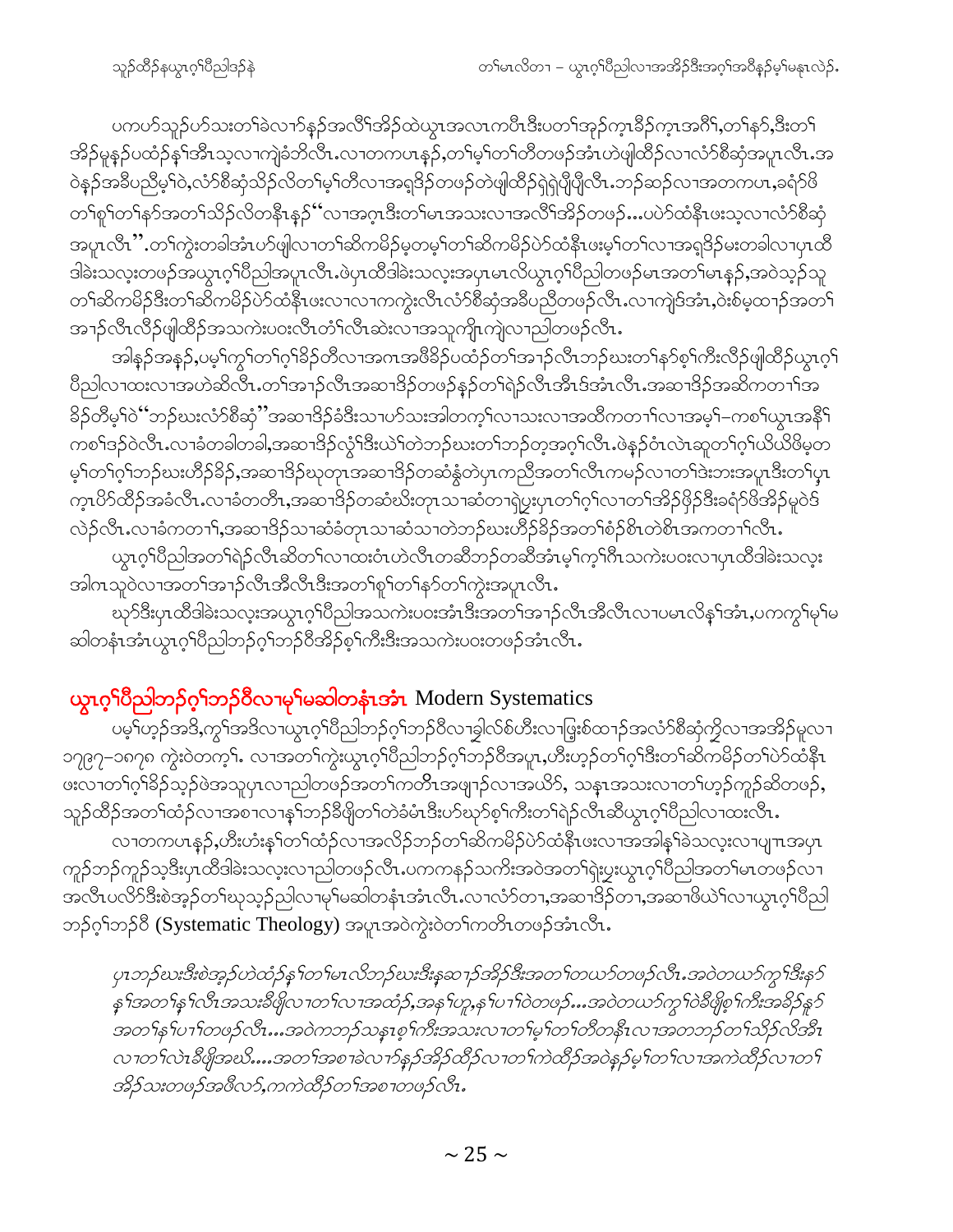ပကပာ်သူဉ်ဟ်သးတၢ်ခဲလၢာ်နဉ်အလီၢ်အိဉ်ထဲယွၤအလၤကပီၤဒီးပတၢ်အှဉ်က့ၤခီဉ်က့ၤအဂီၢ်,တၢ်နာ်,ဒီးတၢ်အိဉ်မူနဉ်ပထံဉ်န့ၢ်အီၤသ့လၢကျဲခံဘိလီၤ.လၢတကပၤနဉ်,တၢ်မ့ၢ်တၢ်တီတဖဉ်အံၤဟဲဖျါထီဉ်လၢလံာ်စီဆှံအပူၤလီၤ.အဝဲနဉ်အခီပညီမ့ၢ်ဝဲ,လံာ်စီဆှံသိဉ်လိတၢ်မ့ၢ်တီလၢအရှဒိဉ်တဖဉ်တဲဖျါထီဉ်ရှဲရှဲပျီပျီလီၤ.ဘဉ်ဆဉ်လၢအတကပၤ,ခရံာ်ဖိတၢ်စူၢ်တၢ်နာ်အတၢ်သိဉ်လိတနီၤနဉ်"လၢအဂ့ၤဒီးတၢ်မၤအသးလၢအလီၢ်အိဉ်တဖဉ်...ပပဲာ်ထံနီၤဖးသ့လၢလံာ်စီဆှံအပူၤလီၤ".တၢ်ကွဲးတခါအံၤပာ်ဖျါလၢတၢ်ဆိကမိဉ်မ့တမ့ၢ်တၢ်ဆိကမိဉ်ပဲာ်ထံနီၤဖးမ့ၢ်တၢ်လၢအရှဒိဉ်မးတခါလၢပှၤထီဒါခဲးသလ့းတဖဉ်အယွၤဂ့ၢ်ပီညါအပူၤလီၤ.ဖဲပှၤထီဒါခဲးသလ့းအပှၤမၤလိယွၤဂ့ၢ်ပီညါတဖဉ်မၤအတၢ်မၤနဉ်,အဝဲသ့ဉ်သူတၢ်ဆိကမိဉ်ဒီးတၢ်ဆိကမိဉ်ပဲာ်ထံနီၤဖးလၢလၢကကွဲးလီၤလံာ်စီဆှံအခီပညီတဖဉ်လီၤ.လၢကျဲဒ်အံၤ,ဝဲးစ်မ့ထၢဉ်အတၢ်အၢဉ်လီၤလိဉ်ဖျါထီဉ်အသကဲးပဝးလီၤတံၢ်လီၤဆဲးလၢအသူကျိၤကျဲလၢညါတဖဉ်လီၤ.

အါနဉ်အနှဉ်,ပမ့ၢ်ကွၢ်တၢ်ဂ့ၢ်ခိဉ်တီလၢအကၤအဖိခိဉ်ပထံဉ်တၢ်အၢဉ်လီၤဘဉ်ဃးတၢ်နာ်စ့ၢ်ကီးလိဉ်ဖျါထီဉ်ယွၤဂ့ၢ်ပီညါလၢထးလၢအဟဲဆိလီၤ.တၢ်အၢဉ်လီၤအဆၢဒိဉ်တဖဉ်နဉ်တၢ်ရဲဉ်လီၤအီၤဒ်အံၤလီၤ.အဆၢဒိဉ်အဆိကတၢၢ်အခိဉ်တီမ့ၢ်ဝဲ"ဘဉ်ဃးလံာ်စီဆှံ"အဆၢဒိဉ်ခံဒီးသၢပာ်သးအါတက့ၢ်လၢသးလၢအထိကတၢၢ်လၢအမ့ၢ်–ကစၢ်ယွၤအနီၢ်ကစၢ်ဒဉ်ဝဲလီၤ.လၢခံတခါတခါ,အဆၢဒိဉ်လွံၢ်ဒီးယဲၢ်တဲဘဉ်ဃးတၢ်ဘဉ်တ့အဂ့ၢ်လီၤ.ဖဲနဉ်ဝံၤလဲၤဆူတၢ်ဂ့ၢ်ယိယိဖိမ့တမ့ၢ်တၢ်ဂ့ၢ်ဘဉ်ဃးဟီဉ်ခိဉ်,အဆၢဒိဉ်ဃုတုၤအဆၢဒိဉ်တဆံနွံတဲပှၤကညီအတၢ်လီၤကမဉ်လၢတၢ်ဒဲးဘးအပူၤဒီးတၢ်ပှၤက့ၤပိာ်ထိဉ်အခံလီၤ.လၢခံတတီၤ,အဆၢဒိဉ်တဆံဃီးတုၤသၢဆံတၢရဲပွးပှၤတၢ်ဂ့ၢ်လၢတၢ်အိဉ်ဖှိဉ်ဒီးခရံာ်ဖိအိဉ်မူဝဲဒ်လဲဉ်လီၤ.လၢခံကတၢၢ်,အဆၢဒိဉ်သၢဆံခံတုၤသၢဆံသၢတဲဘဉ်ဃးဟီဉ်ခိဉ်အတၢ်စံဉ်စိၤတဲစိၤအကတၢၢ်လီၤ.

ယွၤဂ့ၢ်ပီညါအတၢ်ရဲဉ်လီၤဆီတၢ်လၢထးဝံၤဟဲလီၤတဆီဘဉ်တဆီအံၤမ့ၢ်က့ၢ်ဂီၤသကဲးပဝးလၢပှၤထီဒါခဲးသလ့းအါကၤသူဝဲလၢအတၢ်အၢဉ်လီၤအီလီၤဒီးအတၢ်စူၢ်တၢ်နာ်တၢ်ကွဲးအပူၤလီၤ.

ဃုာ်ဒီးပှၤထီဒါခဲးသလ့းအယွၤဂ့ၢ်ပီညါအသကဲးပဝးအံၤဒီးအတၢ်အၢဉ်လီၤအီလီၤလၢပမၤလိန့ၢ်အံၤ,ပကကွၢ်မုၢ်မဆါတနံၤအံၤယွၤဂ့ၢ်ပီညါဘဉ်ဂ့ၢ်ဘဉ်ဝီအိဉ်စ့ၢ်ကီးဒီးအသကဲးပဝးတဖဉ်အံၤလီၤ.

## ယွၤဂ့ၢ်ပီညါဘဉ်ဂ့ၢ်ဘဉ်ဝီလၢမုၢ်မဆါတနံၤအံၤ Modern Systematics

ပမ့ၢ်ဟ့ဉ်အဒိ,ကွၢ်အဒိလၢယွၤဂ့ၢ်ပီညါဘဉ်ဂ့ၢ်ဘဉ်ဝီလၢခွါလ်စ်ဟီးလၢဖြးစ်ထၢဉ်အလံာ်စီဆှံကွီလၢအအိဉ်မူလၢ ၁၇၉၇–၁၈၇၈ ကွဲးဝဲတက့ၢ်. လၢအတၢ်ကွဲးယွၤဂ့ၢ်ပီညါဘဉ်ဂ့ၢ်ဘဉ်ဝီအပူၤ,ဟီးဟ့ဉ်တၢ်ဂ့ၢ်ဒီးတၢ်ဆိကမိဉ်တၢ်ပဲာ်ထံနီၤဖးလၢတၢ်ဂ့ၢ်ခိဉ်သ့ဉ်ဖဲအသူပှၤလၢညါတဖဉ်အတၢ်ကတီၤအဖျၢဉ်လၢအယိာ်, သနၢအသးလၢတၢ်ဟ့ဉ်ကူဉ်ဆိတဖဉ်, သူဉ်ထိဉ်အတၢ်ထံဉ်လၢအစၢလၢနၢ်ဘဉ်ခီဖျိတၢ်တဲခံမံၤဒီးဟ်ဃုာ်စ့ၢ်ကီးတၢ်ရဲဉ်လီၤဆီယွၤဂ့ၢ်ပီညါလၢထးလီၤ.

လၢတကပၤနဉ်,ဟီးဟံးနၢ်တၢ်ထံဉ်လၢအလိဉ်ဘဉ်တၢ်ဆိကမိဉ်ပဲာ်ထံနီၤဖးလၢအအါန့ၢ်ခဲသလ့းလၢပျπအပှၤကူဉ်ဘဉ်ကူဉ်သ့ဒီးပှၤထီဒါခဲးသလ့းလၢညါတဖဉ်လီၤ.ပကကနဉ်သကိးအဝဲအတၢ်ရဲးပွးယွၤဂ့ၢ်ပီညါအတၢ်မၤတဖဉ်လၢအလီၤပလိာ်ဒီးစဲအှဉ်တၢ်ဃုသ့ဉ်ညါလၢမုၢ်မဆါတနံၤအံၤလီၤ.လၢလံာ်တၢ,အဆၢဒိဉ်တၢ,အဆၢဖိယဲၢ်လၢယွၤဂ့ၢ်ပီညါဘဉ်ဂ့ၢ်ဘဉ်ဝီ (Systematic Theology) အပူၤအဝဲကွဲးဝဲတၢ်ကတိၤတဖဉ်အံၤလီၤ.

> *ပှၤဘဉ်ဃးဒီးစဲအှဉ်ဟဲထံဉ်န့ၢ်တၢ်မၤလိဘဉ်ဃးဒီးနဆၢဉ်အိဉ်ဒီးအတၢ်တယာ်တဖဉ်လီၤ.အဝဲတယာ်ကွၢ်ဒီးနာ်နၢ်အတၢ်နၢ်လီၤအသးခီဖျိလၢတၢ်လၢအထံဉ်,အနၢ်ဟူ,နၢ်ပၢၢ်ဝဲတဖဉ်...အဝဲတယာ်ကွၢ်ဝဲခီဖျိစ့ၢ်ကီးအခိဉ်နှာ်အတၢ်နၢ်ပၢၢ်တဖဉ်လီၤ...အဝဲကဘဉ်သနၢစ့ၢ်ကီးအသးလၢတၢ်မ့ၢ်တၢ်တီတနီၤလၢအတဘဉ်တၢ်သိဉ်လိအီၤလၢတၢ်လဲၤခီဖျိအဃိ....အတၢ်အစၢခဲလၢာ်နဉ်အိဉ်ထိဉ်လၢတၢ်ကဲထိဉ်အဝဲနဉ်မ့ၢ်တၢ်လၢအကဲထိဉ်လၢတၢ်အိဉ်သးတဖဉ်အဖီလာ်,ကကဲထိဉ်တၢ်အစၢတဖဉ်လီၤ.*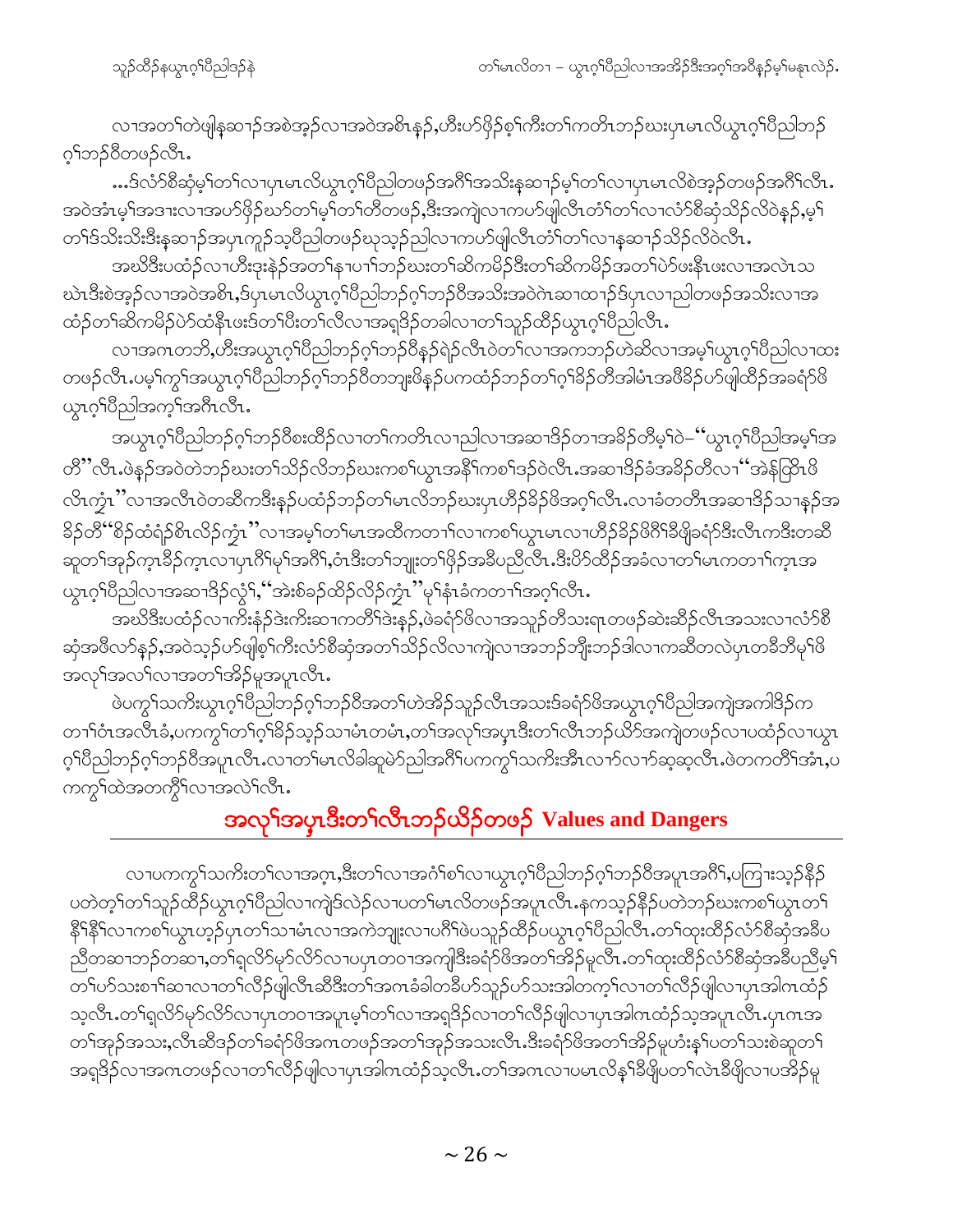လၢအတၢ်တဲဖျါနဆၢဉ်အစဲအ့ဉ်လၢအဝဲအစိၤန့ဉ်,ဟီးပာ်ဖှိဉ်စ့ၢ်ကီးတၢ်ကတိၤဘဉ်ဃးပှၤမၤလိယွၤဂ့ၢ်ပီညါဘဉ်ဂ့ၢ်ဘဉ်ဝီတဖဉ်လီၤ.

...ဒ်လံာ်စီဆှံမ့ၢ်တၢ်လၢပှၤမၤလိယွၤဂ့ၢ်ပီညါတဖဉ်အဂီၢ်အသိးနဆၢဉ်မ့ၢ်တၢ်လၢပှၤမၤလိစဲအ့ဉ်တဖဉ်အဂီၢ်လီၤ. အဝဲအံၤမ့ၢ်အဒၢးလၢအပာ်ဖှိဉ်ဃာ်တၢ်မ့ၢ်တၢ်တီတဖဉ်,ဒီးအကျဲလၢကပာ်ဖျါလီၤတံၢ်တၢ်လၢလံာ်စီဆှံသိဉ်လိဝဲန့ဉ်,မ့ၢ်တၢ်ဒ်သိးသိးဒီးနဆၢဉ်အပှၤကူဉ်သ့ပီညါတဖဉ်ဃုသ့ဉ်ညါလၢကပာ်ဖျါလီၤတံၢ်တၢ်လၢနဆၢဉ်သိဉ်လိဝဲလီၤ.

အဃိဒီးပထံဉ်လၢဟီးဒုးနဲဉ်အတၢ်နၢ်ပၢၢ်ဘဉ်ဃးတၢ်ဆိကမိဉ်ဒီးတၢ်ဆိကမိဉ်အတၢ်ပဲာ်ဖးနီၤဖးလၢအလဲၤသဃဲၤဒီးစဲအ့ဉ်လၢအဝဲအစိၤ,ဒ်ပှၤမၤလိယွၤဂ့ၢ်ပီညါဘဉ်ဂ့ၢ်ဘဉ်ဝီအသိးအဝဲဂဲၤဆၢထၢဉ်ဒ်ပှၤလၢညါတဖဉ်အသိးလၢအထံဉ်တၢ်ဆိကမိဉ်ပဲာ်ထံနီၤဖးဒ်တၢ်ပီးတၢ်လီလၢအရှၤ်ဒိဉ်တခါလၢတၢ်သူဉ်ထိဉ်ယွၤဂ့ၢ်ပီညါလီၤ.

လၢအဂၤတဘိ,ဟီးအယွၤဂ့ၢ်ပီညါဘဉ်ဂ့ၢ်ဘဉ်ဝီနှဉ်ရဲဉ်လီၤဝဲတၢ်လၢအကဘဉ်ဟဲဆိလၢအမ့ၢ်ယွၤဂ့ၢ်ပီညါလၢထးတဖဉ်လီၤ.ပမ့ၢ်ကွၢ်အယွၤဂ့ၢ်ပီညါဘဉ်ဂ့ၢ်ဘဉ်ဝီတဘျုးဖိနှဉ်ပကထံဉ်ဘဉ်တၢ်ဂ့ၢ်ခိဉ်တီအါမံၤအဖိခိဉ်ပာ်ဖျါထိဉ်အခရံာ်ဖိယွၤဂ့ၢ်ပီညါအက့ၢ်အဂီၤလီၤ.

အယွၤဂ့ၢ်ပီညါဘဉ်ဂ့ၢ်ဘဉ်ဝီစးထိဉ်လၢတၢ်ကတိၤလၢညါလၢအဆၢဒိဉ်တၢအခိဉ်တီမ့ၢ်ဝဲ–"ယွၤဂ့ၢ်ပီညါအမ့ၢ်အတီ"လီၤ.ဖဲနှဉ်အဝဲတဲဘဉ်ဃးတၢ်သိဉ်လိဘဉ်ဃးကစၢ်ယွၤအနီၢ်ကစၢ်ဒဉ်ဝဲလီၤ.အဆၢဒိဉ်ခံအခိဉ်တီလၢ"အဲန်ဖြိၤဖိလီၤကွံၤ"လၢအလီၤဝဲတဆီကဒီးနှဉ်ပထံဉ်ဘဉ်တၢ်မၤလိဘဉ်ဃးပှၤဟီဉ်ခိဉ်ဖိအဂ့ၢ်လီၤ.လၢခံတတိၤအဆၢဒိဉ်သၢနှဉ်အခိဉ်တီ"စိဉ်ထံရံဉ်စိၤလိဉ်ကွံၤ"လၢအမ့ၢ်တၢ်မၤအထီကတၢၢ်လၢကစၢ်ယွၤမၤလၢဟီဉ်ခိဉ်ဖိဂီၢ်ခီဖျိခရံာ်ဒီးလီၤကဒီးတဆီဆူတၢ်အုဉ်ကူၤခီဉ်ကူၤလၢပှၤဂီၢ်မုၢ်အဂီၢ်,ဝံၤဒီးတၢ်ဘျုးတၢ်ဖှိဉ်အခီပညီလီၤ.ဒီးပိာ်ထိဉ်အခံလၢတၢ်မၤကတၢၢ်ကူၤအယွၤဂ့ၢ်ပီညါလၢအဆၢဒိဉ်လွံၢ်,"အဲးစ်ခဉ်ထိဉ်လိဉ်ကွံၤ"မ့ၢ်နံၤခံကတၢၢ်အဂ့ၢ်လီၤ.

အဃိဒီးပထံဉ်လၢကီးနံ့ဉ်ဒဲးကီးဆၢကတီၢ်ဒဲးနှဉ်,ဖဲခရံာ်ဖိလၢအသူဉ်တီသးရၤတဖဉ်ဆဲးဆိဉ်လီၤအသးလၢလံာ်စီဆှံအဖီလာ်နှဉ်,အဝဲသ့ဉ်ပာ်ဖျါစ့ၢ်ကီးလံာ်စီဆှံအတၢ်သိဉ်လိလၢကျဲလၢအဘဉ်ဘျီးဘဉ်ဒါလၢကဆီတလဲပှၤတခီဘီမုၢ်ဖိအလုၢ်အလၢ်လၢအတၢ်အိဉ်မူအပူၤလီၤ.

ဖဲပကွၢ်သကိးယွၤဂ့ၢ်ပီညါဘဉ်ဂ့ၢ်ဘဉ်ဝီအတၢ်ဟဲအိဉ်သူဉ်လီၤအသးဒ်ခရံာ်ဖိအယွၤဂ့ၢ်ပီညါအကျဲအကါဒိဉ်ကတၢၢ်ဝံၤအလီၤခံ,ပကကွၢ်တၢ်ဂ့ၢ်ခိဉ်သ့ဉ်သၢမံၤတမံၤ,တၢ်အလုၢ်အပှ့ၤဒီးတၢ်လီၤဘဉ်ယိဉ်အကျဲတဖဉ်လၢပထံဉ်လၢယွၤဂ့ၢ်ပီညါဘဉ်ဂ့ၢ်ဘဉ်ဝီအပူၤလီၤ.လၢတၢ်မၤလိခါဆူမဲာ်ညါအဂီၢ်ပကကွၢ်သကိးအီၤလၢာ်လၢာ်ဆ့ဆ့လီၤ.ဖဲတကတီၢ်အံၤ,ပကကွၢ်ထဲအတကွီၢ်လၢအလဲၢ်လီၤ.

## အလုၢ်အပှ့ၤဒီးတၢ်လီၤဘဉ်ယိဉ်တဖဉ် Values and Dangers

လၢပကကွၢ်သကိးတၢ်လၢအဂ့ၤ,ဒီးတၢ်လၢအဂံၢ်စၢ်လၢယွၤဂ့ၢ်ပီညါဘဉ်ဂ့ၢ်ဘဉ်ဝီအပူၤအဂီၢ်,ပကြၢးသ့ဉ်နီဉ်ပတဲတ့ၢ်တၢ်သူဉ်ထိဉ်ယွၤဂ့ၢ်ပီညါလၢကျဲဒ်လဲဉ်လၢပတၢ်မၤလိတဖဉ်အပူၤလီၤ.နကသ့ဉ်နီဉ်ပတဲဘဉ်ဃးကစၢ်ယွၤတၢ်နီၢ်နီၢ်လၢကစၢ်ယွၤဟ့ဉ်ပှၤတၢ်သၢမံၤလၢအကဲဘျုးလၢပဂီၢ်ဖဲပသူဉ်ထိဉ်ပယွၤဂ့ၢ်ပီညါလီၤ.တၢ်ထုးထိဉ်လံာ်စီဆှံအခီပညီတဆၢဘဉ်တဆၢ,တၢ်ရှလိာ်မုာ်လိာ်လၢပပှၤတဝၢအကျါဒီးခရံာ်ဖိအတၢ်အိဉ်မူလီၤ.တၢ်ထုးထိဉ်လံာ်စီဆှံအခီပညီမ့ၢ်တၢ်ပာ်သးစၢၢ်ဆၢလၢတၢ်လီဉ်ဖျါလီၤဆီဒီးတၢ်အဂၤခံခါတခီပာ်သူဉ်ပာ်သးအါတက့ၢ်လၢတၢ်လီဉ်ဖျါလၢပှၤအါဂၤထံဉ်သ့လီၤ.တၢ်ရှလိာ်မုာ်လိာ်လၢပှၤတဝၢအပူၤမ့ၢ်တၢ်လၢအရှၤ်ဒိဉ်လၢတၢ်လီဉ်ဖျါလၢပှၤအါဂၤထံဉ်သ့အပူၤလီၤ.ပှၤဂၤအတၢ်အုဉ်အသး,လီၤဆီဒဉ်တၢ်ခရံာ်ဖိအဂၤတဖဉ်အတၢ်အုဉ်အသးလီၤ.ဒီးခရံာ်ဖိအတၢ်အိဉ်မူဟံးန့ၢ်ပတၢ်သးစဲဆူတၢ်အရှၤ်ဒိဉ်လၢအဂၤတဖဉ်လၢတၢ်လီဉ်ဖျါလၢပှၤအါဂၤထံဉ်သ့လီၤ.တၢ်အဂၤလၢပမၤလိန့ၢ်ခီဖျိပတၢ်လဲၤခီဖျိလၢပအိဉ်မူ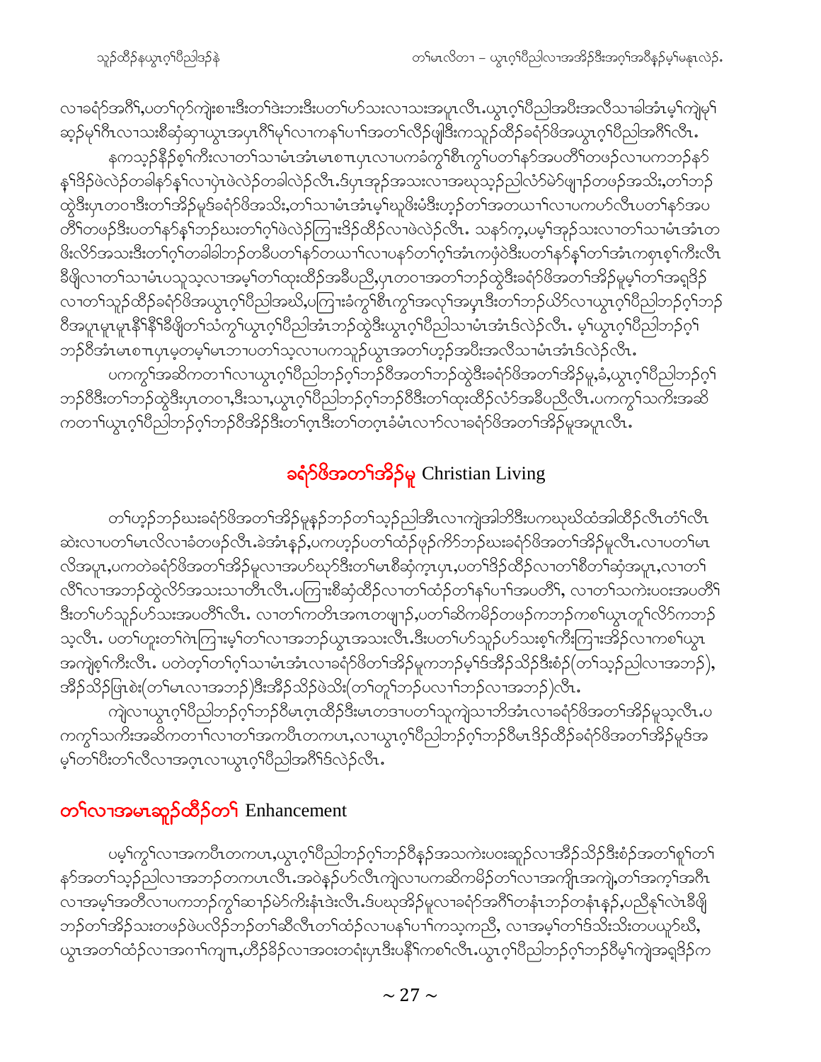လၢခရံာ်အဂီၢ်,ပတၢ်ဂ့ာ်ကျဲးစၢးဒီးတၢ်ဒဲးဘးဒီးပတၢ်ပာ်သးလၢသးအပူၤလီၤ.ယွၤဂ့ၢ်ပီညါအပီးအလိသၢခါအံၤမ့ၢ်ကျဲမ့ၢ် ဆ့ၣ်မ့ၢ်ဂီၤလၢသးစိဆုံဆှၢယွၤအပှၤဂီၢ်မုၢ်လၢကနၢ်ပၢၢ်အတၢ်လီၣ်ဖျါဒီးကသူၣ်ထီၣ်ခရံာ်ဖိအယွၤဂ့ၢ်ပီညါအဂီၢ်လီၤ.

နကသ့ၣ်နီၣ်စ့ၢ်ကီးလၢတၢ်သၢမံၤအံၤမၤစၢၤပှၤလၢပကခံကွၢ်စီၤကွၢ်ပတၢ်နာ်အပတိၢ်တဖၣ်လၢပကဘၣ်နာ် နၢ်ဒိၣ်ဖဲလဲၣ်တခါနာ်နၢ်လၢပှဲၤဖဲလဲၣ်တခါလဲၣ်လီၤ.ဒ်ပှၤအုၣ်အသးလၢအဃုသ့ၣ်ညါလံာ်မဲာ်ဖျၢၣ်တဖၣ်အသိး,တၢ်ဘၣ် ထွဲဒီးပှၤတဝၢဒီးတၢ်အိၣ်မူဒ်ခရံာ်ဖိအသိး,တၢ်သၢမံၤအံၤမ့ၢ်ဃုဖိးမံဒီးဟ့ၣ်တၢ်အတယၢၢ်လၢပကပာ်လီၤပတၢ်နာ်အပ တိၢ်တဖၣ်ဒီးပတၢ်နာ်နၢ်ဘၣ်ဃးတၢ်ဂ့ၢ်ဖဲလဲၣ်ကြၢးဒိၣ်ထီၣ်လၢဖဲလဲၣ်လီၤ. သနာ်က့,ပမ့ၢ်အုၣ်သးလၢတၢ်သၢမံၤအံၤတ ဖိးလိာ်အသးဒီးတၢ်ဂ့ၢ်တခါခါဘၣ်တခီပတၢ်နာ်တယၢၢ်လၢပနာ်တၢ်ဂ့ၢ်အံၤကဖုံဝဲဒီးပတၢ်နာ်နၢ်တၢ်အံၤကစှၤစ့ၢ်ကီးလီၤ ခီဖျိလၢတၢ်သၢမံၤပသူသ့လၢအမ့ၢ်တၢ်ထုးထိၣ်အခီပညီ,ပှၤတဝၢအတၢ်ဘၣ်ထွဲဒီးခရံာ်ဖိအတၢ်အိၣ်မူမ့ၢ်တၢ်အရှဒိၣ် လၢတၢ်သူၣ်ထီၣ်ခရံာ်ဖိအယွၤဂ့ၢ်ပီညါအဃိ,ပကြၢးခံကွၢ်စီၤကွၢ်အလုၢ်အပှၤဒီးတၢ်ဘၣ်ယိာ်လၢယွၤဂ့ၢ်ပီညါဘၣ်ဂ့ၢ်ဘၣ် ဝီအပူၤမူၤမူၤနီၢ်နီၢ်ခီဖျိတၢ်သံကွၢ်ယွၤဂ့ၢ်ပီညါအံၤဘၣ်ထွဲဒီးယွၤဂ့ၢ်ပီညါသၢမံၤအံၤဒ်လဲၣ်လီၤ. မ့ၢ်ယွၤဂ့ၢ်ပီညါဘၣ်ဂ့ၢ် ဘၣ်ဝီအံၤမၤစၢၤပှၤမ့တမ့ၢ်မၤဘၢပတၢ်သ့လၢပကသူၣ်ယွၤအတၢ်ဟ့ၣ်အပီးအလိသၢမံၤအံၤဒ်လဲၣ်လီၤ.

ပကကွၢ်အဆိကတၢၢ်လၢယွၤဂ့ၢ်ပီညါဘၣ်ဂ့ၢ်ဘၣ်ဝီအတၢ်ဘၣ်ထွဲဒီးခရံာ်ဖိအတၢ်အိၣ်မူ,ခံ,ယွၤဂ့ၢ်ပီညါဘၣ်ဂ့ၢ် ဘၣ်ဝီဒီးတၢ်ဘၣ်ထွဲဒီးပှၤတဝၢ,ဒီးသၢ,ယွၤဂ့ၢ်ပီညါဘၣ်ဂ့ၢ်ဘၣ်ဝီဒီးတၢ်ထုးထိၣ်လံာ်အခီပညီလီၤ.ပကကွၢ်သကိးအဆိ ကတၢၢ်ယွၤဂ့ၢ်ပီညါဘၣ်ဂ့ၢ်ဘၣ်ဝီအိၣ်ဒီးတၢ်ဂ့ၤဒီးတၢ်တဂ့ၤခံမံၤလၢာ်လၢခရံာ်ဖိအတၢ်အိၣ်မူအပူၤလီၤ.

## ခရံာ်ဖိအတၢ်အိၣ်မူ Christian Living

တၢ်ဟ့ၣ်ဘၣ်ဃးခရံာ်ဖိအတၢ်အိၣ်မူနၣ်ဘၣ်တၢ်သ့ၣ်ညါအီၤလၢကျဲအါဘိဒီးပကဃုဃိထံအါထိၣ်လီၤတံၢ်လီၤ ဆဲးလၢပတၢ်မၤလိလၢခံတဖၣ်လီၤ.ခဲအံၤနၣ်,ပကဟ့ၣ်ပတၢ်ထံၣ်ဖုၣ်ကိာ်ဘၣ်ဃးခရံာ်ဖိအတၢ်အိၣ်မူလီၤ.လၢပတၢ်မၤ လိအပူၤ,ပကတဲခရံာ်ဖိအတၢ်အိၣ်မူလၢအပာ်ဃုာ်ဒီးတၢ်မၤစိဆုံက့ၤပှၤ,ပတၢ်ဒိၣ်ထီၣ်လၢတၢ်စိတၢ်ဆုံအပူၤ,လၢတၢ် လီၢ်လၢအဘၣ်ထွဲလိာ်အသးသၢတီၤလီၤ.ပကြၢးစိဆုံထိၣ်လၢတၢ်ထံၣ်တၢ်နၢ်ပၢၢ်အပတိၢ်, လၢတၢ်သကဲးပဝးအပတိၢ် ဒီးတၢ်ပာ်သူၣ်ပာ်သးအပတိၢ်လီၤ. လၢတၢ်ကတီၤအကတဖျၢၣ်,ပတၢ်ဆိကမိၣ်တဖၣ်ကဘၣ်ကစၢ်ယွၤတူၢ်လိာ်ကဘၣ် သ့လီၤ. ပတၢ်ဟူးတၢ်ဂဲၤကြၢးမ့ၢ်တၢ်လၢအဘၣ်ယွၤအသးလီၤ.ဒီးပတၢ်ပာ်သူၣ်ပာ်သးစ့ၢ်ကီးကြၢးအိၣ်လၢကစၢ်ယွၤ အကျဲစ့ၢ်ကီးလီၤ. ပတဲတ့ၢ်တၢ်ဂ့ၢ်သၢမံၤအံၤလၢခရံာ်ဖိတၢ်အိၣ်မူကဘၣ်မ့ၢ်ဒ်အီၣ်သိၣ်ဒီးစံၣ်(တၢ်သ့ၣ်ညါလၢအဘၣ်), အီၣ်သိၣ်ဖြၢစဲး(တၢ်မၤလၢအဘၣ်)ဒီးအီၣ်သိၣ်ဖဲသိး(တၢ်တူၢ်ဘၣ်ပလၢၢ်ဘၣ်လၢအဘၣ်)လီၤ.

ကျဲလၢယွၤဂ့ၢ်ပီညါဘၣ်ဂ့ၢ်ဘၣ်ဝီမၤဂ့ၤထိၣ်ဒီးမၤတဒၢပတၢ်သူကျဲသၢဘိအံၤလၢခရံာ်ဖိအတၢ်အိၣ်မူသ့လီၤ.ပ ကကွၢ်သကိးအဆိကတၢၢ်လၢတၢ်အကပီၤတကပၤ,လၢယွၤဂ့ၢ်ပီညါဘၣ်ဂ့ၢ်ဘၣ်ဝီမၤဒိၣ်ထီၣ်ခရံာ်ဖိအတၢ်အိၣ်မူဒ်အ မ့ၢ်တၢ်ပီးတၢ်လီလၢအဂ့ၤလၢယွၤဂ့ၢ်ပီညါအဂီၢ်ဒ်လဲၣ်လီၤ.

## တၢ်လၢအမၤဆူၣ်ထီၣ်တၢ် Enhancement

ပမ့ၢ်ကွၢ်လၢအကပီၤတကပၤ,ယွၤဂ့ၢ်ပီညါဘၣ်ဂ့ၢ်ဘၣ်ဝီနၣ်အသကဲးပဝးဆူၣ်လၢအီၣ်သိၣ်ဒီးစံၣ်အတၢ်စူၢ်တၢ် နာ်အတၢ်သ့ၣ်ညါလၢအဘၣ်တကပၤလီၤ.အဝဲနၣ်ပာ်လီၤကျဲလၢပကဆိကမိၣ်တၢ်လၢအကျိၤအကျဲ,တၢ်အက့ၢ်အဂီၤ လၢအမ့ၢ်အတီလၢပကဘၣ်ကွၢ်ဆၢၣ်မဲာ်ကိးနံၤဒဲးလီၤ.ဒ်ပဃုအိၣ်မူလၢခရံာ်အဂီၢ်တနံၤဘၣ်တနံၤနၣ်,ပညီနၢ်လဲၤခီဖျိ ဘၣ်တၢ်အိၣ်သးတဖၣ်ဖဲပလိၣ်ဘၣ်တၢ်ဆီလီၤတၢ်ထံၣ်လၢပနၢ်ပၢၢ်ကသ့ကညီ, လၢအမ့ၢ်တၢ်ဒ်သိးသိးတပယုာ်ဃီ, ယွၤအတၢ်ထံၣ်လၢအဂၢၢ်ကျၢၤ,ဟ်ိၣ်ခိၣ်လၢအဝးတရံးပှၤဒီးပနီၢ်ကစၢ်လီၤ.ယွၤဂ့ၢ်ပီညါဘၣ်ဂ့ၢ်ဘၣ်ဝီမ့ၢ်ကျဲအရှဒိၣ်က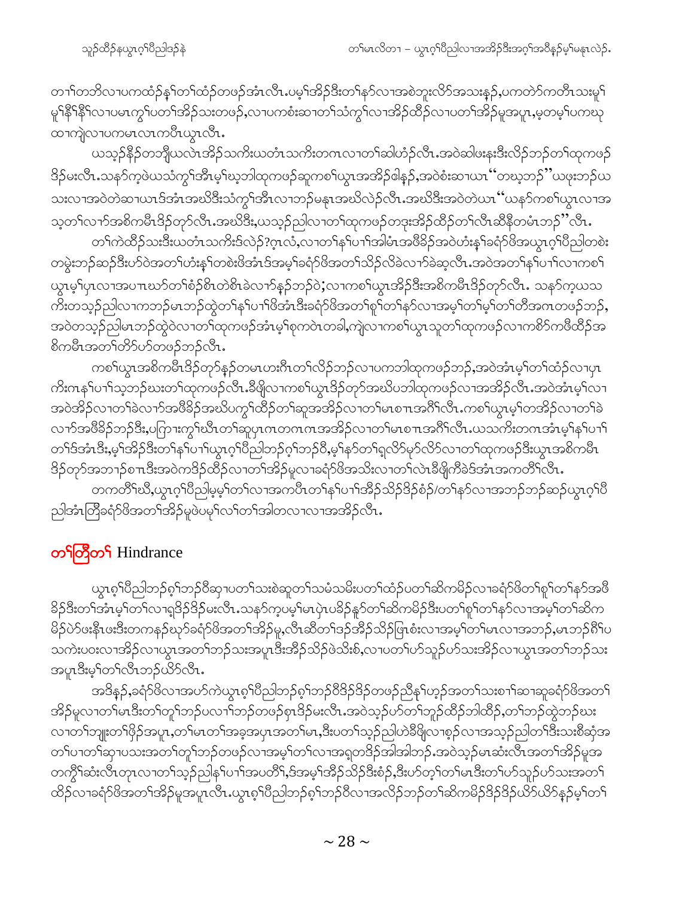တၢ်တဘိလၢပကထံဉ်နၢ်တၢ်ထံဉ်တဖဉ်အံၤလီၤ.ပမ့ၢ်အိဉ်ဒီးတၢ်နာ်လၢအစဲဘူးလိာ်အသးနဉ်,ပကတဲာ်ကတီၤသးမုၢ်မုၢ်နီၢ်နီၢ်လၢပမၤကွၢ်ပတၢ်အိဉ်သးတဖဉ်,လၢပကစံးဆၢတၢ်သံကွၢ်လၢအိဉ်ထီဉ်လၢပတၢ်အိဉ်မူအပူၤ,မ့တမ့ၢ်ပကဃုထၢကျဲလၢပကမၤလၤကပီၤယွၤလီၤ.

ယသ့ဉ်နိဉ်တဘျီယလဲၤအိဉ်သကိးယတံၤသကိးတဂၤလၢတၢ်ဆါဟံဉ်လီၤ.အဝဲဆါဖးနးဒီးလိဉ်ဘဉ်တၢ်ထုကဖဉ်ဒိဉ်မးလီၤ.သနာ်က့ဖဲယသံကွၢ်အီၤမ့ၢ်ဃ့ဘါထုကဖဉ်ဆူကစၢ်ယွၤအအိဉ်ဓါနဉ်,အဝဲစံးဆၢယၤ"တဃ့ဘဉ်"ယဖုးဘဉ်ယသးလၢအဝဲတဲဆၢယၤဒ်အံၤအဃိဒီးသံကွၢ်အီၤလၢဘဉ်မနုၤအဃိလဲဉ်လီၤ.အဃိဒီးအဝဲတဲယၤ"ယနာ်ကစၢ်ယွၤလၢအသ့တၢ်လၢာ်အစိကမီၤဒိဉ်တုာ်လီၤ.အဃိဒီး,ယသ့ဉ်ညါလၢတၢ်ထုကဖဉ်တဒုးအိဉ်ထိဉ်တၢ်လီၤဆီနီတမံၤဘဉ်"လီၤ.

တၢ်ကဲထိဉ်သးဒီးယတံၤသကိးဒ်လဲဉ်?ဂ့ၤလံ,လၢတၢ်နၢ်ပၢၢ်အါမံၤအဖိခိဉ်အဝဲဟံးနၢ်ခရံာ်ဖိအယွၤဂ့ၢ်ပီညါတစဲးတမွဲးဘဉ်ဆဉ်ဒီးဟ်ဝဲအတၢ်ဟံးနၢ်တစဲးဖိအံၤဒ်အမ့ၢ်ခရံာ်ဖိအတၢ်သိဉ်လိခဲလၢာ်ခဲဆ့လီၤ.အဝဲအတၢ်နၢ်ပၢၢ်လၢကစၢ်ယွၤမ့ၢ်ပှၤလၢအပπၤဃာ်တၢ်စံဉ်စိၤတဲစိၤခဲလၢာ်နဉ်ဘဉ်ဝဲ;လၢကစၢ်ယွၤအိဉ်ဒီးအစိကမီၤဒိဉ်တုာ်လီၤ. သနာ်က့ယသကိးတသ့ဉ်ညါလၢကဘဉ်မၤဘဉ်ထွဲတၢ်နၢ်ပၢၢ်ဖိအံၤဒီးခရံာ်ဖိအတၢ်စူၢ်တၢ်နာ်လၢအမ့ၢ်တၢ်မ့ၢ်တၢ်တီအဂၤတဖဉ်ဘဉ်,အဝဲတသ့ဉ်ညါမၤဘဉ်ထွဲဝဲလၢတၢ်ထုကဖဉ်အံၤမ့ၢ်စုကဝဲၤတခါ,ကျဲလၢကစၢ်ယွၤသူတၢ်ထုကဖဉ်လၢကစိာ်ကဖိထိဉ်အစိကမီၤအတၢ်တိာ်ဟ်တဖဉ်ဘဉ်လီၤ.

ကစၢ်ယွၤအစိကမီၤဒိဉ်တုာ်နဉ်တမၤဟးဂီၤတၢ်လိဉ်ဘဉ်လၢပကဘါထုကဖဉ်ဘဉ်,အဝဲအံၤမ့ၢ်တၢ်ထံဉ်လၢပှၤကိးဂၤနၢ်ပၢၢ်သ့ဘဉ်ဃးတၢ်ထုကဖဉ်လီၤ.ခီဖျိလၢကစၢ်ယွၤဒိဉ်တုာ်အဃိပဘါထုကဖဉ်လၢအအိဉ်လီၤ.အဝဲအံၤမ့ၢ်လၢအဝဲအိဉ်လၢတၢ်ခဲလၢာ်အဖိခိဉ်အဃိပကွၢ်ထိဉ်တၢ်ဆူအအိဉ်လၢတၢ်မၤစπၤအဂီၢ်လီၤ.ကစၢ်ယွၤမ့ၢ်တအိဉ်လၢတၢ်ခဲလၢာ်အဖိခိဉ်ဘဉ်ဒီး,ပကြၢးကွၢ်ဃီၤတၢ်ဆူပှၤဂၤတဂၤဂၤအအိဉ်လၢတၢ်မၤစπၤအဂီၢ်လီၤ.ယသကိးတဂၤအံၤမ့ၢ်နၢ်ပၢၢ်တၢ်ဒ်အံၤဒီး,မ့ၢ်အိဉ်ဒီးတၢ်နၢ်ပၢၢ်ယွၤဂ့ၢ်ပီညါဘဉ်ဂ့ၢ်ဘဉ်ပီ,မ့ၢ်နာ်တၢ်ရှလိာ်မုာ်လိာ်လၢတၢ်ထုကဖဉ်ဒီးယွၤအစိကမီၤဒိဉ်တုာ်အဘၢဉ်စπၤဒီးအဝဲကဒိဉ်ထိဉ်လၢတၢ်အိဉ်မူလၢခရံာ်ဖိအသိးလၢတၢ်လဲၤခီဖျိကီခဲဒ်အံၤအကတိၢ်လီၤ.

တကတိၢ်ဃီ,ယွၤဂ့ၢ်ပီညါမ့မ့ၢ်တၢ်လၢအကပီၤတၢ်နၢ်ပၢၢ်အီဉ်သိဉ်ဒိဉ်စံဉ်/တၢ်နာ်လၢအဘဉ်ဘဉ်ဆဉ်ယွၤဂ့ၢ်ပီညါအံၤတြီခရံာ်ဖိအတၢ်အိဉ်မူဖဲပမ့ၢ်လၢ်တၢ်အါတလၢလၢအအိဉ်လီၤ.

## တၢ်တြီတၢ် Hindrance

ယွၤစ့ၢ်ပီညါဘဉ်စ့ၢ်ဘဉ်ဝီဆ့ၢပတၢ်သးစဲဆူတၢ်သမံသမိးပတၢ်ထံဉ်ပတၢ်ဆိကမိဉ်လၢခရံာ်ဖိတၢ်စူၢ်တၢ်နာ်အဖိခိဉ်ဒီးတၢ်အံၤမ့ၢ်တၢ်လၢရှဒိဉ်ဒိဉ်မးလီၤ.သနာ်က့ပမ့ၢ်မၤပှဲၤပခိဉ်နူာ်တၢ်ဆိကမိဉ်ဒီးပတၢ်စူၢ်တၢ်နာ်လၢအမ့ၢ်တၢ်ဆိကမိဉ်ပဲာ်ဖးနိၤဖးဒီးတကနဉ်ဃုာ်ခရံာ်ဖိအတၢ်အိဉ်မူ,လီၤဆီတၢ်ဒ်အိဉ်သိဉ်ဖြးစံးလၢအမ့ၢ်တၢ်မၤလၢအဘဉ်,မၤဘဉ်ဂီၢ်ပသကဲးပဝးလၢအိဉ်လၢယွၤအတၢ်ဘဉ်သးအပူၤဒီးအီဉ်သိဉ်ဖဲသိးစ်,လၢပတၢ်ဟ်သူဉ်ဟ်သးအိဉ်လၢယွၤအတၢ်ဘဉ်သးအပူၤဒီးမ့ၢ်တၢ်လီၤဘဉ်ယိာ်လီၤ.

အဒိနဉ်,ခရံာ်ဖိလၢအပာ်ကဲယွၤစ့ၢ်ပီညါဘဉ်စ့ၢ်ဘဉ်ဝီဒိဉ်ဒိဉ်တဖဉ်ညီနၢ်ဟ့ဉ်အတၢ်သးစၢ်ဆၢဆူခရံာ်ဖိအတၢ်အိဉ်မူလၢတၢ်မၤဒီးတၢ်တူၢ်ဘဉ်ပလၢ်ဘဉ်တဖဉ်စ့ၤဒိဉ်မးလီၤ.အဝဲသ့ဉ်ဟ်တၢ်ဘူဉ်ထိဉ်ဘါထိဉ်,တၢ်ဘဉ်ထွဲဘဉ်ဃးလၢတၢ်ဘျုးတၢ်ဖှိဉ်အပူၤ,တၢ်မၤတၢ်အခ့အပူၤအတၢ်မၤ,ဒီးပတၢ်သ့ဉ်ညါဟဲခီဖျိလၢစ့ဉ်လၢအသ့ဉ်ညါတၢ်ဒီးသးစီဆုံအတၢ်ပၢတၢ်ဆ့ၢပသးအတၢ်တူၢ်ဘဉ်တဖဉ်လၢအမ့ၢ်တၢ်လၢအရှတဒိဉ်အါအါဘဉ်.အဝဲသ့ဉ်မၤဆံးလီၤအတၢ်အိဉ်မူအတကွိၢ်ဆံးလီၤတုၤလၢတၢ်သ့ဉ်ညါနၢ်ပၢၢ်အပတိၢ်,ဒ်အမ့ၢ်အီဉ်သိဉ်ဒီးစံဉ်,ဒီးဟ်တ့ၢ်တၢ်မၤဒီးတၢ်ဟ်သူဉ်ဟ်သးအတၢ်ထိဉ်လၢခရံာ်ဖိအတၢ်အိဉ်မူအပူၤလီၤ.ယွၤစ့ၢ်ပီညါဘဉ်စ့ၢ်ဘဉ်ဝီလၢအလိဉ်ဘဉ်တၢ်ဆိကမိဉ်ဒိဉ်ဒိဉ်ယိာ်ယိာ်နဉ်မ့ၢ်တၢ်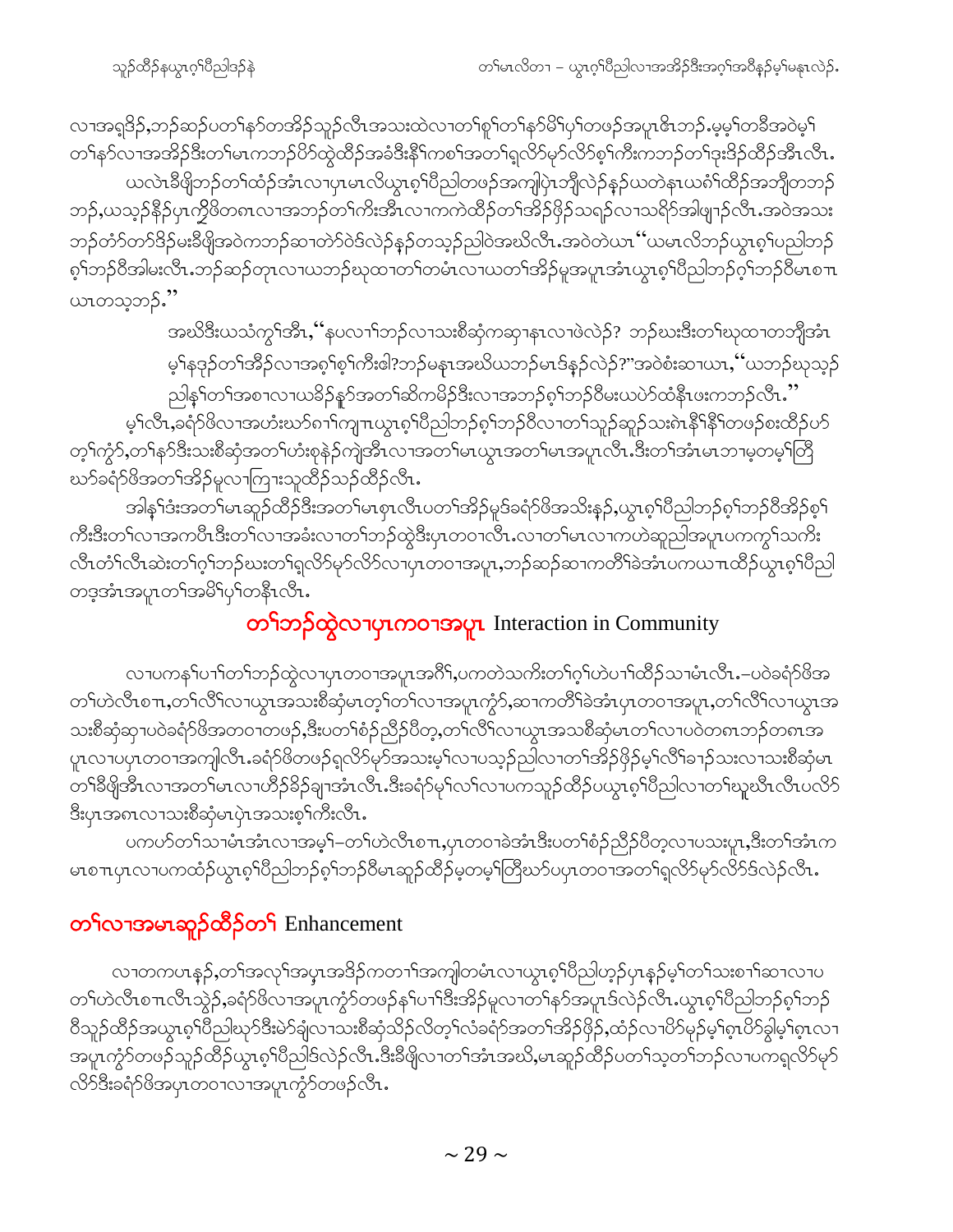လၢအရှဒိဉ်,ဘဉ်ဆဉ်ပတၢ်နာ်တအိဉ်သူဉ်လီၤအသးထဲလၢတၢ်စူၢ်တၢ်နာ်မိၢ်ပှၢ်တဖဉ်အပူၤဇိၤဘဉ်.မ့မ့ၢ်တခီအဝဲမ့ၢ်တၢ်နာ်လၢအအိဉ်ဒီးတၢ်မၤကဘဉ်ပိာ်ထွဲထိဉ်အခံဒီးနီၢ်ကစၢ်အတၢ်ရှလိာ်မှာ်လိာ်စ့ၢ်ကီးကဘဉ်တၢ်ဒုးဒိဉ်ထိဉ်အီၤလီၤ.

ယလဲၤခီဖျိဘဉ်တၢ်ထံဉ်အံၤလၢပှၤမၤလိယွၤစ့ၢ်ပီညါတဖဉ်အကျါပှဲၤဘျီလဲဉ်နဉ်ယတဲနၤယဂံၢ်ထိဉ်အဘျီတဘဉ်ဘဉ်,ယသ့ဉ်နိဉ်ပှၤကွိဖိတဂၤလၢအဘဉ်တၢ်ကီးအီၤလၢကကဲထိဉ်တၢ်အိဉ်ဖှိဉ်သရဉ်လၢသရိာ်အါဖျၢဉ်လီၤ.အဝဲအသးဘဉ်တံာ်တာ်ဒိဉ်မးခီဖျိအဝဲကဘဉ်ဆၢတဲာ်ဝဲဒ်လဲဉ်နဉ်တသ့ဉ်ညါဝဲအဃိလီၤ.အဝဲတဲယၤ"ယမၤလိဘဉ်ယွၤစ့ၢ်ပညါဘဉ်စ့ၢ်ဘဉ်ဝီအါမးလီၤ.ဘဉ်ဆဉ်တုၤလၢယဘဉ်ဃုထၢတၢ်တမံၤလၢယတၢ်အိဉ်မူအပူၤအံၤယွၤစ့ၢ်ပီညါဘဉ်ဂ့ၢ်ဘဉ်ဝီမၤစπယၤတသ့ဘဉ်."

အဃိဒီးယသံကွၢ်အီၤ,"နပလၢၢ်ဘဉ်လၢသးစီဆုံကဆုၢနၤလၢဖဲလဲဉ်? ဘဉ်ဃးဒီးတၢ်ဃုထၢတဘျီအံၤမ့ၢ်နဒုဉ်တၢ်အိဉ်လၢအစ့ၢ်စ့ၢ်ကီးဖဲ?ဘဉ်မနၤအဃိယဘဉ်မၤဒ်နဉ်လဲဉ်?"အဝဲစံးဆၢယၤ,"ယဘဉ်ဃုသ့ဉ်ညါနှၢ်တၢ်အစၢလၢယခိဉ်နူာ်အတၢ်ဆိကမိဉ်ဒီးလၢအဘဉ်စ့ၢ်ဘဉ်ဝီမးယပဲာ်ထံနီၤဖးကဘဉ်လီၤ."

မ့ၢ်လီၤ,ခရံာ်ဖိလၢအဟံးဃာ်ဂၢၢ်ကျπယွၤစ့ၢ်ပီညါဘဉ်စ့ၢ်ဘဉ်ဝီလၢတၢ်သူဉ်ဆူဉ်သးဂဲၤနီၢ်နီၢ်တဖဉ်စးထိဉ်ပာ်တ့ၢ်ကွံာ်,တၢ်နာ်ဒီးသးစီဆုံအတၢ်ဟံးစုနဲဉ်ကျဲအီၤလၢအတၢ်မၤယွၤအတၢ်မၤအပူၤလီၤ.ဒီးတၢ်အံၤမၤဘၢမ့တမ့ၢ်တြီဃာ်ခရံာ်ဖိအတၢ်အိဉ်မူလၢကြၢးသူထိဉ်သဉ်ထိဉ်လီၤ.

အါန့ၢ်ဒံးအတၢ်မၤဆူဉ်ထိဉ်ဒီးအတၢ်မၤစှၤလီၤပတၢ်အိဉ်မူဒ်ခရံာ်ဖိအသိးနဉ်,ယွၤစ့ၢ်ပီညါဘဉ်စ့ၢ်ဘဉ်ဝီအိဉ်စ့ၢ်ကီးဒီးတၢ်လၢအကပီၤဒီးတၢ်လၢအခံးလၢတၢ်ဘဉ်ထွဲဒီးပှၤတဝၢလီၤ.လၢတၢ်မၤလၢကဟဲဆူညါအပူၤပကကွၢ်သကိးလီၤတံၢ်လီၤဆဲးတၢ်ဂ့ၢ်ဘဉ်ဃးတၢ်ရှလိာ်မှာ်လိာ်လၢပှၤတဝၢအပူၤ,ဘဉ်ဆဉ်ဆၢကတီၢ်ခဲအံၤပကယπထိဉ်ယွၤစ့ၢ်ပီညါတဒ့အံၤအပူၤတၢ်အမိၢ်ပှၢ်တနီၤလီၤ.

## တၢ်ဘဉ်ထွဲလၢပှၤကဝၢအပူၤ Interaction in Community

လၢပကနၢ်ပၢၢ်တၢ်ဘဉ်ထွဲလၢပှၤတဝၢအပူၤအဂီၢ်,ပကတဲသကိးတၢ်ဂ့ၢ်ဟဲပၢၢ်ထိဉ်သၢမံၤလီၤ.–ပဝဲခရံာ်ဖိအတၢ်ဟဲလီၤစπ,တၢ်လီၢ်လၢယွၤအသးစီဆုံမၤတ့ၢ်တၢ်လၢအပူၤကွံာ်,ဆၢကတီၢ်ခဲအံၤပှၤတဝၢအပူၤ,တၢ်လီၢ်လၢယွၤအသးစီဆုံဆုၢပဝဲခရံာ်ဖိအတဝၢတဖဉ်,ဒီးပတၢ်စံဉ်ညီဉ်ပိတ့,တၢ်လီၢ်လၢယွၤအသစီဆုံမၤတၢ်လၢပဝဲတဂၤဘဉ်တဂၤအပူၤလၢပပှၤတဝၢအကျါလီၤ.ခရံာ်ဖိတဖဉ်ရှလိာ်မှာ်အသးမ့ၢ်လၢပသ့ဉ်ညါလၢတၢ်အိဉ်ဖှိဉ်မ့ၢ်လီၢ်ခၢဉ်သးလၢသးစီဆုံမၤတၢ်ခီဖျိအီၤလၢအတၢ်မၤလၢဟ်ဉ်ခိဉ်ချၢအံၤလီၤ.ဒီးခရံာ်မ့ၢ်လၢ်လၢပကသူဉ်ထိဉ်ပယွၤစ့ၢ်ပီညါလၢတၢ်ဃူဃီၤလီၤပလိာ်ဒီးပှၤအဂၤလၢသးစီဆုံမၤပှဲၤအသးစ့ၢ်ကီးလီၤ.

ပကဟ်တၢ်သၢမံၤအံၤလၢအမ့ၢ်–တၢ်ဟဲလီၤစπ,ပှၤတဝၢခဲအံၤဒီးပတၢ်စံဉ်ညီဉ်ပိတ့လၢပသးပူၤ,ဒီးတၢ်အံၤကမၤစπပှၤလၢပကထံဉ်ယွၤစ့ၢ်ပီညါဘဉ်စ့ၢ်ဘဉ်ဝီမၤဆူဉ်ထိဉ်မ့တမ့ၢ်တြီဃာ်ပပှၤတဝၢအတၢ်ရှလိာ်မှာ်လိာ်ဒ်လဲဉ်လီၤ.

## တၢ်လၢအမၤဆူဉ်ထိဉ်တၢ် Enhancement

လၢတကပၤနဉ်,တၢ်အလုၢ်အပှၤအဒိဉ်ကတၢၢ်အကျါတမံၤလၢယွၤစ့ၢ်ပီညါဟ့ဉ်ပှၤနဉ်မ့ၢ်တၢ်သးစၢၢ်ဆၢလၢပတၢ်ဟဲလီၤစπလီၤသွဲဉ်,ခရံာ်ဖိလၢအပူၤကွံာ်တဖဉ်နၢ်ပၢၢ်ဒီးအိဉ်မူလၢတၢ်နာ်အပူၤဒ်လဲဉ်လီၤ.ယွၤစ့ၢ်ပီညါဘဉ်စ့ၢ်ဘဉ်ဝီသူဉ်ထိဉ်အယွၤစ့ၢ်ပီညါဃာ်ဒီးမဲာ်ချံလၢသးစီဆုံသိဉ်လိတ့ၢ်လံခရံာ်အတၢ်အိဉ်ဖှိဉ်,ထံဉ်လၢပိာ်မှဉ်မ့ၢ်စှၤပိာ်ခွါမ့ၢ်စှၤလၢအပူၤကွံာ်တဖဉ်သူဉ်ထိဉ်ယွၤစ့ၢ်ပီညါဒ်လဲဉ်လီၤ.ဒီးခီဖျိလၢတၢ်အံၤအဃိ,မၤဆူဉ်ထိဉ်ပတၢ်သ့တၢ်ဘဉ်လၢပကရှလိာ်မှာ်လိာ်ဒီးခရံာ်ဖိအပှၤတဝၢလၢအပူၤကွံာ်တဖဉ်လီၤ.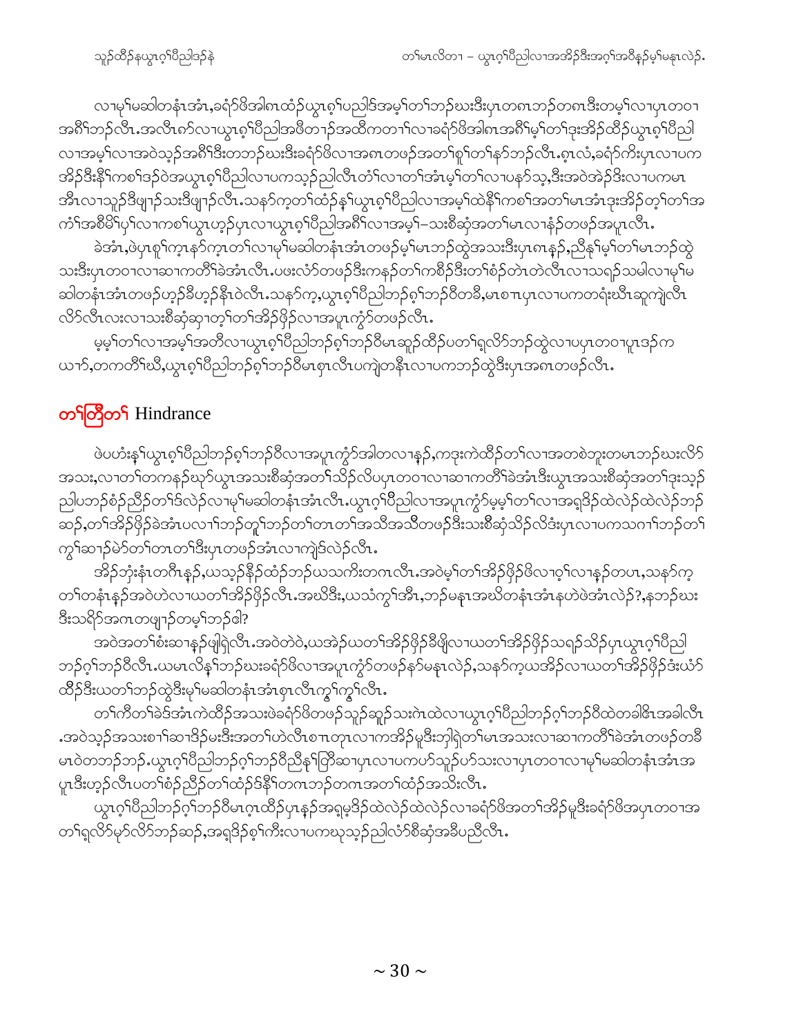လၢမ့ၢ်မဆါတနံၤအံၤ,ခရံာ်ဖိအါဂၤထံဉ်ယွၤစ့ၢ်ပညါဒ်အမ့ၢ်တၢ်ဘဉ်ဃးဒီးပှၤတဂၤဘဉ်တဂၤဒီးတမ့ၢ်လၢပှၤတဝၢ အဂီၢ်ဘဉ်လီၤ.အလီၤက်လၢယွၤစ့ၢ်ပီညါအဖီတၢဉ်အထိကတၢၢ်လၢခရံာ်ဖိအါဂၤအဂီၢ်မ့ၢ်တၢ်ဒုးအိဉ်ထိဉ်ယွၤစ့ၢ်ပီညါ လၢအမ့ၢ်လၢအဝဲသ့ဉ်အဂီၢ်ဒီးတဘဉ်ဃးဒီးခရံာ်ဖိလၢအဂၤတဖဉ်အတၢ်စူၢ်တၢ်နာ်ဘဉ်လီၤ.စ့ၤလံ,ခရံာ်ကိးပှၤလၢပက အိဉ်ဒီးနီၢ်ကစၢ်ဒဉ်ဝဲအယွၤစ့ၢ်ပီညါလၢပကသ့ဉ်ညါလီၤတံၢ်လၢတၢ်အံၤမ့ၢ်တၢ်လၢပနာ်သ့,ဒီးအဝဲအဲဉ်ဒိးလၢပကမၤ အီၤလၢသူဉ်ဒိဖျၢဉ်သးဒိဖျၢဉ်လီၤ.သနာ်က့တၢ်ထံဉ်န့ၢ်ယွၤစ့ၢ်ပီညါလၢအမ့ၢ်ထဲနီၢ်ကစၢ်အတၢ်မၤအံၤဒုးအိဉ်တ့ၢ်တၢ်အ ကံၢ်အစီမီၢ်ပှၢ်လၢကစၢ်ယွၤဟ့ဉ်ပှၤလၢယွၤစ့ၢ်ပီညါအဂီၢ်လၢအမ့ၢ်–သးစီဆုံအတၢ်မၤလၢနံဉ်တဖဉ်အပူၤလီၤ.

ခဲအံၤ,ဖဲပှၤစူၢ်က့ၤနာ်က့ၤတၢ်လၢမ့ၢ်မဆါတနံၤအံၤတဖဉ်မ့ၢ်မၤဘဉ်ထွဲအသးဒီးပှၤဂၤနှဉ်,ညီနှၢ်မ့ၢ်တၢ်မၤဘဉ်ထွဲ သးဒီးပှၤတဝၢလၢဆၢကတီၢ်ခဲအံၤလီၤ.ပဖးလံာ်တဖဉ်ဒီးကနဉ်တၢ်ကစီဉ်ဒီးတၢ်စံဉ်တဲတဲလီၤလၢသရဉ်သမါလၢမ့ၢ်မ ဆါတနံၤအံၤတဖဉ်ဟ့ဉ်ခီဟ့ဉ်နီၤဝဲလီၤ.သနာ်က့,ယွၤစ့ၢ်ပီညါဘဉ်ဂ့ၢ်ဘဉ်ဝီတခီ,မၤစπပှၤလၢပကတရံးဃီၤဆူကျဲလီၤ လိာ်လီၤလးလၢသးစီဆုံဆှၢတ့ၢ်တၢ်အိဉ်ဖှိဉ်လၢအပူၤကွံာ်တဖဉ်လီၤ.

မ့မ့ၢ်တၢ်လၢအမ့ၢ်အတီလၢယွၤစ့ၢ်ပီညါဘဉ်စ့ၢ်ဘဉ်ဝီမၤဆူဉ်ထိဉ်ပတၢ်ရှလိာ်ဘဉ်ထွဲလၢပပှၤတဝၢပူၤဒဉ်က ယၢာ်,တကတီၢ်ဃီ,ယွၤစ့ၢ်ပီညါဘဉ်စ့ၢ်ဘဉ်ဝီမၤစှၤလီၤပကျဲတနီၤလၢပကဘဉ်ထွဲဒီးပှၤအဂၤတဖဉ်လီၤ.

## တၢ်တြီတၢ် Hindrance

ဖဲပဟံးန့ၢ်ယွၤစ့ၢ်ပီညါဘဉ်စ့ၢ်ဘဉ်ဝီလၢအပူၤကွံာ်အါတလၢနှဉ်,ကဒုးကဲထိဉ်တၢ်လၢအတစဲဘူးတမၤဘဉ်ဃးလိာ် အသး,လၢတၢ်တကနဉ်ဃုာ်ယွၤအသးစီဆုံအတၢ်သိဉ်လိပှၤတဝၢလၢဆၢကတီၢ်ခဲအံၤဒီးယွၤအသးစီဆုံအတၢ်ဒုးသ့ဉ် ညါပဘဉ်စံဉ်ညီဉ်တၢ်ဒ်လဲဉ်လၢမ့ၢ်မဆါတနံၤအံၤလီၤ.ယွၤဂ့ၢ်ပီညါလၢအပူၤကွံာ်မ့မ့ၢ်တၢ်လၢအရှဒိဉ်ထဲလဲဉ်ထဲလဲဉ်ဘဉ် ဆဉ်,တၢ်အိဉ်ဖှိဉ်ခဲအံၤပလၢၢ်ဘဉ်တူၢ်ဘဉ်တၢ်တၤတၢ်အသိအသီတဖဉ်ဒီးသးစီဆုံသိဉ်လိဒံးပှၤလၢပကသဂၢၢ်ဘဉ်တၢ် ကွၢ်ဆၢဉ်မဲာ်တၢ်တၤတၢ်ဒီးပှၤတဖဉ်အံၤလၢကျဲဒ်လဲဉ်လီၤ.

အိဉ်ဘုံးနံၤတဂီၤနှဉ်,ယသ့ဉ်နီဉ်ထံဉ်ဘဉ်ယသကိးတဂၤလီၤ.အဝဲမ့ၢ်တၢ်အိဉ်ဖှိဉ်ဖိလၢဝ့ၢ်လၢနှဉ်တပၤ,သနာ်က့ တၢ်တနံၤနှဉ်အဝဲဟဲလၢယတၢ်အိဉ်ဖှိဉ်လီၤ.အဃိဒီး,ယသံကွၢ်အီၤ,ဘဉ်မနုၤအဃိတနံၤအံၤနဟဲဖဲအံၤလဲဉ်?,နဘဉ်ဃး ဒီးသရိာ်အဂၤတဖျၢဉ်တမ့ၢ်ဘဉ်ဧါ?

အဝဲအတၢ်စံးဆၢနှဉ်ဖျါရှဲလီၤ.အဝဲတဲဝဲ,ယအဲဉ်ယတၢ်အိဉ်ဖှိဉ်ခီဖျိလၢယတၢ်အိဉ်ဖှိဉ်သရဉ်သိဉ်ပှၤယွၤဂ့ၢ်ပီညါ ဘဉ်ဂ့ၢ်ဘဉ်ဝီလီၤ.ယမၤလိန့ၢ်ဘဉ်ဃးခရံာ်ဖိလၢအပူၤကွံာ်တဖဉ်နာ်မနုၤလဲဉ်,သနာ်က့ယအိဉ်လၢယတၢ်အိဉ်ဖှိဉ်ဒံးယံာ် ထိဉ်ဒီးယတၢ်ဘဉ်ထွဲဒီးမ့ၢ်မဆါတနံၤအံၤစှၤလီၤကွၢ်ကွၢ်လီၤ.

တၢ်ကီတၢ်ခဲဒ်အံၤကဲထိဉ်အသးဖဲခရံာ်ဖိတဖဉ်သူဉ်ဆူဉ်သးဂဲၤထဲလၢယွၤဂ့ၢ်ပီညါဘဉ်ဂ့ၢ်ဘဉ်ဝီထဲတခါဇိၤအခါလီၤ .အဝဲသ့ဉ်အသးစၢၢ်ဆၢဒိဉ်မးဒီးအတၢ်ဟဲလီၤစπတုၤလၢကအိဉ်မူဒီးဘျဲရှဲတၢ်မၤအသးလၢဆၢကတီၢ်ခဲအံၤတဖဉ်တခီ မၤဝဲတဘဉ်ဘဉ်.ယွၤဂ့ၢ်ပီညါဘဉ်ဂ့ၢ်ဘဉ်ဝီညီနှၢ်တြီဆၢပှၤလၢပကဟ်သူဉ်ဟ်သးလၢပှၤတဝၢလၢမ့ၢ်မဆါတနံၤအံၤအ ပူၤဒီးဟ့ဉ်လီၤပတၢ်စံဉ်ညီဉ်တၢ်ထံဉ်ဒ်နီၢ်တဂၤဘဉ်တဂၤအတၢ်ထံဉ်အသိးလီၤ.

ယွၤဂ့ၢ်ပီညါဘဉ်ဂ့ၢ်ဘဉ်ဝီမၤဂ့ၤထိဉ်ပှၤနှဉ်အရှမ့ဒိဉ်ထဲလဲဉ်ထဲလဲဉ်လၢခရံာ်ဖိအတၢ်အိဉ်မူဒီးခရံာ်ဖိအပှၤတဝၢအ တၢ်ရှလိာ်မုာ်လိာ်ဘဉ်ဆဉ်,အရှဒိဉ်စ့ၢ်ကီးလၢပကဃုသ့ဉ်ညါလံာ်စီဆုံအခီပညီလီၤ.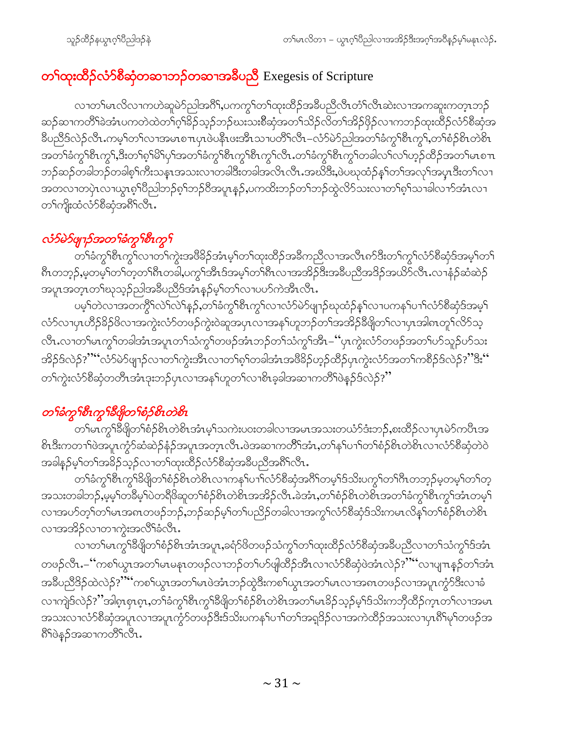## တၢ်ထုးထီၣ်လံာ်စီဆှံတဆၢဘၣ်တဆၢအခီပညီ Exegesis of Scripture

လၢတၢ်မၤလိလၢကဟဲဆူမဲာ်ညါအဂီၢ်,ပကကွၢ်တၢ်ထုးထီၣ်အခီပညီလီၤတံၢ်လီၤဆဲးလၢအကဆူးကတၢၢ်ဘၣ်ဆၣ်ဆၢကတီၢ်ခဲအံၤပကတဲထဲတၢ်ဂ့ၢ်ခိၣ်သ့ၣ်ဘၣ်ဃးသးစီဆှံအတၢ်သိၣ်လိတၢ်အိၣ်ဖှိၣ်လၢကဘၣ်ထုးထီၣ်လံာ်စီဆှံအခီပညီဒ်လဲၣ်လီၤ.ကမ့ၢ်တၢ်လၢအမၤစၢၤပှၤဖဲပနီၤဖးအီၤသၢပတီၢ်လီၤ–လံာ်မဲာ်ညါအတၢ်ခံကွၢ်စီၤကွၢ်,တၢ်စံၣ်စိၤတဲစိၤအတၢ်ခံကွၢ်စီၤကွၢ်,ဒီးတၢ်စူၢ်မိၢ်ပှၢ်အတၢ်ခံကွၢ်စီၤကွၢ်စီၤကွၢ်လီၤ.တၢ်ခံကွၢ်စီၤကွၢ်တခါလၢ်လၢ်ဟ့ၣ်ထီၣ်အတၢ်မၤစၢၤဘၣ်ဆၣ်တခါဘၣ်တခါစ့ၢ်ကီးသနၢအသးလၢတခါဒီးတခါအလိၤလီၤ.အဃိဒီး,ဖဲပဃုထံၣ်န့ၢ်တၢ်အလုၢ်အပှၤဒီးတၢ်လၢအတလၢတပှဲၤလၢယွၤစ့ၢ်ပီညါဘၣ်စ့ၢ်ဘၣ်ပိအပူၤန့ၣ်,ပကထိးဘၣ်တၢ်ဘၣ်ထွဲလိာ်သးလၢတၢ်စ့ၢ်သၢခါလၢာ်အံၤလၢတၢ်ကျိးထံလံာ်စီဆှံအဂီၢ်လီၤ.

### *လံာ်မဲာ်ဖျၢၣ်အတၢ်ခံကွၢ်စီၤကွၢ်*

တၢ်ခံကွၢ်စီၤကွၢ်လၢတၢ်ကွဲးအဖိခိၣ်အံၤမ့ၢ်တၢ်ထုးထီၣ်အခီကညီလၢအလီၤဂၢ်ဒီးတၢ်ကွၢ်လံာ်စီဆှံဒ်အမ့ၢ်တၢ်ဂီၤတဘ့ၣ်,မ့တမ့ၢ်တၢ်တ့တၢ်ဂီၤတခါ,ပကွၢ်အီၤဒ်အမ့ၢ်တၢ်ဂီၤလၢအအိၣ်ဒီးအခီပညီအဒိၣ်အယိာ်လီၤ.လၢနံၣ်ဆံဆဲၣ်အပူၤအတ့ၤတၢ်ဃုသ့ၣ်ညါအခီပညီဒ်အံၤန့ၣ်မ့ၢ်တၢ်လၢပပာ်ကဲအီၤလီၤ.

ပမ့ၢ်တဲလၢအတကွိၢ်လဲၢ်လဲၢ်နှၣ်,တၢ်ခံကွၢ်စီၤကွၢ်လၢလံာ်မဲာ်ဖျၢၣ်ဃုထံၣ်န့ၢ်လၢပကန့ၢ်ပၢၢ်လံာ်စီဆှံဒ်အမ့ၢ်လံာ်လၢပှၤဟိၣ်ခိၣ်ဖိလၢအကွဲးလံာ်တဖၣ်ကွဲးဝဲဆူအပှၤလၢအန့ၢ်ဟူဘၣ်တၢ်အအိၣ်ခီဖြိတၢ်လၢပှၤအါဂၤတူၢ်လိာ်သ့လီၤ.လၢတၢ်မၤကွၢ်တခါအံၤအပူၤတၢ်သံကွၢ်တဖၣ်အံၤဘၣ်တၢ်သံကွၢ်အီၤ–"ပှၤကွဲးလံာ်တဖၣ်အတၢ်ပာ်သူၣ်ပာ်သးအိၣ်ဒ်လဲၣ်?""လံာ်မဲာ်ဖျၢၣ်လၢတၢ်ကွဲးအီၤလၢတၢ်စ့ၢ်တခါအံၤအဖိခိၣ်ဟ့ၣ်ထီၣ်ပှၤကွဲးလံာ်အတၢ်ကစိၣ်ဒ်လဲၣ်?"ဒီး"တၢ်ကွဲးလံာ်စီဆှံတတီၤအံၤဒုးဘၣ်ပှၤလၢအန့ၢ်ဟူတၢ်လၢစီၤခ့ခါအဆၢကတီၢ်ဖဲနၣ်ဒ်လဲၣ်?"

### *တၢ်ခံကွၢ်စီၤကွၢ်ခီဖြိတၢ်စံၣ်စိၤတဲစိၤ*

တၢ်မၤကွၢ်ခီဖြိတၢ်စံၣ်စိၤတဲစိၤအံၤမ့ၢ်သကဲးပဝးတခါလၢအမၤအသးတယံာ်ဒံးဘၣ်,စးထီၣ်လၢပှၤမဲာ်ကပီၤအစိၤဒီးကတၢၢ်ဖဲအပူၤကွံာ်ဆံဆဲၣ်နံၣ်အပူၤအတ့ၤလီၤ.ဖဲအဆၢကတီၢ်အံၤ,တၢ်န့ၢ်ပၢၢ်တၢ်စံၣ်စိၤတဲစိၤလၢလံာ်စီဆှံတဲဝဲအခါန့ၣ်မ့ၢ်တၢ်အခိၣ်သ့ၣ်လၢတၢ်ထုးထီၣ်လံာ်စီဆှံအခီပညီအဂီၢ်လီၤ.

တၢ်ခံကွၢ်စီၤကွၢ်ခီဖြိတၢ်စံၣ်စိၤတဲစိၤလၢကန့ၢ်ပၢၢ်လံာ်စီဆှံအဂီၢ်တမ့ၢ်ဒ်သိးပကွၢ်တၢ်ဂီၤတဘ့ၣ်မ့တမ့ၢ်တၢ်တ့အသးတခါဘၣ်,မ့မ့ၢ်တခီမ့ၢ်ပဲတရိဖိဆူတၢ်စံၣ်စိၤတဲစိၤအအိၣ်လီၤ.ခဲအံၤ,တၢ်စံၣ်စိၤတဲစိၤအတၢ်ခံကွၢ်စီၤကွၢ်အံၤတမ့ၢ်လၢအပာ်တ့ၢ်တၢ်မၤအဂၤတဖၣ်ဘၣ်,ဘၣ်ဆၣ်မ့ၢ်တၢ်ပညိၣ်တခါလၢအကွၢ်လံာ်စီဆှံဒ်သိးကမၤလိန့ၢ်တၢ်စံၣ်စိၤတဲစိၤလၢအအိၣ်လၢတၢ်ကွဲးအလိၢ်ခံလီၤ.

လၢတၢ်မၤကွၢ်ခီဖြိတၢ်စံၣ်စိၤအံၤအပူၤ,ခရံာ်ဖိတဖၣ်သံကွၢ်တၢ်ထုးထီၣ်လံာ်စီဆှံအခီပညီလၢတၢ်သံကွၢ်ဒ်အံၤတဖၣ်လီၤ.–"ကစၢ်ယွၤအတၢ်မၤမနုၤတဖၣ်လၢဘၣ်တၢ်ပာ်ဖျါထီၣ်အီၤလၢလံာ်စီဆှံဖဲအံၤလဲၣ်?""လၢပျπနၣ်တၢ်အံၤအခီပညီဒိၣ်ထဲလဲၣ်?""ကစၢ်ယွၤအတၢ်မၤဖဲအံၤဘၣ်ထွဲဒီးကစၢ်ယွၤအတၢ်မၤလၢအဂၤတဖၣ်လၢအပူၤကွံာ်ဒီးလၢခံလၢကဲၢ်ဒ်လဲၣ်?"အါစ့ၤစ့ၤစ့ၤ,တၢ်ခံကွၢ်စီၤကွၢ်ခီဖြိတၢ်စံၣ်စိၤတဲစိၤအတၢ်မၤခိၣ်သ့ၣ်မ့ၢ်ဒ်သိးကဘိၣ်ထီၣ်ကူၤတၢ်လၢအမၤအသးလၢလံာ်စီဆှံအပူၤလၢအပူၤကွံာ်တဖၣ်ဒီးဒ်သိးပကန့ၢ်ပၢၢ်တၢ်အရှဒိၣ်လၢအကဲထီၣ်အသးလၢပှၤဂီၢ်မုၢ်တဖၣ်အဂီၢ်ဖဲနၣ်အဆၢကတီၢ်လီၤ.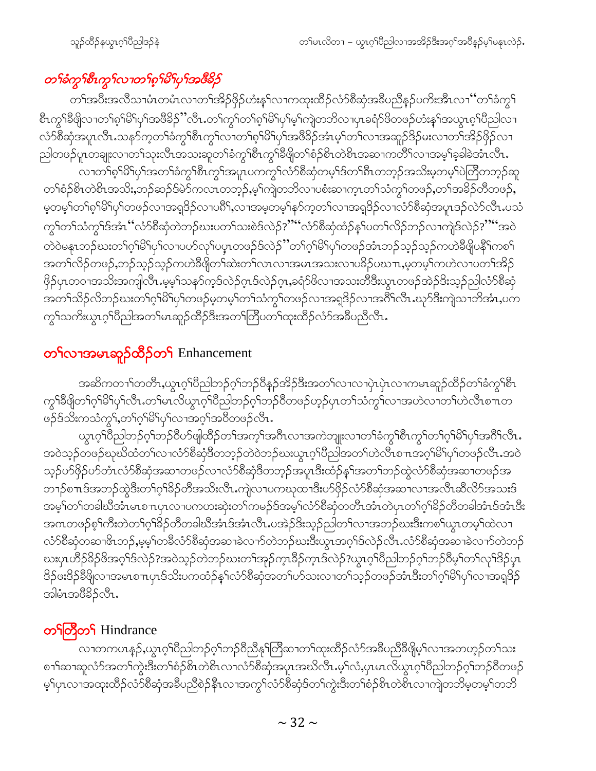## *တၢ်ခံကွၢ်စီၤကွၢ်လၢတၢ်ဂ့ၢ်မိၢ်ပှၢ်အဖီခိၣ်*

တၢ်အပိးအလိသၢမံၤတမံၤလၢတၢ်အိၣ်ဖှိၣ်ဟံးန့ၢ်လၢကထုးထိၣ်လံာ်စီဆှံအခီပညီနၣ်ပကိးအီၤလၢ "တၢ်ခံကွၢ်စီၤကွၢ်ခီဖျိလၢတၢ်ဂ့ၢ်မိၢ်ပှၢ်အဖီခိၣ်" လီၤ.တၢ်ကွၢ်တၢ်ဂ့ၢ်မိၢ်ပှၢ်မ့ၢ်ကျဲတဘိလၢပှၤခရံာ်ဖိတဖၣ်ဟံးန့ၢ်အယွၤဂ့ၢ်ပိညါလၢလံာ်စီဆှံအပူၤလီၤ.သနာ်က့တၢ်ခံကွၢ်စီၤကွၢ်လၢတၢ်ဂ့ၢ်မိၢ်ပှၢ်အဖီခိၣ်အံၤမ့ၢ်တၢ်လၢအဆူၣ်ဒိၣ်မးလၢတၢ်အိၣ်ဖှိၣ်လၢညါတဖၣ်ပူၤတချုးလၢတၢ်သုးလီၤအသးဆူတၢ်ခံကွၢ်စီၤကွၢ်ခီဖျိတၢ်စံၣ်စိၤတဲစိၤအဆၢကတီၢ်လၢအမ့ၢ်ခ့ခါခဲအံၤလီၤ.

လၢတၢ်ဂ့ၢ်မိၢ်ပှၢ်အတၢ်ခံကွၢ်စီၤကွၢ်အပူၤပကကွၢ်လံာ်စီဆှံတမ့ၢ်ဒ်တၢ်ဂီၤတဘ့ၣ်အသိးမ့တမ့ၢ်ပဲတြီတဘ့ၣ်ဆူတၢ်စံၣ်စိၤတဲစိၤအသိး,ဘၣ်ဆၣ်ဒ်မဲာ်ကလၤတဘ့ၣ်,မ့ၢ်ကျဲတဘိလၢပစံးဆၢက့ၤတၢ်သံကွၢ်တဖၣ်,တၢ်အခိၣ်တိတဖၣ်,မ့တမ့ၢ်တၢ်ဂ့ၢ်မိၢ်ပှၢ်တဖၣ်လၢအရှၢ်ဒိၣ်လၢပဂီၢ်,လၢအမ့တမ့ၢ်နာ်က့တၢ်လၢအရှၢ်ဒိၣ်လၢလံာ်စီဆှံအပူၤဒၣ်လဲာ်လီၤ.ပသံကွၢ်တၢ်သံကွၢ်ဒ်အံၤ "လံာ်စီဆှံတဲဘၣ်ဃးပတၢ်သးစဲဒ်လဲၣ်?" "လံာ်စီဆှံထံၣ်န့ၢ်ပတၢ်လိၣ်ဘၣ်လၢကျဲဒ်လဲၣ်?" "အဝဲတဲဝဲမနုၤဘၣ်ဃးတၢ်ဂ့ၢ်မိၢ်ပှၢ်လၢပဟ်လုၢ်ပပှၤတဖၣ်ဒ်လဲၣ်" တၢ်ဂ့ၢ်မိၢ်ပှၢ်တဖၣ်အံၤဘၣ်သ့ၣ်သ့ၣ်ကဟဲခီဖျိပနီၢ်ကစၢ်အတၢ်လိၣ်တဖၣ်,ဘၣ်သ့ၣ်သ့ၣ်ကဟဲခီဖျိတၢ်ဆဲးတၢ်လၤလၢအမၤအသးလၢပခိၣ်ပဃၤ,မ့တမ့ၢ်ကဟဲလၢပတၢ်အိၣ်ဖှိၣ်ပှၤတဝၢအသိးအကျါလီၤ.မ့မ့ၢ်သနာ်က့ဒ်လဲၣ်ဂ့ၤဒ်လဲၣ်ဂ့ၤ,ခရံာ်ဖိလၢအသးတီဒီးယွၤတဖၣ်အဲၣ်ဒိးသ့ၣ်ညါလံာ်စီဆှံအတၢ်သိၣ်လိဘၣ်ဃးတၢ်ဂ့ၢ်မိၢ်ပှၢ်တဖၣ်မ့တမ့ၢ်တၢ်သံကွၢ်တဖၣ်လၢအရှၢ်ဒိၣ်လၢအဂီၢ်လီၤ.ဃုာ်ဒီးကျဲသၢဘိအံၤ,ပကကွၢ်သကိးယွၤဂ့ၢ်ပိညါအတၢ်မၤဆူၣ်ထိၣ်ဒီးအတၢ်တြီပတၢ်ထုးထိၣ်လံာ်အခီပညီလီၤ.

## **တၢ်လၢအမၤဆူၣ်ထိၣ်တၢ်** Enhancement

အဆိကတၢၢ်တတီၤ,ယွၤဂ့ၢ်ပိညါဘၣ်ဂ့ၢ်ဘၣ်ဝီနၣ်အိၣ်ဒီးအတၢ်လၢလၢပှဲၤပှဲၤလၢကမၤဆူၣ်ထိၣ်တၢ်ခံကွၢ်စီၤကွၢ်ခီဖျိတၢ်ဂ့ၢ်မိၢ်ပှၢ်လီၤ.တၢ်မၤလိယွၤဂ့ၢ်ပိညါဘၣ်ဂ့ၢ်ဘၣ်ဝီတဖၣ်ဟ့ၣ်ပှၤတၢ်သံကွၢ်လၢအဟဲလၢတၢ်ဟဲလီၤစπတဖၣ်ဒ်သိးကသံကွၢ်,တၢ်ဂ့ၢ်မိၢ်ပှၢ်လၢအဂ့ၢ်အဝိတဖၣ်လီၤ.

ယွၤဂ့ၢ်ပိညါဘၣ်ဂ့ၢ်ဘၣ်ဝီပာ်ဖျါထိၣ်တၢ်အက့ၢ်အဂီၤလၢအကဲဘျုးလၢတၢ်ခံကွၢ်စီၤကွၢ်တၢ်ဂ့ၢ်မိၢ်ပှၢ်အဂီၢ်လီၤ.အဝဲသ့ၣ်တဖၣ်ဃုဃိထံတၢ်လၢလံာ်စီဆှံဒိတဘ့ၣ်တဲဝဲဘၣ်ဃးယွၤဂ့ၢ်ပိညါအတၢ်ဟဲလီၤစπအဂ့ၢ်မိၢ်ပှၢ်တဖၣ်လီၤ.အဝဲသ့ၣ်ဟ်ဖှိၣ်ဟ်တံၤလံာ်စီဆှံအဆၢတဖၣ်လၢလံာ်စီဆှံဒိတဘ့ၣ်အပူၤဒီးထံၣ်န့ၢ်အတၢ်ဘၣ်ထွဲလံာ်စီဆှံအဆၢတဖၣ်အဘၢၣ်စπဒ်အဘၣ်ထွဲဒီးတၢ်ဂ့ၢ်ခိၣ်တီအသိးလီၤ.ကျဲလၢပကဃုထၢဒီးဟ်ဖှိၣ်လံာ်စီဆှံအဆၢလၢအလီၤဆီလိာ်အသးဒ်အမ့ၢ်တၢ်တခါဃီအံၤမၤစπပှၤလၢပကဟးဆှဲးတၢ်ကမၣ်ဒ်အမ့ၢ်လံာ်စီဆှံတတီၤအံၤတဲပှၤတၢ်ဂ့ၢ်ခိၣ်တီတခါအံၤဒ်အံၤဒီးအဂၤတဖၣ်စ့ၢ်ကီးတဲတၢ်ဂ့ၢ်ခိၣ်တီတခါဃီအံၤဒ်အံၤလီၤ.ပအဲၣ်ဒိးသ့ၣ်ညါတၢ်လၢအဘၣ်ဃးဒီးကစၢ်ယွၤတမ့ၢ်ထဲလၢလံာ်စီဆှံတဆၢဇိၤဘၣ်,မ့မ့ၢ်တခီလံာ်စီဆှံအဆၢခဲလၢာ်တဲဘၣ်ဃးဒီးယွၤအဂ့ၢ်ဒ်လဲၣ်လီၤ.လံာ်စီဆှံအဆၢခဲလၢာ်တဲဘၣ်ဃးပှၤဟီၣ်ခိၣ်ဖိအဂ့ၢ်ဒ်လဲၣ်?အဝဲသ့ၣ်တဲဘၣ်ဃးတၢ်အုၣ်က့ၤခီၣ်က့ၤဒ်လဲၣ်?ယွၤဂ့ၢ်ပိညါဘၣ်ဂ့ၢ်ဘၣ်ဝီမ့ၢ်တၢ်လုၢ်ဒိၣ်ပှၤဒိၣ်ဖးဒိၣ်ခီဖျိလၢအမၤစπပှၤဒ်သိးပကထံၣ်န့ၢ်လံာ်စီဆှံအတၢ်ဟ်သးလၢတၢ်သ့ၣ်တဖၣ်အံၤဒီးတၢ်ဂ့ၢ်မိၢ်ပှၢ်လၢအရှၢ်ဒိၣ်အါမံၤအဖီခိၣ်လီၤ.

## **တၢ်တြီတၢ်** Hindrance

လၢတကပၤနၣ်,ယွၤဂ့ၢ်ပိညါဘၣ်ဂ့ၢ်ဘၣ်ဝီညီနှၢ်တြီဆၢတၢ်ထုးထိၣ်လံာ်အခီပညီခီဖျိမ့ၢ်လၢအတဟ့ၣ်တၢ်သးစၢ်ဆၢဆူလံာ်အတၢ်ကွဲးဒီးတၢ်စံၣ်စိၤတဲစိၤလၢလံာ်စီဆှံအပူၤအဃိလီၤ.မ့ၢ်လံ,ပှၤမၤလိယွၤဂ့ၢ်ပိညါဘၣ်ဂ့ၢ်ဘၣ်ဝီတဖၣ်မ့ၢ်ပှၤလၢအထုးထိၣ်လံာ်စီဆှံအခီပညီစဲၣ်နီၤလၢအကွၢ်လံာ်စီဆှံဒ်တၢ်ကွဲးဒီးတၢ်စံၣ်စိၤတဲစိၤလၢကျဲတဘိမ့တမ့ၢ်တဘိ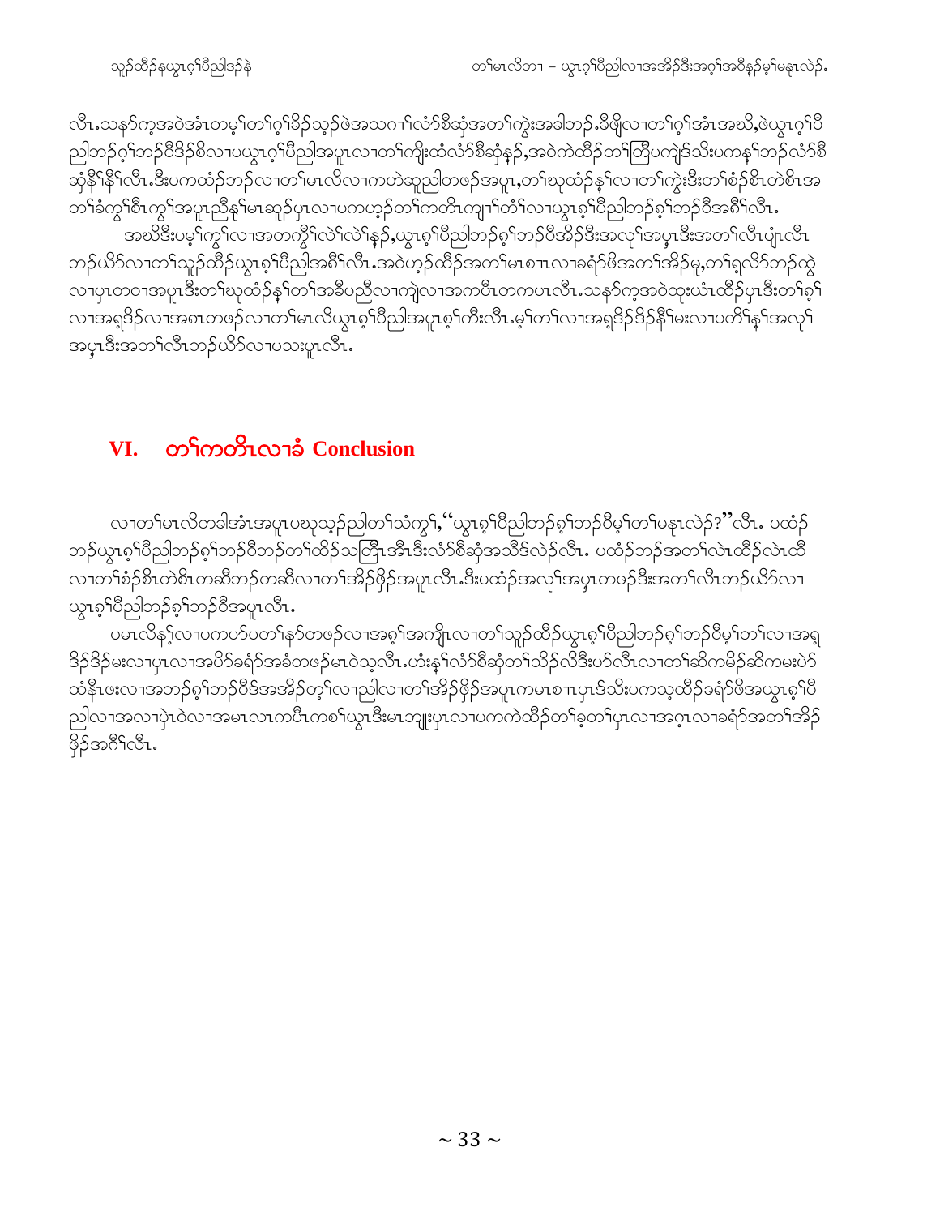လီၤ.သနာ်ကုအဝဲအံၤတမ့ၢ်တၢ်ဂ့ၢ်ခိၣ်သ့ၣ်ဖဲအသဂၢၢ်လံာ်စီဆှံအတၢ်ကွဲးအခါဘၣ်.ခီဖျိလၢတၢ်ဂ့ၢ်အံၤအဃိ,ဖဲယွၤဂ့ၢ်ပီညါဘၣ်ဂ့ၢ်ဘၣ်ဝီဒိၣ်စိလၢပယွၤဂ့ၢ်ပီညါအပူၤလၢတၢ်ကျိးထံလံာ်စီဆှံနၣ်,အဝဲကဲထိၣ်တၢ်တြီပကျဲဒ်သိးပကန့ၢ်ဘၣ်လံာ်စီဆှံနီၢ်နီၢ်လီၤ.ဒီးပကထံၣ်ဘၣ်လၢတၢ်မၤလိလၢကဟဲဆူညါတဖၣ်အပူၤ,တၢ်ဃုထံၣ်နှၢ်လၢတၢ်ကွဲးဒီးတၢ်စံၣ်စိၤတဲစိၤအတၢ်ခံကွၢ်စိၤကွၢ်အပူၤညီနှၢ်မၤဆူၣ်ပှၤလၢပကဟ့ၣ်တၢ်ကတိၤကျၢၢ်တံၢ်လၢယွၤစ့ၢ်ပီညါဘၣ်စ့ၢ်ဘၣ်ဝီအဂီၢ်လီၤ.

အဃိဒီးပမ့ၢ်ကွၢ်လၢအတကွိၢ်လဲၢ်လဲၢ်နၣ်,ယွၤစ့ၢ်ပီညါဘၣ်စ့ၢ်ဘၣ်ဝီအဒိၣ်ဒီးအလုၢ်အပှၤဒီးအတၢ်လီၤပျံၤလီၤဘၣ်ယိာ်လၢတၢ်သူၣ်ထိၣ်ယွၤစ့ၢ်ပီညါအဂီၢ်လီၤ.အဝဲဟ့ၣ်ထီၣ်အတၢ်မၤစπလၢခရံာ်ဖိအတၢ်အိၣ်မူ,တၢ်ရှလိာ်ဘၣ်ထွဲလၢပှၤတဝၢအပူၤဒီးတၢ်ဃုထံၣ်နှၢ်တၢ်အခီပညီလၢကျဲလၢအကပီၤတကပၤလီၤ.သနာ်ကုအဝဲထုးဃံၤထီၣ်ပှၤဒီးတၢ်စ့ၢ်လၢအရှဒိၣ်လၢအရၤတဖၣ်လၢတၢ်မၤလိယွၤစ့ၢ်ပီညါအပူၤစ့ၢ်ကီးလီၤ.မ့ၢ်တၢ်လၢအရှဒိၣ်ဒိၣ်နိၢ်မးလၢပတိၢ်နှၢ်အလုၢ်အပှၤဒီးအတၢ်လီၤဘၣ်ယိာ်လၢပသးပူၤလီၤ.

## VI. တၢ်ကတိၤလၢခံ Conclusion

လၢတၢ်မၤလိတခါအံၤအပူၤပဃုသ့ၣ်ညါတၢ်သံကွၢ်,"ယွၤစ့ၢ်ပီညါဘၣ်စ့ၢ်ဘၣ်ဝီမ့ၢ်တၢ်မနုၤလဲၣ်?"လီၤ. ပထံၣ်ဘၣ်ယွၤစ့ၢ်ပီညါဘၣ်စ့ၢ်ဘၣ်ဝီဘၣ်တၢ်ထိၣ်သတြီၤအီၤဒီးလံာ်စီဆှံအသိဒ်လဲၣ်လီၤ. ပထံၣ်ဘၣ်အတၢ်လဲၤထီၣ်လဲၤထီလၢတၢ်စံၣ်စိၤတဲစိၤတဆီဘၣ်တဆီလၢတၢ်အိၣ်ဖှိၣ်အပူၤလီၤ.ဒီးပထံၣ်အလုၢ်အပှၤတဖၣ်ဒီးအတၢ်လီၤဘၣ်ယိာ်လၢယွၤစ့ၢ်ပီညါဘၣ်စ့ၢ်ဘၣ်ဝီအပူၤလီၤ.

ပမၤလိနှၢ်လၢပကဟ်ပတၢ်နာ်တဖၣ်လၢအစ့ၢ်အကျိၤလၢတၢ်သူၣ်ထိၣ်ယွၤစ့ၢ်ပီညါဘၣ်စ့ၢ်ဘၣ်ဝီမ့ၢ်တၢ်လၢအရှဒိၣ်ဒိၣ်မးလၢပှၤလၢအပိာ်ခရံာ်အခံတဖၣ်မၤဝဲသ့လီၤ.ဟံးနှၢ်လံာ်စီဆှံတၢ်သိၣ်လိဒီးဟ်လီၤလၢတၢ်ဆိကမိၣ်ဆိကမးပဲာ်ထံနီၤဖးလၢအဘၣ်စ့ၢ်ဘၣ်ဝီဒ်အအိၣ်တ့ၢ်လၢညါလၢတၢ်အိၣ်ဖှိၣ်အပူၤကမၤစπပှၤဒ်သိးပကသ့ထီၣ်ခရံာ်ဖိအယွၤစ့ၢ်ပီညါလၢအလၢပှဲၤဝဲလၢအမၤလၤကပီၤကစၢ်ယွၤဒီးမၤဘျုးပှၤလၢပကကဲထိၣ်တၢ်ခ့တၢ်ပှၤလၢအဂ္ၤလၢခရံာ်အတၢ်အိၣ်ဖှိၣ်အဂီၢ်လီၤ.